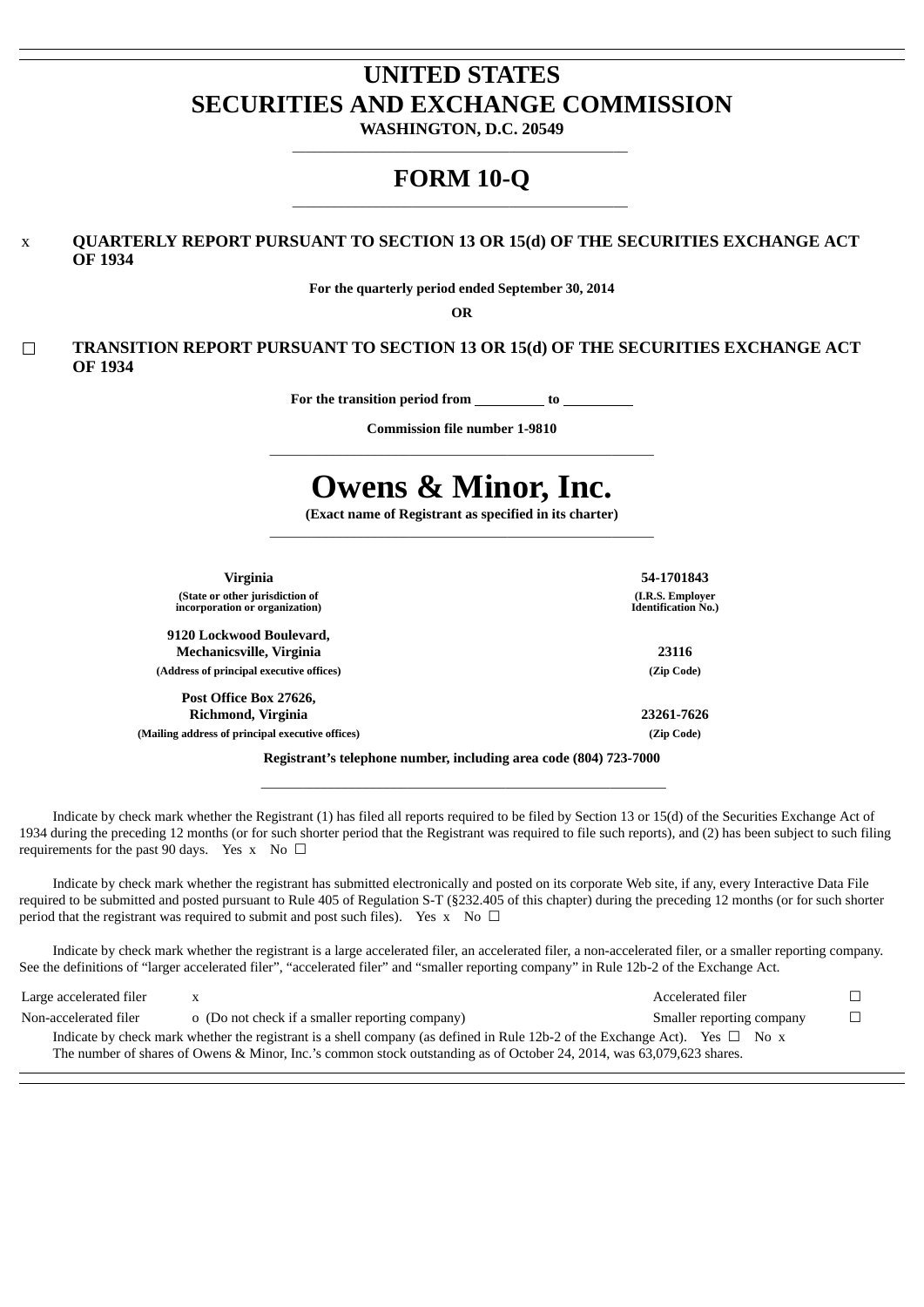# UNITED STATES
# SECURITIES AND EXCHANGE COMMISSION

**WASHINGTON, D.C. 20549**

# FORM 10-Q

x **QUARTERLY REPORT PURSUANT TO SECTION 13 OR 15(d) OF THE SECURITIES EXCHANGE ACT OF 1934**

**For the quarterly period ended September 30, 2014**

**OR**

☐ **TRANSITION REPORT PURSUANT TO SECTION 13 OR 15(d) OF THE SECURITIES EXCHANGE ACT OF 1934**

**For the transition period from \_\_\_\_\_\_\_\_\_\_ to \_\_\_\_\_\_\_\_\_\_**

**Commission file number 1-9810**

# Owens & Minor, Inc.

**(Exact name of Registrant as specified in its charter)**

| | |
|---|---|
| **Virginia** | **54-1701843** |
| **(State or other jurisdiction of incorporation or organization)** | **(I.R.S. Employer Identification No.)** |
| **9120 Lockwood Boulevard, Mechanicsville, Virginia** | **23116** |
| **(Address of principal executive offices)** | **(Zip Code)** |
| **Post Office Box 27626, Richmond, Virginia** | **23261-7626** |
| **(Mailing address of principal executive offices)** | **(Zip Code)** |

**Registrant's telephone number, including area code (804) 723-7000**

Indicate by check mark whether the Registrant (1) has filed all reports required to be filed by Section 13 or 15(d) of the Securities Exchange Act of 1934 during the preceding 12 months (or for such shorter period that the Registrant was required to file such reports), and (2) has been subject to such filing requirements for the past 90 days. Yes x No ☐

Indicate by check mark whether the registrant has submitted electronically and posted on its corporate Web site, if any, every Interactive Data File required to be submitted and posted pursuant to Rule 405 of Regulation S-T (§232.405 of this chapter) during the preceding 12 months (or for such shorter period that the registrant was required to submit and post such files). Yes x No ☐

Indicate by check mark whether the registrant is a large accelerated filer, an accelerated filer, a non-accelerated filer, or a smaller reporting company. See the definitions of "larger accelerated filer", "accelerated filer" and "smaller reporting company" in Rule 12b-2 of the Exchange Act.

| | | | |
|---|---|---|---|
| Large accelerated filer | x | Accelerated filer | ☐ |
| Non-accelerated filer | o (Do not check if a smaller reporting company) | Smaller reporting company | ☐ |

Indicate by check mark whether the registrant is a shell company (as defined in Rule 12b-2 of the Exchange Act). Yes ☐ No x

The number of shares of Owens & Minor, Inc.'s common stock outstanding as of October 24, 2014, was 63,079,623 shares.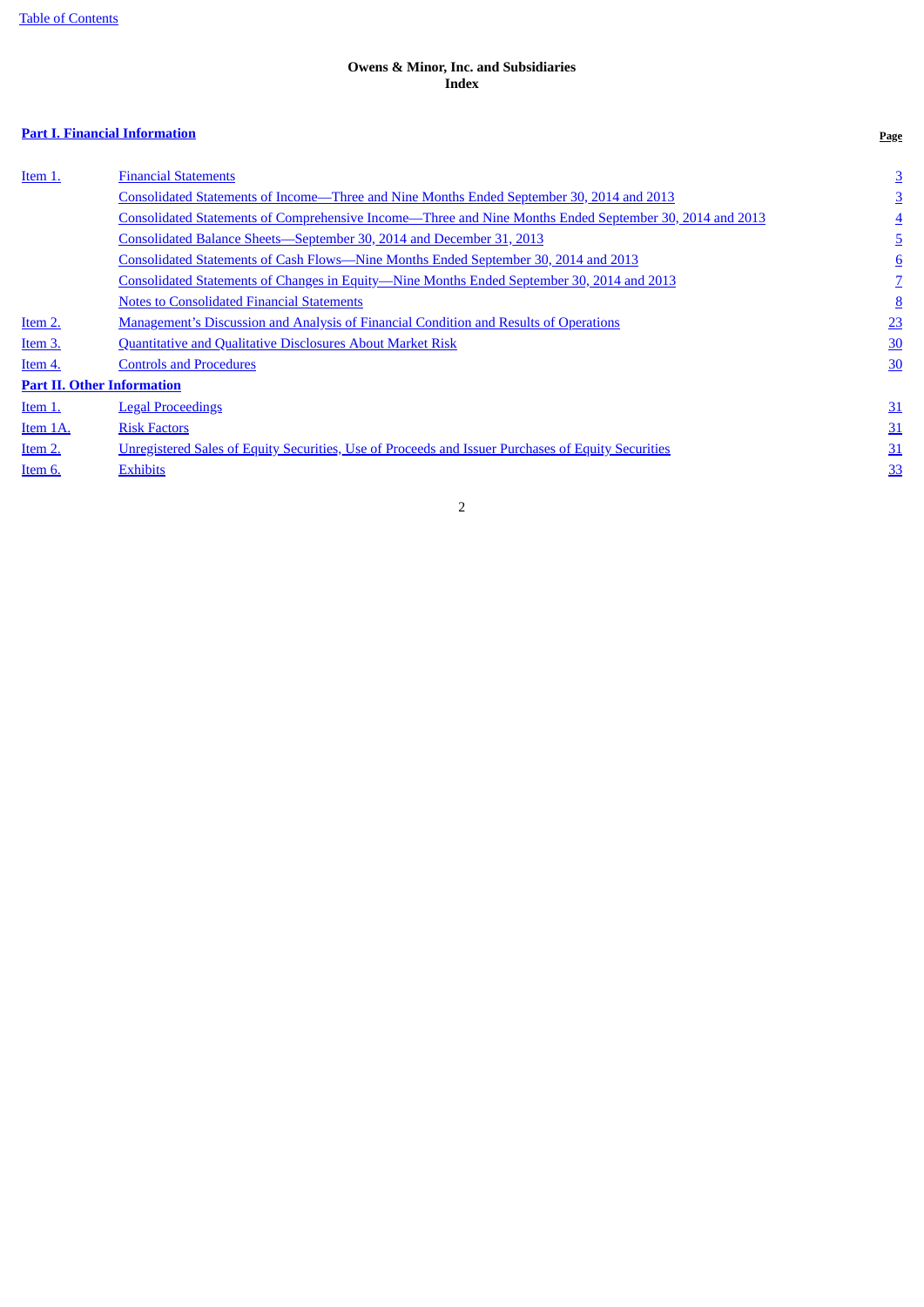**Owens & Minor, Inc. and Subsidiaries**
**Index**

| **Part I. Financial Information** | | **Page** |
|---|---|---|
| Item 1. | Financial Statements | 3 |
| | Consolidated Statements of Income—Three and Nine Months Ended September 30, 2014 and 2013 | 3 |
| | Consolidated Statements of Comprehensive Income—Three and Nine Months Ended September 30, 2014 and 2013 | 4 |
| | Consolidated Balance Sheets—September 30, 2014 and December 31, 2013 | 5 |
| | Consolidated Statements of Cash Flows—Nine Months Ended September 30, 2014 and 2013 | 6 |
| | Consolidated Statements of Changes in Equity—Nine Months Ended September 30, 2014 and 2013 | 7 |
| | Notes to Consolidated Financial Statements | 8 |
| Item 2. | Management's Discussion and Analysis of Financial Condition and Results of Operations | 23 |
| Item 3. | Quantitative and Qualitative Disclosures About Market Risk | 30 |
| Item 4. | Controls and Procedures | 30 |
| **Part II. Other Information** | | |
| Item 1. | Legal Proceedings | 31 |
| Item 1A. | Risk Factors | 31 |
| Item 2. | Unregistered Sales of Equity Securities, Use of Proceeds and Issuer Purchases of Equity Securities | 31 |
| Item 6. | Exhibits | 33 |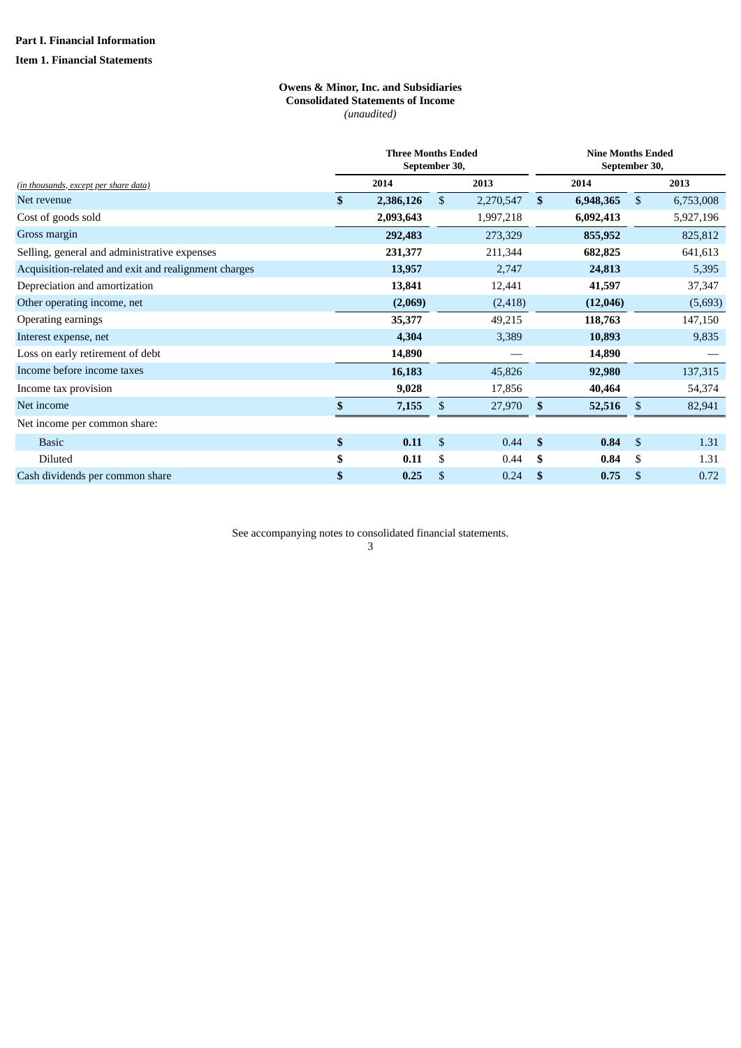**Part I. Financial Information**

**Item 1. Financial Statements**

**Owens & Minor, Inc. and Subsidiaries**
**Consolidated Statements of Income**
*(unaudited)*

| *(in thousands, except per share data)* | Three Months Ended September 30, 2014 | Three Months Ended September 30, 2013 | Nine Months Ended September 30, 2014 | Nine Months Ended September 30, 2013 |
|---|---|---|---|---|
| Net revenue | **$ 2,386,126** | $ 2,270,547 | **$ 6,948,365** | $ 6,753,008 |
| Cost of goods sold | **2,093,643** | 1,997,218 | **6,092,413** | 5,927,196 |
| Gross margin | **292,483** | 273,329 | **855,952** | 825,812 |
| Selling, general and administrative expenses | **231,377** | 211,344 | **682,825** | 641,613 |
| Acquisition-related and exit and realignment charges | **13,957** | 2,747 | **24,813** | 5,395 |
| Depreciation and amortization | **13,841** | 12,441 | **41,597** | 37,347 |
| Other operating income, net | **(2,069)** | (2,418) | **(12,046)** | (5,693) |
| Operating earnings | **35,377** | 49,215 | **118,763** | 147,150 |
| Interest expense, net | **4,304** | 3,389 | **10,893** | 9,835 |
| Loss on early retirement of debt | **14,890** | — | **14,890** | — |
| Income before income taxes | **16,183** | 45,826 | **92,980** | 137,315 |
| Income tax provision | **9,028** | 17,856 | **40,464** | 54,374 |
| Net income | **$ 7,155** | $ 27,970 | **$ 52,516** | $ 82,941 |
| Net income per common share: | | | | |
| Basic | **$ 0.11** | $ 0.44 | **$ 0.84** | $ 1.31 |
| Diluted | **$ 0.11** | $ 0.44 | **$ 0.84** | $ 1.31 |
| Cash dividends per common share | **$ 0.25** | $ 0.24 | **$ 0.75** | $ 0.72 |

See accompanying notes to consolidated financial statements.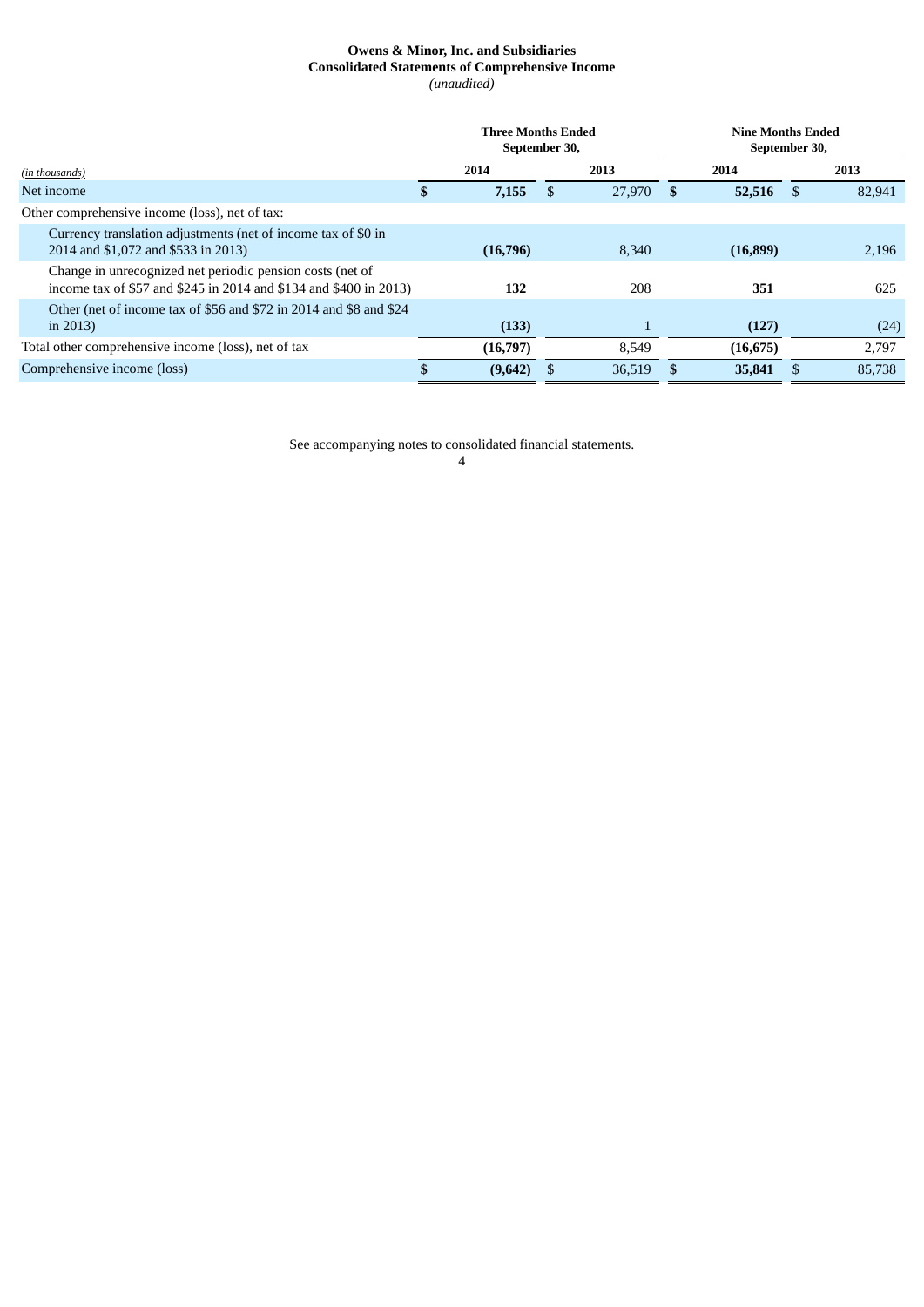**Owens & Minor, Inc. and Subsidiaries**
**Consolidated Statements of Comprehensive Income**
*(unaudited)*

| *(in thousands)* | Three Months Ended September 30, 2014 | Three Months Ended September 30, 2013 | Nine Months Ended September 30, 2014 | Nine Months Ended September 30, 2013 |
|---|---|---|---|---|
| Net income | **$ 7,155** | $ 27,970 | **$ 52,516** | $ 82,941 |
| Other comprehensive income (loss), net of tax: | | | | |
| Currency translation adjustments (net of income tax of $0 in 2014 and $1,072 and $533 in 2013) | **(16,796)** | 8,340 | **(16,899)** | 2,196 |
| Change in unrecognized net periodic pension costs (net of income tax of $57 and $245 in 2014 and $134 and $400 in 2013) | **132** | 208 | **351** | 625 |
| Other (net of income tax of $56 and $72 in 2014 and $8 and $24 in 2013) | **(133)** | 1 | **(127)** | (24) |
| Total other comprehensive income (loss), net of tax | **(16,797)** | 8,549 | **(16,675)** | 2,797 |
| Comprehensive income (loss) | **$ (9,642)** | $ 36,519 | **$ 35,841** | $ 85,738 |

See accompanying notes to consolidated financial statements.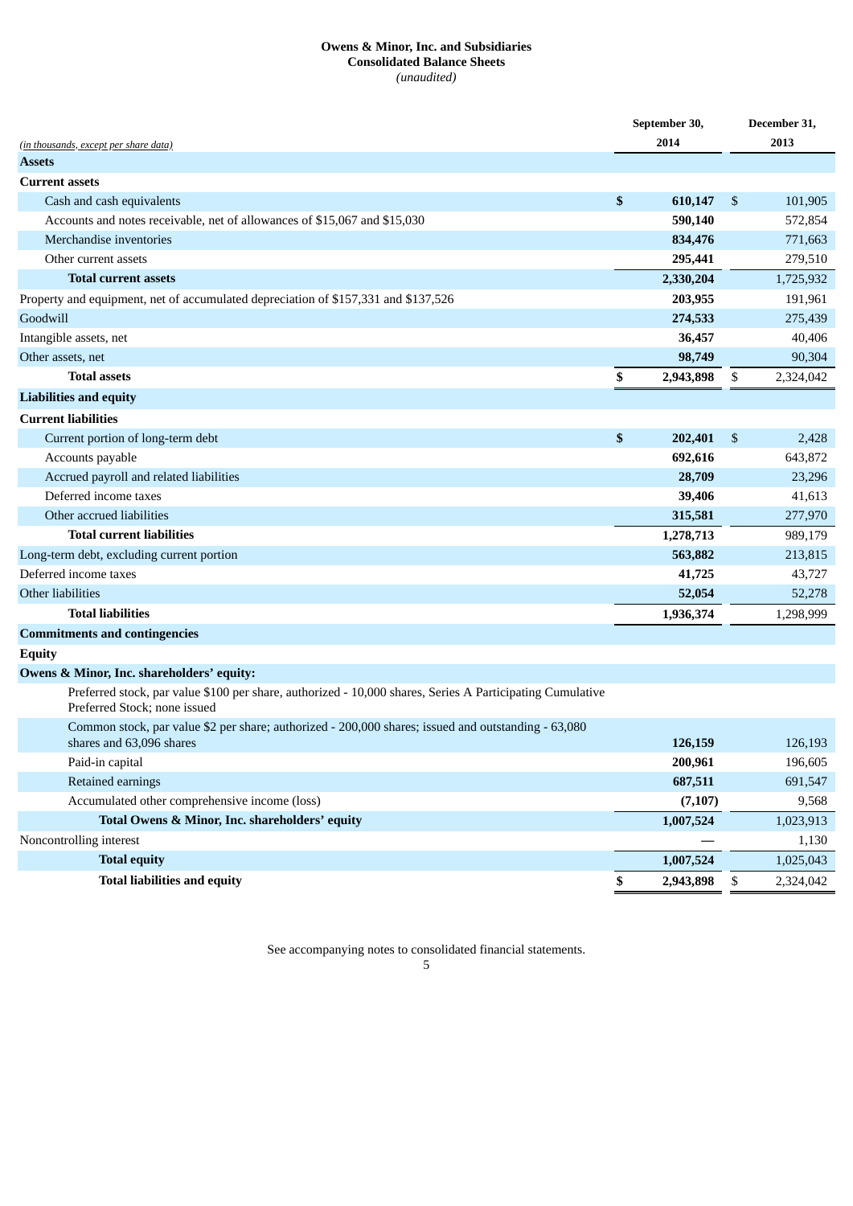**Owens & Minor, Inc. and Subsidiaries**
**Consolidated Balance Sheets**
*(unaudited)*

| *(in thousands, except per share data)* | September 30, 2014 | December 31, 2013 |
|---|---|---|
| **Assets** | | |
| **Current assets** | | |
| Cash and cash equivalents | **$ 610,147** | $ 101,905 |
| Accounts and notes receivable, net of allowances of $15,067 and $15,030 | **590,140** | 572,854 |
| Merchandise inventories | **834,476** | 771,663 |
| Other current assets | **295,441** | 279,510 |
| **Total current assets** | **2,330,204** | 1,725,932 |
| Property and equipment, net of accumulated depreciation of $157,331 and $137,526 | **203,955** | 191,961 |
| Goodwill | **274,533** | 275,439 |
| Intangible assets, net | **36,457** | 40,406 |
| Other assets, net | **98,749** | 90,304 |
| **Total assets** | **$ 2,943,898** | $ 2,324,042 |
| **Liabilities and equity** | | |
| **Current liabilities** | | |
| Current portion of long-term debt | **$ 202,401** | $ 2,428 |
| Accounts payable | **692,616** | 643,872 |
| Accrued payroll and related liabilities | **28,709** | 23,296 |
| Deferred income taxes | **39,406** | 41,613 |
| Other accrued liabilities | **315,581** | 277,970 |
| **Total current liabilities** | **1,278,713** | 989,179 |
| Long-term debt, excluding current portion | **563,882** | 213,815 |
| Deferred income taxes | **41,725** | 43,727 |
| Other liabilities | **52,054** | 52,278 |
| **Total liabilities** | **1,936,374** | 1,298,999 |
| **Commitments and contingencies** | | |
| **Equity** | | |
| **Owens & Minor, Inc. shareholders' equity:** | | |
| Preferred stock, par value $100 per share, authorized - 10,000 shares, Series A Participating Cumulative Preferred Stock; none issued | | |
| Common stock, par value $2 per share; authorized - 200,000 shares; issued and outstanding - 63,080 shares and 63,096 shares | **126,159** | 126,193 |
| Paid-in capital | **200,961** | 196,605 |
| Retained earnings | **687,511** | 691,547 |
| Accumulated other comprehensive income (loss) | **(7,107)** | 9,568 |
| **Total Owens & Minor, Inc. shareholders' equity** | **1,007,524** | 1,023,913 |
| Noncontrolling interest | **—** | 1,130 |
| **Total equity** | **1,007,524** | 1,025,043 |
| **Total liabilities and equity** | **$ 2,943,898** | $ 2,324,042 |

See accompanying notes to consolidated financial statements.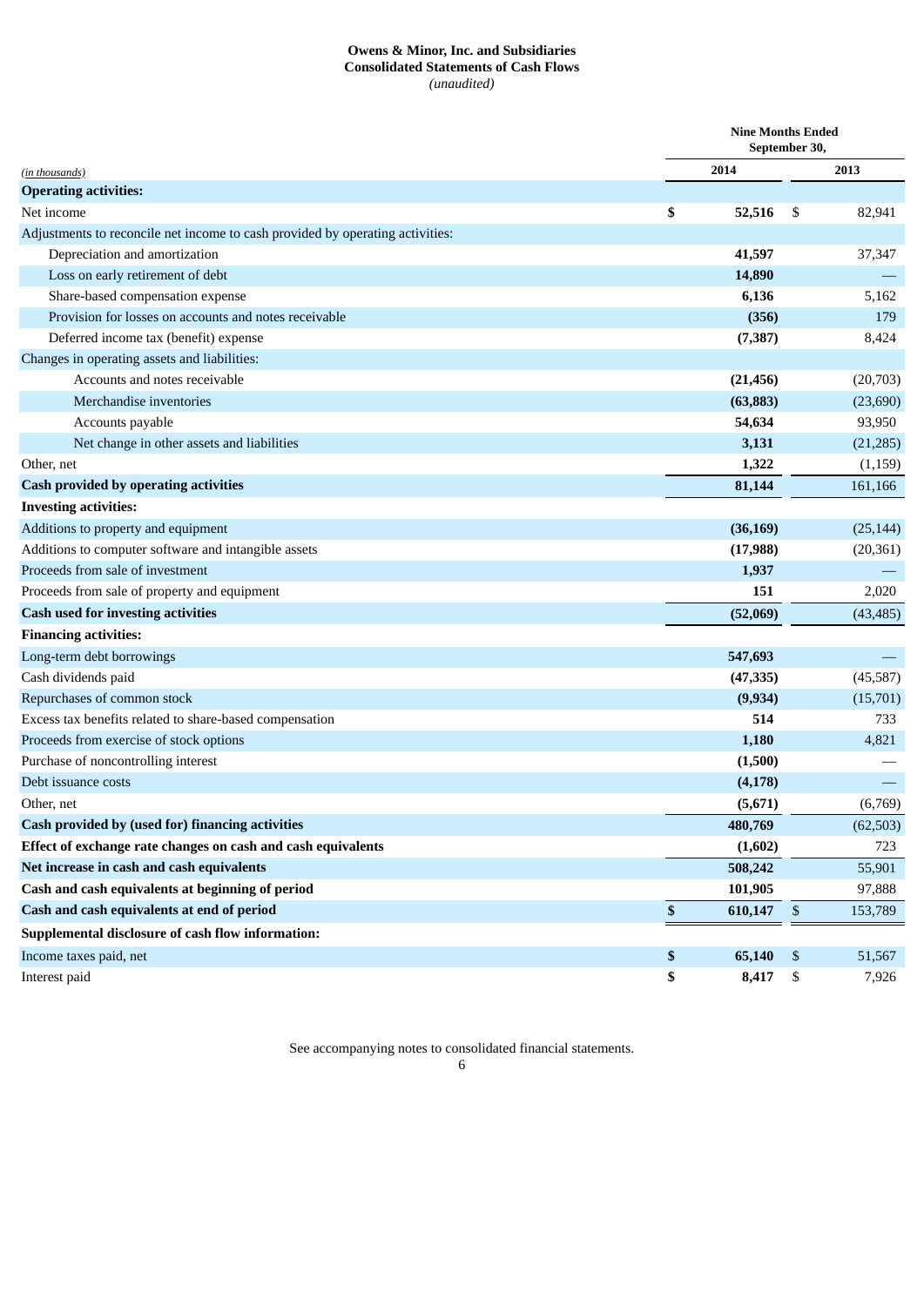**Owens & Minor, Inc. and Subsidiaries**
**Consolidated Statements of Cash Flows**
*(unaudited)*

| *(in thousands)* | Nine Months Ended September 30, 2014 | 2013 |
|---|---|---|
| **Operating activities:** | | |
| Net income | **$ 52,516** | $ 82,941 |
| Adjustments to reconcile net income to cash provided by operating activities: | | |
| Depreciation and amortization | **41,597** | 37,347 |
| Loss on early retirement of debt | **14,890** | — |
| Share-based compensation expense | **6,136** | 5,162 |
| Provision for losses on accounts and notes receivable | **(356)** | 179 |
| Deferred income tax (benefit) expense | **(7,387)** | 8,424 |
| Changes in operating assets and liabilities: | | |
| Accounts and notes receivable | **(21,456)** | (20,703) |
| Merchandise inventories | **(63,883)** | (23,690) |
| Accounts payable | **54,634** | 93,950 |
| Net change in other assets and liabilities | **3,131** | (21,285) |
| Other, net | **1,322** | (1,159) |
| **Cash provided by operating activities** | **81,144** | 161,166 |
| **Investing activities:** | | |
| Additions to property and equipment | **(36,169)** | (25,144) |
| Additions to computer software and intangible assets | **(17,988)** | (20,361) |
| Proceeds from sale of investment | **1,937** | — |
| Proceeds from sale of property and equipment | **151** | 2,020 |
| **Cash used for investing activities** | **(52,069)** | (43,485) |
| **Financing activities:** | | |
| Long-term debt borrowings | **547,693** | — |
| Cash dividends paid | **(47,335)** | (45,587) |
| Repurchases of common stock | **(9,934)** | (15,701) |
| Excess tax benefits related to share-based compensation | **514** | 733 |
| Proceeds from exercise of stock options | **1,180** | 4,821 |
| Purchase of noncontrolling interest | **(1,500)** | — |
| Debt issuance costs | **(4,178)** | — |
| Other, net | **(5,671)** | (6,769) |
| **Cash provided by (used for) financing activities** | **480,769** | (62,503) |
| **Effect of exchange rate changes on cash and cash equivalents** | **(1,602)** | 723 |
| **Net increase in cash and cash equivalents** | **508,242** | 55,901 |
| **Cash and cash equivalents at beginning of period** | **101,905** | 97,888 |
| **Cash and cash equivalents at end of period** | **$ 610,147** | $ 153,789 |
| **Supplemental disclosure of cash flow information:** | | |
| Income taxes paid, net | **$ 65,140** | $ 51,567 |
| Interest paid | **$ 8,417** | $ 7,926 |

See accompanying notes to consolidated financial statements.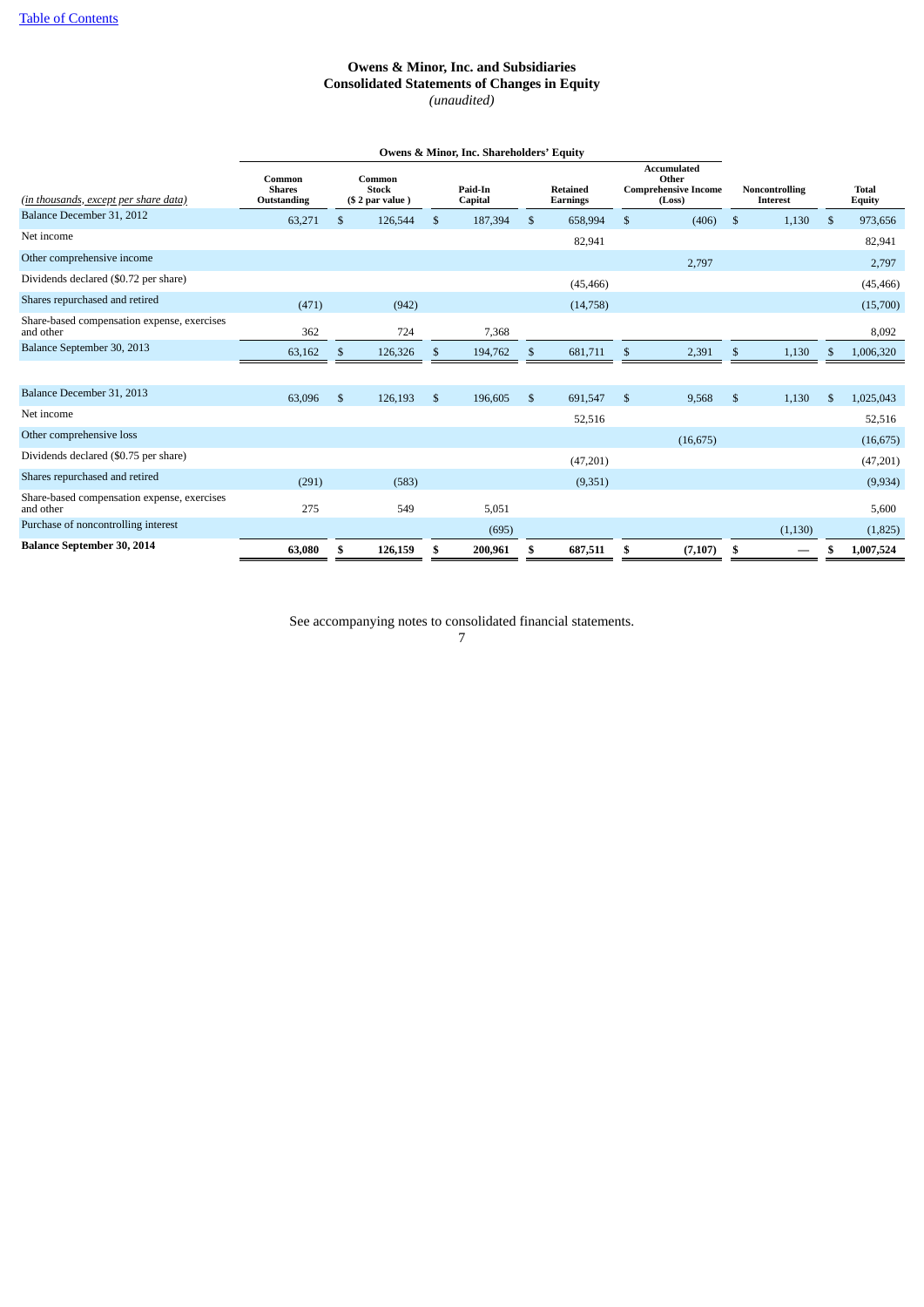[Table of Contents]

# Owens & Minor, Inc. and Subsidiaries
## Consolidated Statements of Changes in Equity
*(unaudited)*

| | Owens & Minor, Inc. Shareholders' Equity | | | | | | |
|---|---|---|---|---|---|---|---|
| *(in thousands, except per share data)* | Common Shares Outstanding | Common Stock ($ 2 par value ) | Paid-In Capital | Retained Earnings | Accumulated Other Comprehensive Income (Loss) | Noncontrolling Interest | Total Equity |
| Balance December 31, 2012 | 63,271 | $ 126,544 | $ 187,394 | $ 658,994 | $ (406) | $ 1,130 | $ 973,656 |
| Net income | | | | 82,941 | | | 82,941 |
| Other comprehensive income | | | | | 2,797 | | 2,797 |
| Dividends declared ($0.72 per share) | | | | (45,466) | | | (45,466) |
| Shares repurchased and retired | (471) | (942) | | (14,758) | | | (15,700) |
| Share-based compensation expense, exercises and other | 362 | 724 | 7,368 | | | | 8,092 |
| Balance September 30, 2013 | 63,162 | $ 126,326 | $ 194,762 | $ 681,711 | $ 2,391 | $ 1,130 | $ 1,006,320 |
| | | | | | | | |
| Balance December 31, 2013 | 63,096 | $ 126,193 | $ 196,605 | $ 691,547 | $ 9,568 | $ 1,130 | $ 1,025,043 |
| Net income | | | | 52,516 | | | 52,516 |
| Other comprehensive loss | | | | | (16,675) | | (16,675) |
| Dividends declared ($0.75 per share) | | | | (47,201) | | | (47,201) |
| Shares repurchased and retired | (291) | (583) | | (9,351) | | | (9,934) |
| Share-based compensation expense, exercises and other | 275 | 549 | 5,051 | | | | 5,600 |
| Purchase of noncontrolling interest | | | (695) | | | (1,130) | (1,825) |
| **Balance September 30, 2014** | **63,080** | **$ 126,159** | **$ 200,961** | **$ 687,511** | **$ (7,107)** | **$ —** | **$ 1,007,524** |

See accompanying notes to consolidated financial statements.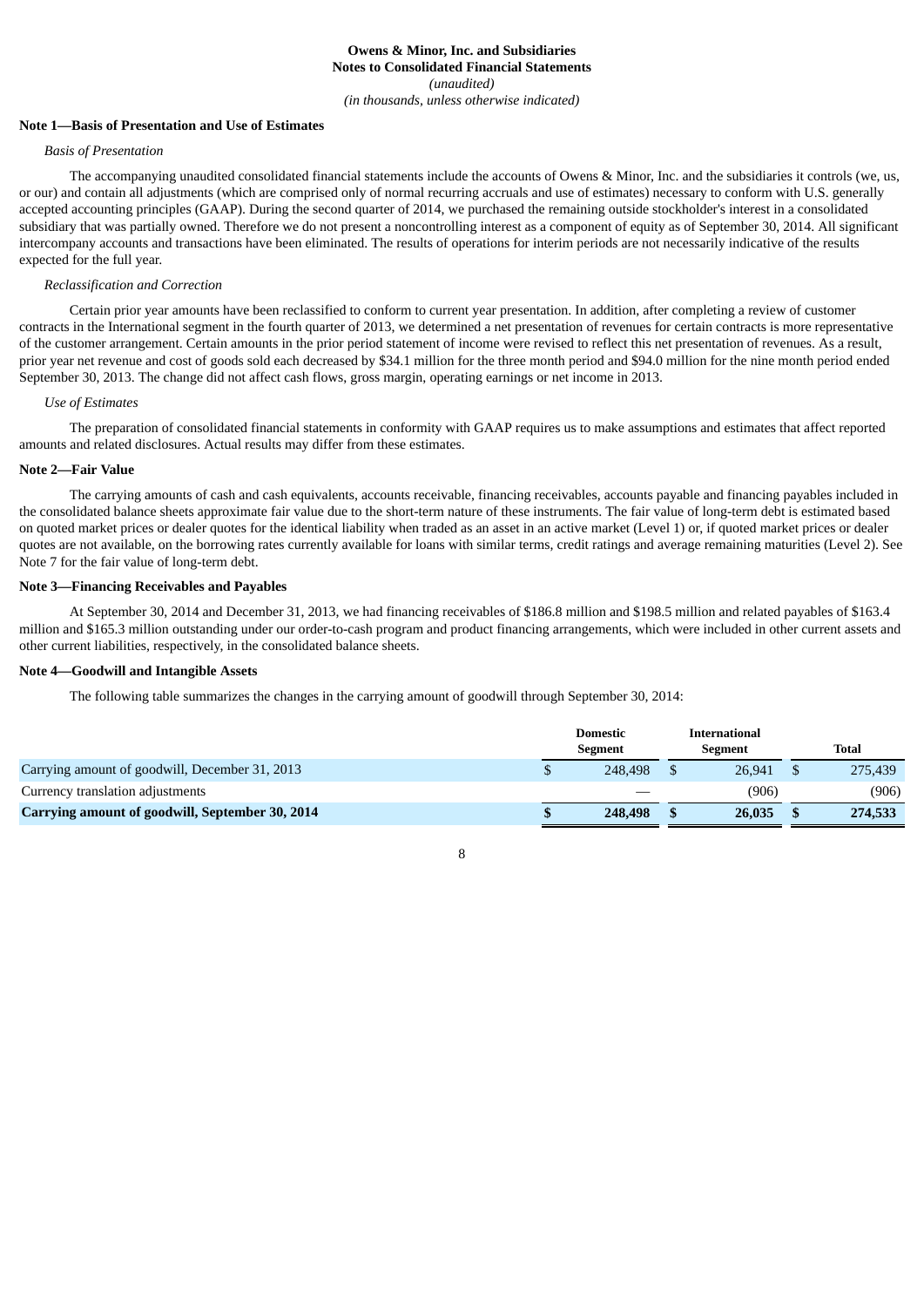**Owens & Minor, Inc. and Subsidiaries**
**Notes to Consolidated Financial Statements**
*(unaudited)*
*(in thousands, unless otherwise indicated)*

**Note 1—Basis of Presentation and Use of Estimates**

*Basis of Presentation*

The accompanying unaudited consolidated financial statements include the accounts of Owens & Minor, Inc. and the subsidiaries it controls (we, us, or our) and contain all adjustments (which are comprised only of normal recurring accruals and use of estimates) necessary to conform with U.S. generally accepted accounting principles (GAAP). During the second quarter of 2014, we purchased the remaining outside stockholder's interest in a consolidated subsidiary that was partially owned. Therefore we do not present a noncontrolling interest as a component of equity as of September 30, 2014. All significant intercompany accounts and transactions have been eliminated. The results of operations for interim periods are not necessarily indicative of the results expected for the full year.

*Reclassification and Correction*

Certain prior year amounts have been reclassified to conform to current year presentation. In addition, after completing a review of customer contracts in the International segment in the fourth quarter of 2013, we determined a net presentation of revenues for certain contracts is more representative of the customer arrangement. Certain amounts in the prior period statement of income were revised to reflect this net presentation of revenues. As a result, prior year net revenue and cost of goods sold each decreased by $34.1 million for the three month period and $94.0 million for the nine month period ended September 30, 2013. The change did not affect cash flows, gross margin, operating earnings or net income in 2013.

*Use of Estimates*

The preparation of consolidated financial statements in conformity with GAAP requires us to make assumptions and estimates that affect reported amounts and related disclosures. Actual results may differ from these estimates.

**Note 2—Fair Value**

The carrying amounts of cash and cash equivalents, accounts receivable, financing receivables, accounts payable and financing payables included in the consolidated balance sheets approximate fair value due to the short-term nature of these instruments. The fair value of long-term debt is estimated based on quoted market prices or dealer quotes for the identical liability when traded as an asset in an active market (Level 1) or, if quoted market prices or dealer quotes are not available, on the borrowing rates currently available for loans with similar terms, credit ratings and average remaining maturities (Level 2). See Note 7 for the fair value of long-term debt.

**Note 3—Financing Receivables and Payables**

At September 30, 2014 and December 31, 2013, we had financing receivables of $186.8 million and $198.5 million and related payables of $163.4 million and $165.3 million outstanding under our order-to-cash program and product financing arrangements, which were included in other current assets and other current liabilities, respectively, in the consolidated balance sheets.

**Note 4—Goodwill and Intangible Assets**

The following table summarizes the changes in the carrying amount of goodwill through September 30, 2014:

| | Domestic Segment | International Segment | Total |
|---|---|---|---|
| Carrying amount of goodwill, December 31, 2013 | $ 248,498 | $ 26,941 | $ 275,439 |
| Currency translation adjustments | — | (906) | (906) |
| **Carrying amount of goodwill, September 30, 2014** | **$ 248,498** | **$ 26,035** | **$ 274,533** |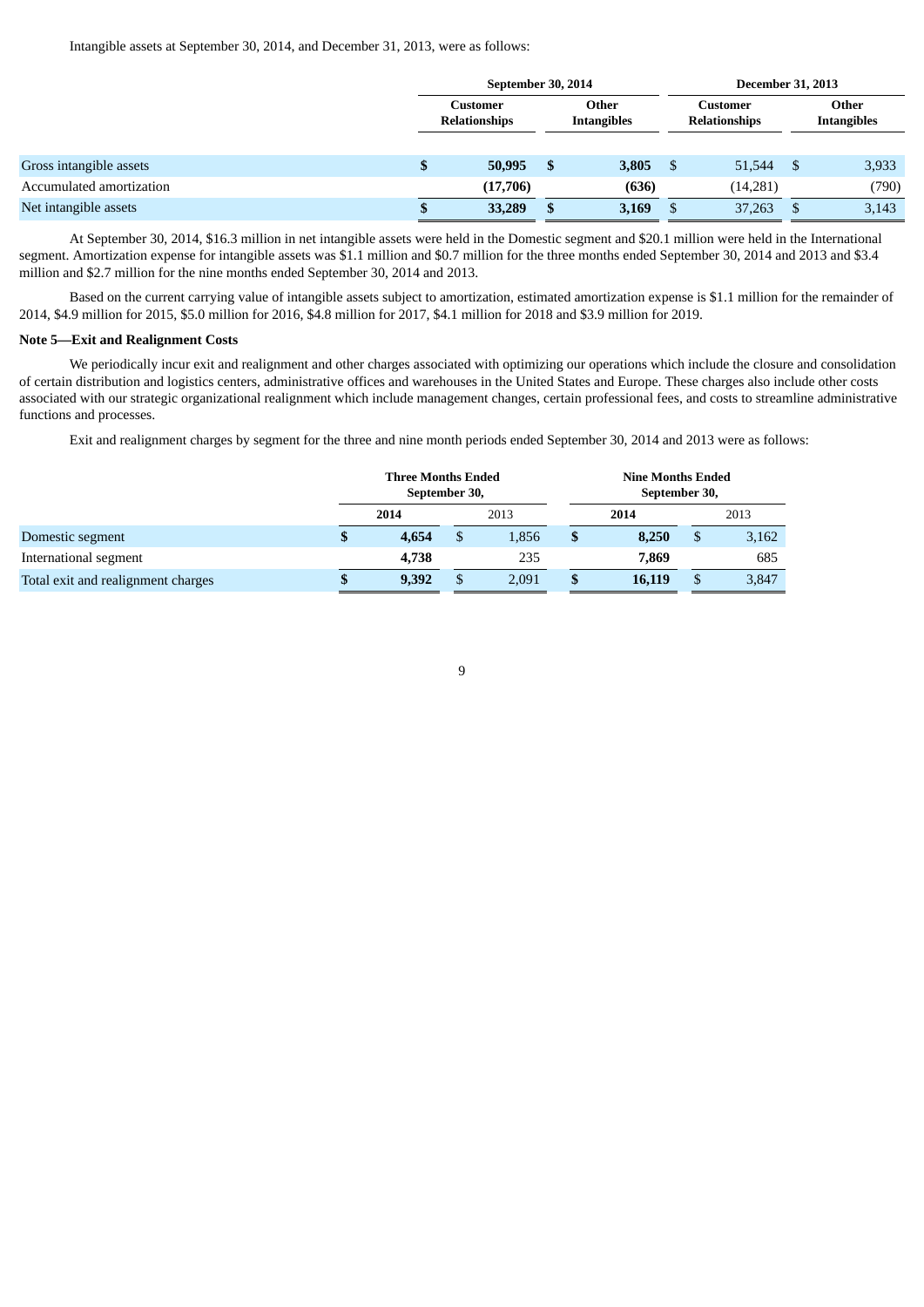Intangible assets at September 30, 2014, and December 31, 2013, were as follows:

| | September 30, 2014 | | December 31, 2013 | |
|---|---|---|---|---|
| | Customer Relationships | Other Intangibles | Customer Relationships | Other Intangibles |
| Gross intangible assets | $ 50,995 | $ 3,805 | $ 51,544 | $ 3,933 |
| Accumulated amortization | (17,706) | (636) | (14,281) | (790) |
| Net intangible assets | $ 33,289 | $ 3,169 | $ 37,263 | $ 3,143 |

At September 30, 2014, $16.3 million in net intangible assets were held in the Domestic segment and $20.1 million were held in the International segment. Amortization expense for intangible assets was $1.1 million and $0.7 million for the three months ended September 30, 2014 and 2013 and $3.4 million and $2.7 million for the nine months ended September 30, 2014 and 2013.

Based on the current carrying value of intangible assets subject to amortization, estimated amortization expense is $1.1 million for the remainder of 2014, $4.9 million for 2015, $5.0 million for 2016, $4.8 million for 2017, $4.1 million for 2018 and $3.9 million for 2019.

**Note 5—Exit and Realignment Costs**

We periodically incur exit and realignment and other charges associated with optimizing our operations which include the closure and consolidation of certain distribution and logistics centers, administrative offices and warehouses in the United States and Europe. These charges also include other costs associated with our strategic organizational realignment which include management changes, certain professional fees, and costs to streamline administrative functions and processes.

Exit and realignment charges by segment for the three and nine month periods ended September 30, 2014 and 2013 were as follows:

| | Three Months Ended September 30, | | Nine Months Ended September 30, | |
|---|---|---|---|---|
| | 2014 | 2013 | 2014 | 2013 |
| Domestic segment | $ 4,654 | $ 1,856 | $ 8,250 | $ 3,162 |
| International segment | 4,738 | 235 | 7,869 | 685 |
| Total exit and realignment charges | $ 9,392 | $ 2,091 | $ 16,119 | $ 3,847 |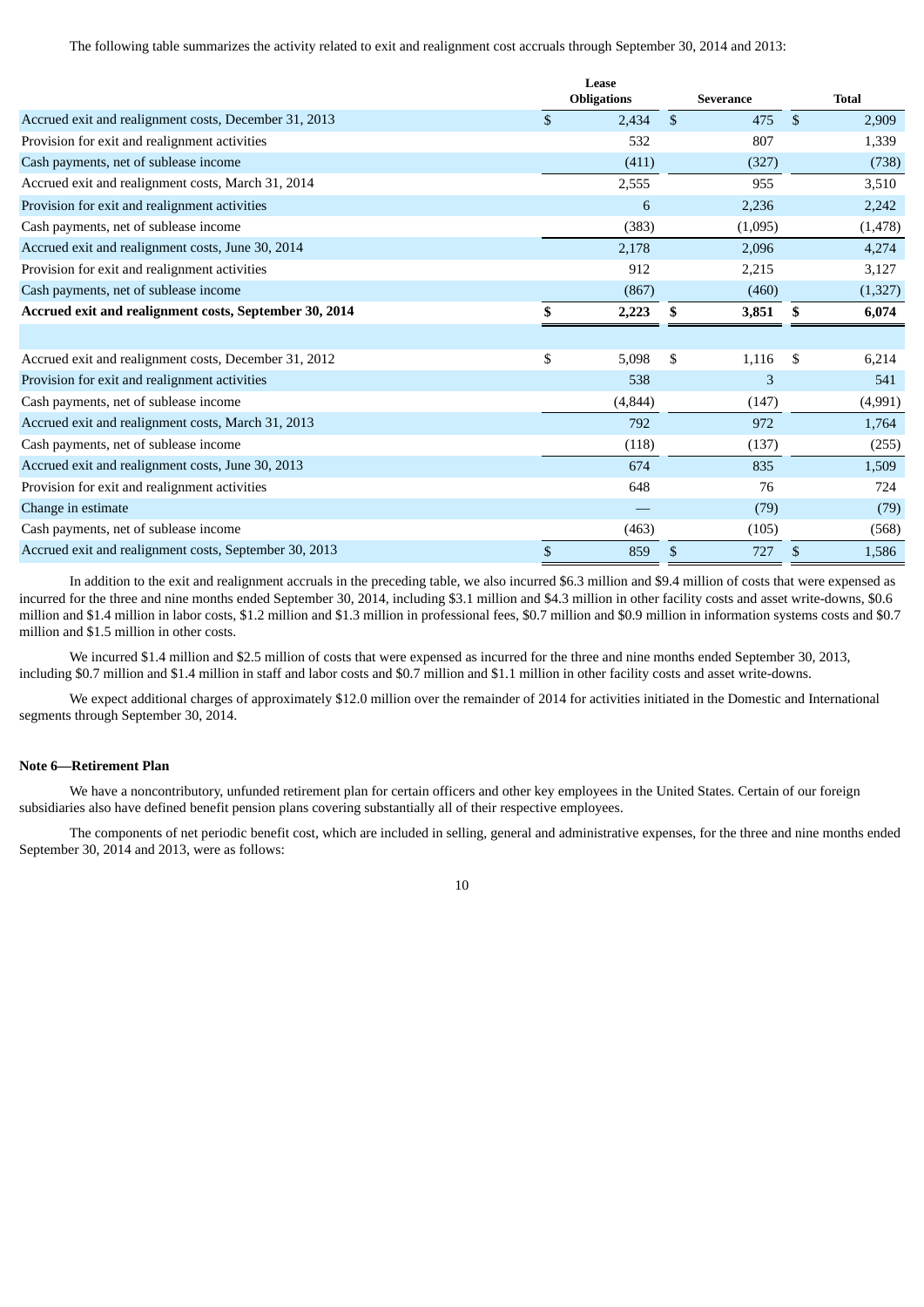The following table summarizes the activity related to exit and realignment cost accruals through September 30, 2014 and 2013:

| | Lease Obligations | Severance | Total |
|---|---|---|---|
| Accrued exit and realignment costs, December 31, 2013 | $ 2,434 | $ 475 | $ 2,909 |
| Provision for exit and realignment activities | 532 | 807 | 1,339 |
| Cash payments, net of sublease income | (411) | (327) | (738) |
| Accrued exit and realignment costs, March 31, 2014 | 2,555 | 955 | 3,510 |
| Provision for exit and realignment activities | 6 | 2,236 | 2,242 |
| Cash payments, net of sublease income | (383) | (1,095) | (1,478) |
| Accrued exit and realignment costs, June 30, 2014 | 2,178 | 2,096 | 4,274 |
| Provision for exit and realignment activities | 912 | 2,215 | 3,127 |
| Cash payments, net of sublease income | (867) | (460) | (1,327) |
| **Accrued exit and realignment costs, September 30, 2014** | **$ 2,223** | **$ 3,851** | **$ 6,074** |
| | | | |
| Accrued exit and realignment costs, December 31, 2012 | $ 5,098 | $ 1,116 | $ 6,214 |
| Provision for exit and realignment activities | 538 | 3 | 541 |
| Cash payments, net of sublease income | (4,844) | (147) | (4,991) |
| Accrued exit and realignment costs, March 31, 2013 | 792 | 972 | 1,764 |
| Cash payments, net of sublease income | (118) | (137) | (255) |
| Accrued exit and realignment costs, June 30, 2013 | 674 | 835 | 1,509 |
| Provision for exit and realignment activities | 648 | 76 | 724 |
| Change in estimate | — | (79) | (79) |
| Cash payments, net of sublease income | (463) | (105) | (568) |
| Accrued exit and realignment costs, September 30, 2013 | $ 859 | $ 727 | $ 1,586 |

In addition to the exit and realignment accruals in the preceding table, we also incurred $6.3 million and $9.4 million of costs that were expensed as incurred for the three and nine months ended September 30, 2014, including $3.1 million and $4.3 million in other facility costs and asset write-downs, $0.6 million and $1.4 million in labor costs, $1.2 million and $1.3 million in professional fees, $0.7 million and $0.9 million in information systems costs and $0.7 million and $1.5 million in other costs.

We incurred $1.4 million and $2.5 million of costs that were expensed as incurred for the three and nine months ended September 30, 2013, including $0.7 million and $1.4 million in staff and labor costs and $0.7 million and $1.1 million in other facility costs and asset write-downs.

We expect additional charges of approximately $12.0 million over the remainder of 2014 for activities initiated in the Domestic and International segments through September 30, 2014.

### Note 6—Retirement Plan

We have a noncontributory, unfunded retirement plan for certain officers and other key employees in the United States. Certain of our foreign subsidiaries also have defined benefit pension plans covering substantially all of their respective employees.

The components of net periodic benefit cost, which are included in selling, general and administrative expenses, for the three and nine months ended September 30, 2014 and 2013, were as follows: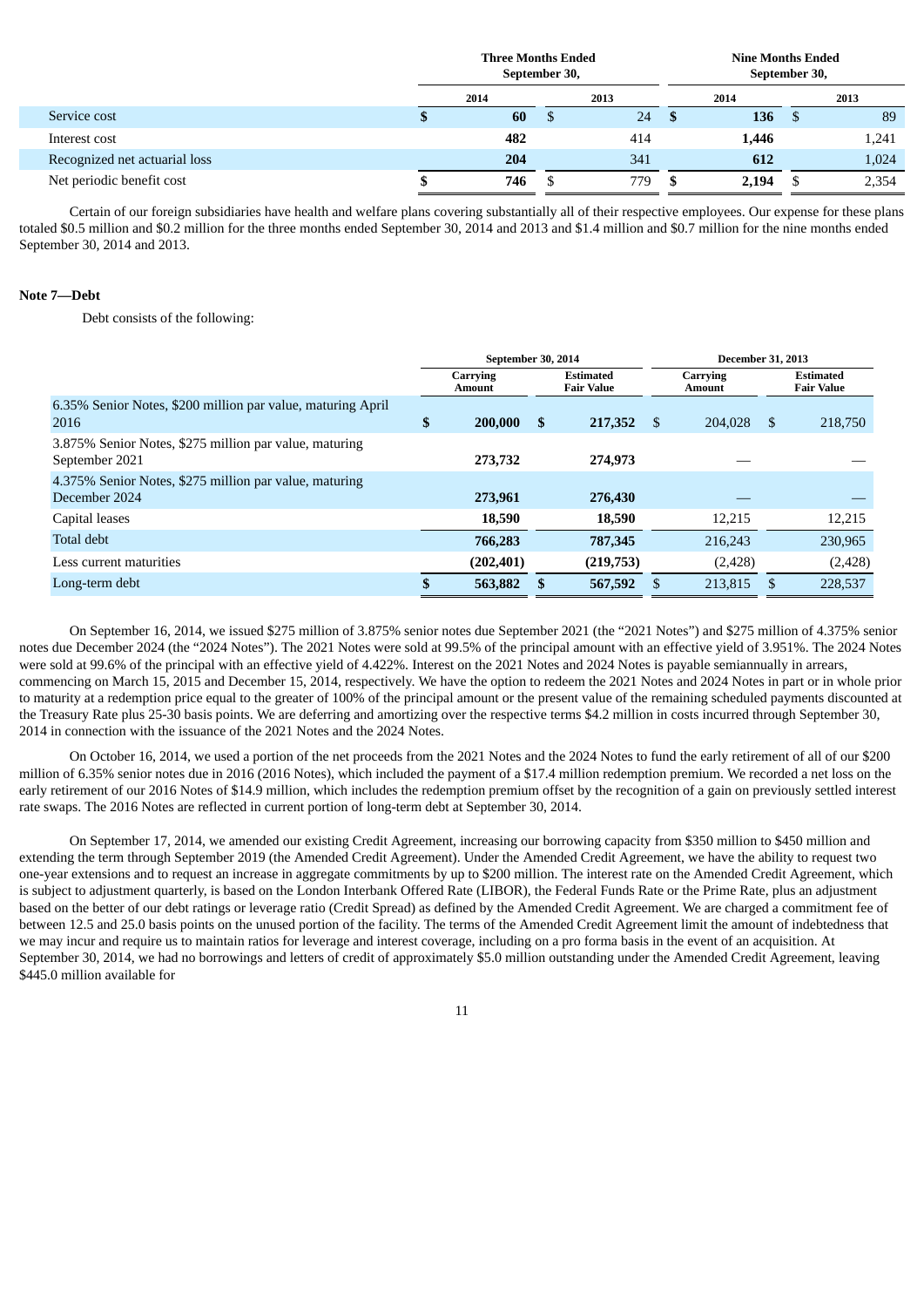| | Three Months Ended September 30, | | Nine Months Ended September 30, | |
|---|---|---|---|---|
| | 2014 | 2013 | 2014 | 2013 |
| Service cost | **$ 60** | $ 24 | **$ 136** | $ 89 |
| Interest cost | **482** | 414 | **1,446** | 1,241 |
| Recognized net actuarial loss | **204** | 341 | **612** | 1,024 |
| Net periodic benefit cost | **$ 746** | $ 779 | **$ 2,194** | $ 2,354 |

Certain of our foreign subsidiaries have health and welfare plans covering substantially all of their respective employees. Our expense for these plans totaled $0.5 million and $0.2 million for the three months ended September 30, 2014 and 2013 and $1.4 million and $0.7 million for the nine months ended September 30, 2014 and 2013.

**Note 7—Debt**

Debt consists of the following:

| | September 30, 2014 | | December 31, 2013 | |
|---|---|---|---|---|
| | Carrying Amount | Estimated Fair Value | Carrying Amount | Estimated Fair Value |
| 6.35% Senior Notes, $200 million par value, maturing April 2016 | **$ 200,000** | **$ 217,352** | $ 204,028 | $ 218,750 |
| 3.875% Senior Notes, $275 million par value, maturing September 2021 | **273,732** | **274,973** | — | — |
| 4.375% Senior Notes, $275 million par value, maturing December 2024 | **273,961** | **276,430** | — | — |
| Capital leases | **18,590** | **18,590** | 12,215 | 12,215 |
| Total debt | **766,283** | **787,345** | 216,243 | 230,965 |
| Less current maturities | **(202,401)** | **(219,753)** | (2,428) | (2,428) |
| Long-term debt | **$ 563,882** | **$ 567,592** | $ 213,815 | $ 228,537 |

On September 16, 2014, we issued $275 million of 3.875% senior notes due September 2021 (the "2021 Notes") and $275 million of 4.375% senior notes due December 2024 (the "2024 Notes"). The 2021 Notes were sold at 99.5% of the principal amount with an effective yield of 3.951%. The 2024 Notes were sold at 99.6% of the principal with an effective yield of 4.422%. Interest on the 2021 Notes and 2024 Notes is payable semiannually in arrears, commencing on March 15, 2015 and December 15, 2014, respectively. We have the option to redeem the 2021 Notes and 2024 Notes in part or in whole prior to maturity at a redemption price equal to the greater of 100% of the principal amount or the present value of the remaining scheduled payments discounted at the Treasury Rate plus 25-30 basis points. We are deferring and amortizing over the respective terms $4.2 million in costs incurred through September 30, 2014 in connection with the issuance of the 2021 Notes and the 2024 Notes.

On October 16, 2014, we used a portion of the net proceeds from the 2021 Notes and the 2024 Notes to fund the early retirement of all of our $200 million of 6.35% senior notes due in 2016 (2016 Notes), which included the payment of a $17.4 million redemption premium. We recorded a net loss on the early retirement of our 2016 Notes of $14.9 million, which includes the redemption premium offset by the recognition of a gain on previously settled interest rate swaps. The 2016 Notes are reflected in current portion of long-term debt at September 30, 2014.

On September 17, 2014, we amended our existing Credit Agreement, increasing our borrowing capacity from $350 million to $450 million and extending the term through September 2019 (the Amended Credit Agreement). Under the Amended Credit Agreement, we have the ability to request two one-year extensions and to request an increase in aggregate commitments by up to $200 million. The interest rate on the Amended Credit Agreement, which is subject to adjustment quarterly, is based on the London Interbank Offered Rate (LIBOR), the Federal Funds Rate or the Prime Rate, plus an adjustment based on the better of our debt ratings or leverage ratio (Credit Spread) as defined by the Amended Credit Agreement. We are charged a commitment fee of between 12.5 and 25.0 basis points on the unused portion of the facility. The terms of the Amended Credit Agreement limit the amount of indebtedness that we may incur and require us to maintain ratios for leverage and interest coverage, including on a pro forma basis in the event of an acquisition. At September 30, 2014, we had no borrowings and letters of credit of approximately $5.0 million outstanding under the Amended Credit Agreement, leaving $445.0 million available for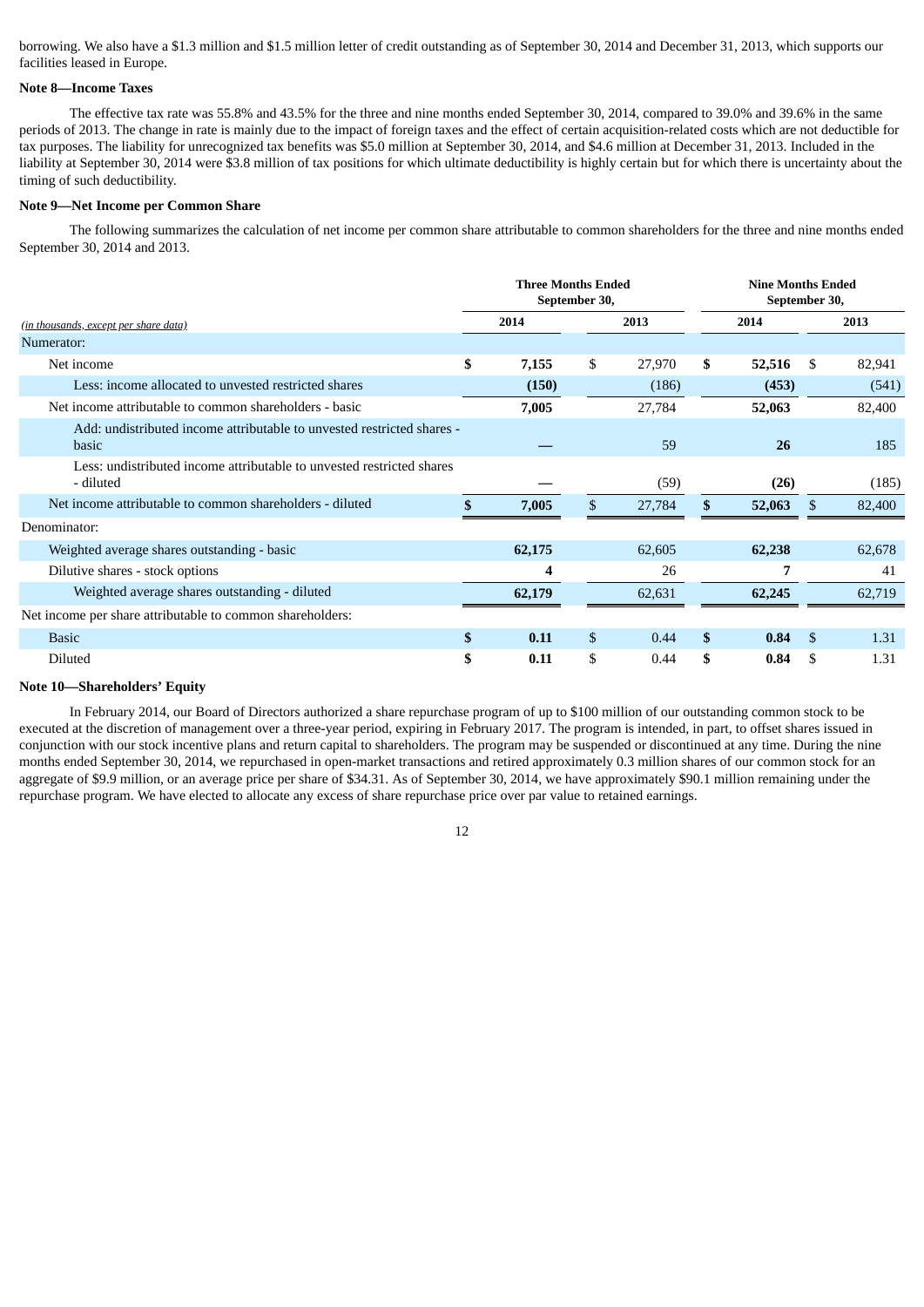borrowing. We also have a $1.3 million and $1.5 million letter of credit outstanding as of September 30, 2014 and December 31, 2013, which supports our facilities leased in Europe.

**Note 8—Income Taxes**

The effective tax rate was 55.8% and 43.5% for the three and nine months ended September 30, 2014, compared to 39.0% and 39.6% in the same periods of 2013. The change in rate is mainly due to the impact of foreign taxes and the effect of certain acquisition-related costs which are not deductible for tax purposes. The liability for unrecognized tax benefits was $5.0 million at September 30, 2014, and $4.6 million at December 31, 2013. Included in the liability at September 30, 2014 were $3.8 million of tax positions for which ultimate deductibility is highly certain but for which there is uncertainty about the timing of such deductibility.

**Note 9—Net Income per Common Share**

The following summarizes the calculation of net income per common share attributable to common shareholders for the three and nine months ended September 30, 2014 and 2013.

| *(in thousands, except per share data)* | Three Months Ended September 30, | | Nine Months Ended September 30, | |
|---|---|---|---|---|
| | **2014** | 2013 | **2014** | 2013 |
| Numerator: | | | | |
| Net income | **$ 7,155** | $ 27,970 | **$ 52,516** | $ 82,941 |
| Less: income allocated to unvested restricted shares | **(150)** | (186) | **(453)** | (541) |
| Net income attributable to common shareholders - basic | **7,005** | 27,784 | **52,063** | 82,400 |
| Add: undistributed income attributable to unvested restricted shares - basic | **—** | 59 | **26** | 185 |
| Less: undistributed income attributable to unvested restricted shares - diluted | **—** | (59) | **(26)** | (185) |
| Net income attributable to common shareholders - diluted | **$ 7,005** | $ 27,784 | **$ 52,063** | $ 82,400 |
| Denominator: | | | | |
| Weighted average shares outstanding - basic | **62,175** | 62,605 | **62,238** | 62,678 |
| Dilutive shares - stock options | **4** | 26 | **7** | 41 |
| Weighted average shares outstanding - diluted | **62,179** | 62,631 | **62,245** | 62,719 |
| Net income per share attributable to common shareholders: | | | | |
| Basic | **$ 0.11** | $ 0.44 | **$ 0.84** | $ 1.31 |
| Diluted | **$ 0.11** | $ 0.44 | **$ 0.84** | $ 1.31 |

**Note 10—Shareholders' Equity**

In February 2014, our Board of Directors authorized a share repurchase program of up to $100 million of our outstanding common stock to be executed at the discretion of management over a three-year period, expiring in February 2017. The program is intended, in part, to offset shares issued in conjunction with our stock incentive plans and return capital to shareholders. The program may be suspended or discontinued at any time. During the nine months ended September 30, 2014, we repurchased in open-market transactions and retired approximately 0.3 million shares of our common stock for an aggregate of $9.9 million, or an average price per share of $34.31. As of September 30, 2014, we have approximately $90.1 million remaining under the repurchase program. We have elected to allocate any excess of share repurchase price over par value to retained earnings.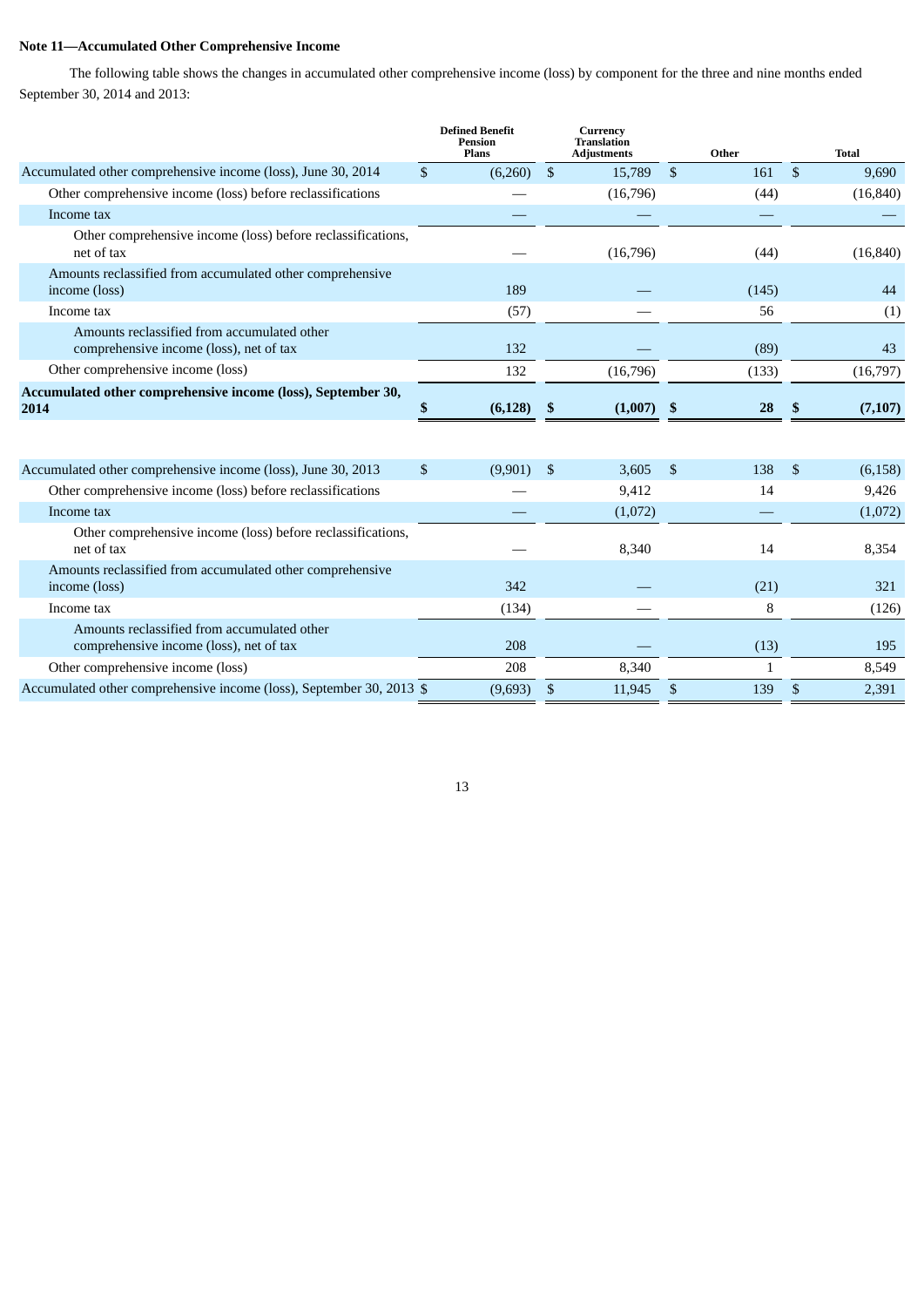**Note 11—Accumulated Other Comprehensive Income**

The following table shows the changes in accumulated other comprehensive income (loss) by component for the three and nine months ended September 30, 2014 and 2013:

| | Defined Benefit Pension Plans | Currency Translation Adjustments | Other | Total |
|---|---|---|---|---|
| Accumulated other comprehensive income (loss), June 30, 2014 | $ (6,260) | $ 15,789 | $ 161 | $ 9,690 |
| Other comprehensive income (loss) before reclassifications | — | (16,796) | (44) | (16,840) |
| Income tax | — | — | — | — |
| Other comprehensive income (loss) before reclassifications, net of tax | — | (16,796) | (44) | (16,840) |
| Amounts reclassified from accumulated other comprehensive income (loss) | 189 | — | (145) | 44 |
| Income tax | (57) | — | 56 | (1) |
| Amounts reclassified from accumulated other comprehensive income (loss), net of tax | 132 | — | (89) | 43 |
| Other comprehensive income (loss) | 132 | (16,796) | (133) | (16,797) |
| **Accumulated other comprehensive income (loss), September 30, 2014** | **$ (6,128)** | **$ (1,007)** | **$ 28** | **$ (7,107)** |
| | | | | |
| Accumulated other comprehensive income (loss), June 30, 2013 | $ (9,901) | $ 3,605 | $ 138 | $ (6,158) |
| Other comprehensive income (loss) before reclassifications | — | 9,412 | 14 | 9,426 |
| Income tax | — | (1,072) | — | (1,072) |
| Other comprehensive income (loss) before reclassifications, net of tax | — | 8,340 | 14 | 8,354 |
| Amounts reclassified from accumulated other comprehensive income (loss) | 342 | — | (21) | 321 |
| Income tax | (134) | — | 8 | (126) |
| Amounts reclassified from accumulated other comprehensive income (loss), net of tax | 208 | — | (13) | 195 |
| Other comprehensive income (loss) | 208 | 8,340 | 1 | 8,549 |
| Accumulated other comprehensive income (loss), September 30, 2013 | $ (9,693) | $ 11,945 | $ 139 | $ 2,391 |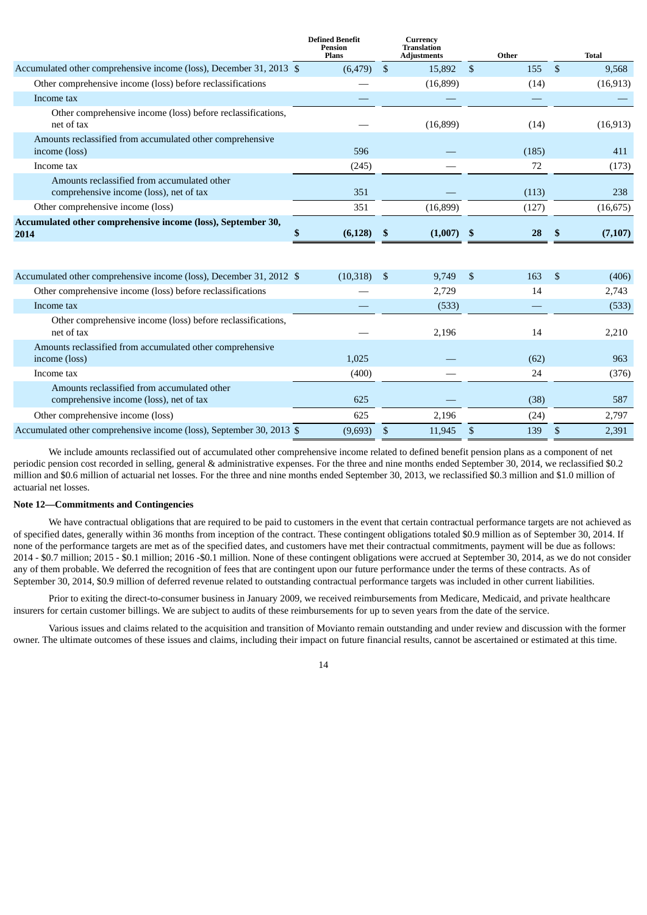| | Defined Benefit Pension Plans | Currency Translation Adjustments | Other | Total |
|---|---|---|---|---|
| Accumulated other comprehensive income (loss), December 31, 2013 | $ (6,479) | $ 15,892 | $ 155 | $ 9,568 |
| Other comprehensive income (loss) before reclassifications | — | (16,899) | (14) | (16,913) |
| Income tax | — | — | — | — |
| Other comprehensive income (loss) before reclassifications, net of tax | — | (16,899) | (14) | (16,913) |
| Amounts reclassified from accumulated other comprehensive income (loss) | 596 | — | (185) | 411 |
| Income tax | (245) | — | 72 | (173) |
| Amounts reclassified from accumulated other comprehensive income (loss), net of tax | 351 | — | (113) | 238 |
| Other comprehensive income (loss) | 351 | (16,899) | (127) | (16,675) |
| **Accumulated other comprehensive income (loss), September 30, 2014** | **$ (6,128)** | **$ (1,007)** | **$ 28** | **$ (7,107)** |
| | | | | |
| Accumulated other comprehensive income (loss), December 31, 2012 | $ (10,318) | $ 9,749 | $ 163 | $ (406) |
| Other comprehensive income (loss) before reclassifications | — | 2,729 | 14 | 2,743 |
| Income tax | — | (533) | — | (533) |
| Other comprehensive income (loss) before reclassifications, net of tax | — | 2,196 | 14 | 2,210 |
| Amounts reclassified from accumulated other comprehensive income (loss) | 1,025 | — | (62) | 963 |
| Income tax | (400) | — | 24 | (376) |
| Amounts reclassified from accumulated other comprehensive income (loss), net of tax | 625 | — | (38) | 587 |
| Other comprehensive income (loss) | 625 | 2,196 | (24) | 2,797 |
| Accumulated other comprehensive income (loss), September 30, 2013 | $ (9,693) | $ 11,945 | $ 139 | $ 2,391 |

We include amounts reclassified out of accumulated other comprehensive income related to defined benefit pension plans as a component of net periodic pension cost recorded in selling, general & administrative expenses. For the three and nine months ended September 30, 2014, we reclassified $0.2 million and $0.6 million of actuarial net losses. For the three and nine months ended September 30, 2013, we reclassified $0.3 million and $1.0 million of actuarial net losses.

**Note 12—Commitments and Contingencies**

We have contractual obligations that are required to be paid to customers in the event that certain contractual performance targets are not achieved as of specified dates, generally within 36 months from inception of the contract. These contingent obligations totaled $0.9 million as of September 30, 2014. If none of the performance targets are met as of the specified dates, and customers have met their contractual commitments, payment will be due as follows: 2014 - $0.7 million; 2015 - $0.1 million; 2016 -$0.1 million. None of these contingent obligations were accrued at September 30, 2014, as we do not consider any of them probable. We deferred the recognition of fees that are contingent upon our future performance under the terms of these contracts. As of September 30, 2014, $0.9 million of deferred revenue related to outstanding contractual performance targets was included in other current liabilities.

Prior to exiting the direct-to-consumer business in January 2009, we received reimbursements from Medicare, Medicaid, and private healthcare insurers for certain customer billings. We are subject to audits of these reimbursements for up to seven years from the date of the service.

Various issues and claims related to the acquisition and transition of Movianto remain outstanding and under review and discussion with the former owner. The ultimate outcomes of these issues and claims, including their impact on future financial results, cannot be ascertained or estimated at this time.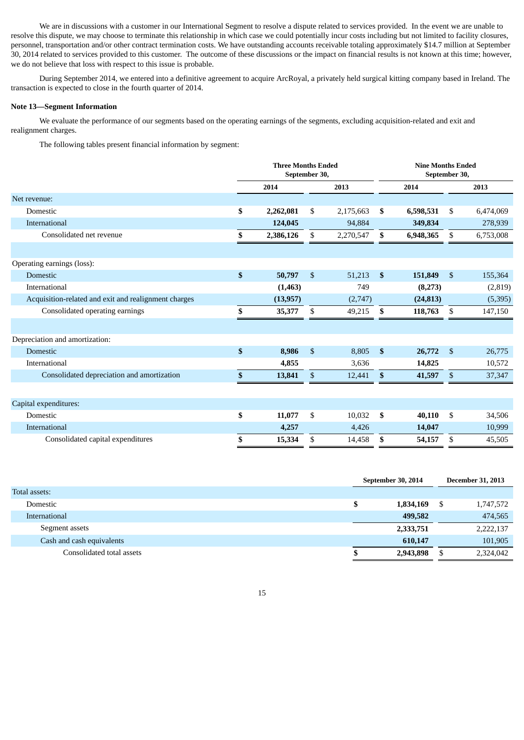We are in discussions with a customer in our International Segment to resolve a dispute related to services provided. In the event we are unable to resolve this dispute, we may choose to terminate this relationship in which case we could potentially incur costs including but not limited to facility closures, personnel, transportation and/or other contract termination costs. We have outstanding accounts receivable totaling approximately $14.7 million at September 30, 2014 related to services provided to this customer. The outcome of these discussions or the impact on financial results is not known at this time; however, we do not believe that loss with respect to this issue is probable.

During September 2014, we entered into a definitive agreement to acquire ArcRoyal, a privately held surgical kitting company based in Ireland. The transaction is expected to close in the fourth quarter of 2014.

**Note 13—Segment Information**

We evaluate the performance of our segments based on the operating earnings of the segments, excluding acquisition-related and exit and realignment charges.

The following tables present financial information by segment:

| | Three Months Ended September 30, | | Nine Months Ended September 30, | |
|---|---|---|---|---|
| | **2014** | 2013 | **2014** | 2013 |
| Net revenue: | | | | |
| Domestic | **$ 2,262,081** | $ 2,175,663 | **$ 6,598,531** | $ 6,474,069 |
| International | **124,045** | 94,884 | **349,834** | 278,939 |
| Consolidated net revenue | **$ 2,386,126** | $ 2,270,547 | **$ 6,948,365** | $ 6,753,008 |
| | | | | |
| Operating earnings (loss): | | | | |
| Domestic | **$ 50,797** | $ 51,213 | **$ 151,849** | $ 155,364 |
| International | **(1,463)** | 749 | **(8,273)** | (2,819) |
| Acquisition-related and exit and realignment charges | **(13,957)** | (2,747) | **(24,813)** | (5,395) |
| Consolidated operating earnings | **$ 35,377** | $ 49,215 | **$ 118,763** | $ 147,150 |
| | | | | |
| Depreciation and amortization: | | | | |
| Domestic | **$ 8,986** | $ 8,805 | **$ 26,772** | $ 26,775 |
| International | **4,855** | 3,636 | **14,825** | 10,572 |
| Consolidated depreciation and amortization | **$ 13,841** | $ 12,441 | **$ 41,597** | $ 37,347 |
| | | | | |
| Capital expenditures: | | | | |
| Domestic | **$ 11,077** | $ 10,032 | **$ 40,110** | $ 34,506 |
| International | **4,257** | 4,426 | **14,047** | 10,999 |
| Consolidated capital expenditures | **$ 15,334** | $ 14,458 | **$ 54,157** | $ 45,505 |

| | **September 30, 2014** | **December 31, 2013** |
|---|---|---|
| Total assets: | | |
| Domestic | **$ 1,834,169** | $ 1,747,572 |
| International | **499,582** | 474,565 |
| Segment assets | **2,333,751** | 2,222,137 |
| Cash and cash equivalents | **610,147** | 101,905 |
| Consolidated total assets | **$ 2,943,898** | $ 2,324,042 |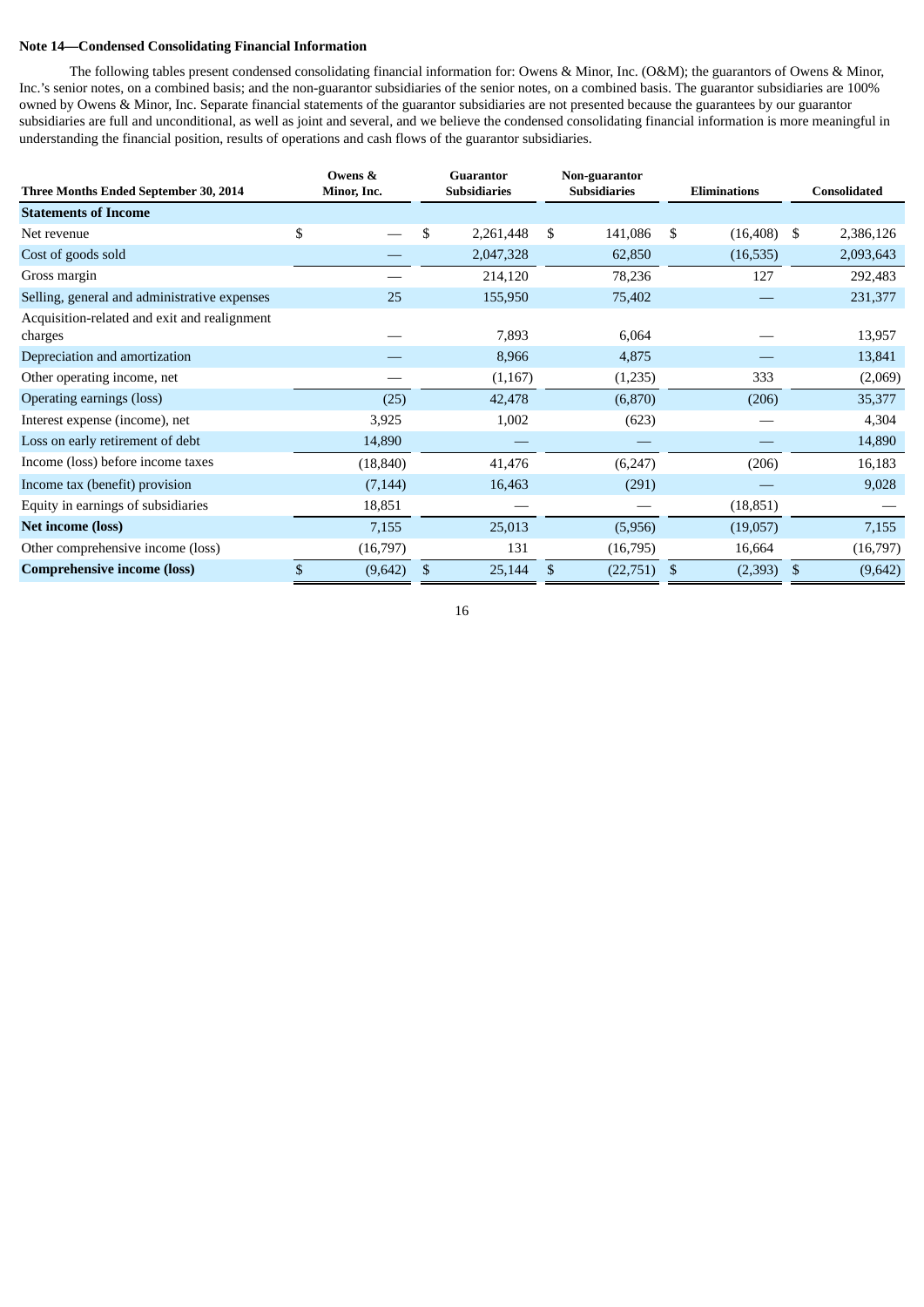**Note 14—Condensed Consolidating Financial Information**

The following tables present condensed consolidating financial information for: Owens & Minor, Inc. (O&M); the guarantors of Owens & Minor, Inc.'s senior notes, on a combined basis; and the non-guarantor subsidiaries of the senior notes, on a combined basis. The guarantor subsidiaries are 100% owned by Owens & Minor, Inc. Separate financial statements of the guarantor subsidiaries are not presented because the guarantees by our guarantor subsidiaries are full and unconditional, as well as joint and several, and we believe the condensed consolidating financial information is more meaningful in understanding the financial position, results of operations and cash flows of the guarantor subsidiaries.

| Three Months Ended September 30, 2014 | Owens & Minor, Inc. | Guarantor Subsidiaries | Non-guarantor Subsidiaries | Eliminations | Consolidated |
|---|---|---|---|---|---|
| **Statements of Income** | | | | | |
| Net revenue | $ — | $ 2,261,448 | $ 141,086 | $ (16,408) | $ 2,386,126 |
| Cost of goods sold | — | 2,047,328 | 62,850 | (16,535) | 2,093,643 |
| Gross margin | — | 214,120 | 78,236 | 127 | 292,483 |
| Selling, general and administrative expenses | 25 | 155,950 | 75,402 | — | 231,377 |
| Acquisition-related and exit and realignment charges | — | 7,893 | 6,064 | — | 13,957 |
| Depreciation and amortization | — | 8,966 | 4,875 | — | 13,841 |
| Other operating income, net | — | (1,167) | (1,235) | 333 | (2,069) |
| Operating earnings (loss) | (25) | 42,478 | (6,870) | (206) | 35,377 |
| Interest expense (income), net | 3,925 | 1,002 | (623) | — | 4,304 |
| Loss on early retirement of debt | 14,890 | — | — | — | 14,890 |
| Income (loss) before income taxes | (18,840) | 41,476 | (6,247) | (206) | 16,183 |
| Income tax (benefit) provision | (7,144) | 16,463 | (291) | — | 9,028 |
| Equity in earnings of subsidiaries | 18,851 | — | — | (18,851) | — |
| **Net income (loss)** | 7,155 | 25,013 | (5,956) | (19,057) | 7,155 |
| Other comprehensive income (loss) | (16,797) | 131 | (16,795) | 16,664 | (16,797) |
| **Comprehensive income (loss)** | $ (9,642) | $ 25,144 | $ (22,751) | $ (2,393) | $ (9,642) |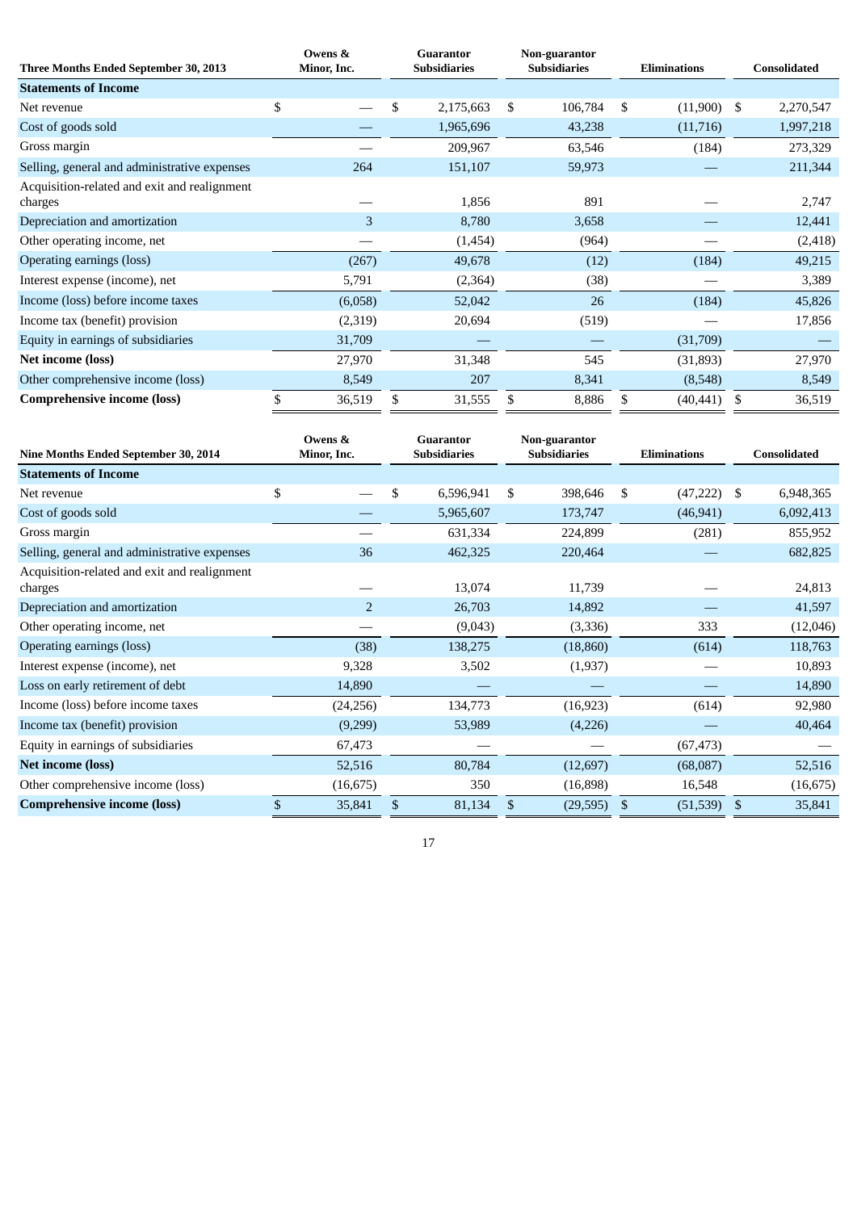| Three Months Ended September 30, 2013 | Owens & Minor, Inc. | Guarantor Subsidiaries | Non-guarantor Subsidiaries | Eliminations | Consolidated |
|---|---|---|---|---|---|
| **Statements of Income** | | | | | |
| Net revenue | $ — | $ 2,175,663 | $ 106,784 | $ (11,900) | $ 2,270,547 |
| Cost of goods sold | — | 1,965,696 | 43,238 | (11,716) | 1,997,218 |
| Gross margin | — | 209,967 | 63,546 | (184) | 273,329 |
| Selling, general and administrative expenses | 264 | 151,107 | 59,973 | — | 211,344 |
| Acquisition-related and exit and realignment charges | — | 1,856 | 891 | — | 2,747 |
| Depreciation and amortization | 3 | 8,780 | 3,658 | — | 12,441 |
| Other operating income, net | — | (1,454) | (964) | — | (2,418) |
| Operating earnings (loss) | (267) | 49,678 | (12) | (184) | 49,215 |
| Interest expense (income), net | 5,791 | (2,364) | (38) | — | 3,389 |
| Income (loss) before income taxes | (6,058) | 52,042 | 26 | (184) | 45,826 |
| Income tax (benefit) provision | (2,319) | 20,694 | (519) | — | 17,856 |
| Equity in earnings of subsidiaries | 31,709 | — | — | (31,709) | — |
| **Net income (loss)** | 27,970 | 31,348 | 545 | (31,893) | 27,970 |
| Other comprehensive income (loss) | 8,549 | 207 | 8,341 | (8,548) | 8,549 |
| **Comprehensive income (loss)** | $ 36,519 | $ 31,555 | $ 8,886 | $ (40,441) | $ 36,519 |

| Nine Months Ended September 30, 2014 | Owens & Minor, Inc. | Guarantor Subsidiaries | Non-guarantor Subsidiaries | Eliminations | Consolidated |
|---|---|---|---|---|---|
| **Statements of Income** | | | | | |
| Net revenue | $ — | $ 6,596,941 | $ 398,646 | $ (47,222) | $ 6,948,365 |
| Cost of goods sold | — | 5,965,607 | 173,747 | (46,941) | 6,092,413 |
| Gross margin | — | 631,334 | 224,899 | (281) | 855,952 |
| Selling, general and administrative expenses | 36 | 462,325 | 220,464 | — | 682,825 |
| Acquisition-related and exit and realignment charges | — | 13,074 | 11,739 | — | 24,813 |
| Depreciation and amortization | 2 | 26,703 | 14,892 | — | 41,597 |
| Other operating income, net | — | (9,043) | (3,336) | 333 | (12,046) |
| Operating earnings (loss) | (38) | 138,275 | (18,860) | (614) | 118,763 |
| Interest expense (income), net | 9,328 | 3,502 | (1,937) | — | 10,893 |
| Loss on early retirement of debt | 14,890 | — | — | — | 14,890 |
| Income (loss) before income taxes | (24,256) | 134,773 | (16,923) | (614) | 92,980 |
| Income tax (benefit) provision | (9,299) | 53,989 | (4,226) | — | 40,464 |
| Equity in earnings of subsidiaries | 67,473 | — | — | (67,473) | — |
| **Net income (loss)** | 52,516 | 80,784 | (12,697) | (68,087) | 52,516 |
| Other comprehensive income (loss) | (16,675) | 350 | (16,898) | 16,548 | (16,675) |
| **Comprehensive income (loss)** | $ 35,841 | $ 81,134 | $ (29,595) | $ (51,539) | $ 35,841 |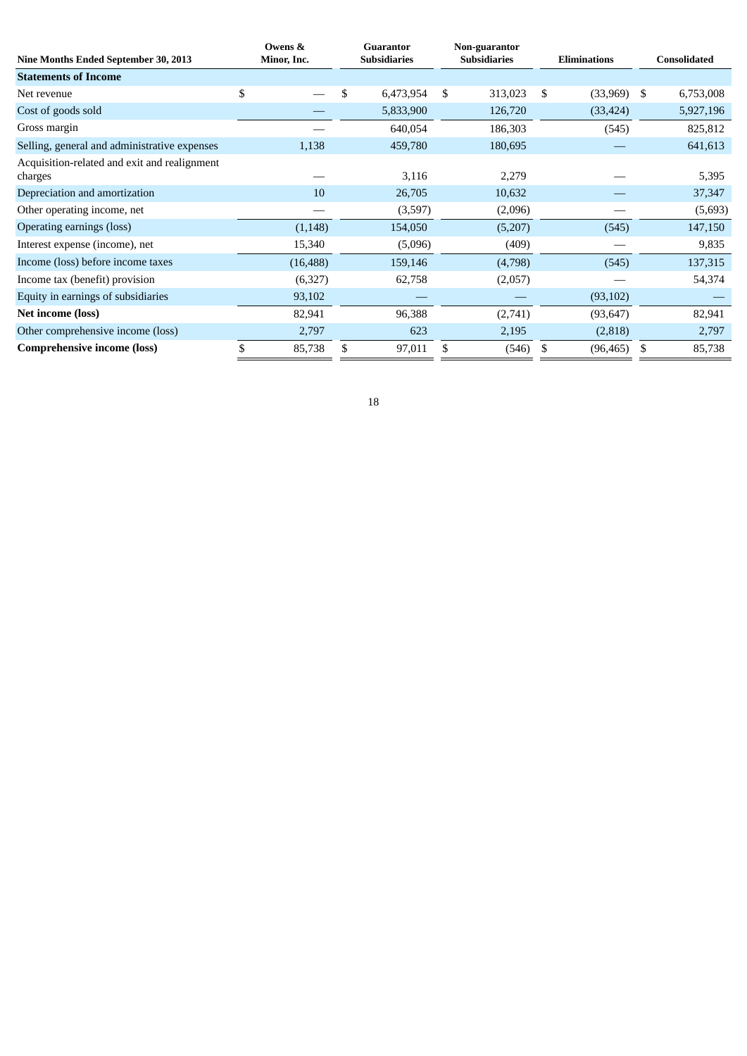| Nine Months Ended September 30, 2013 | Owens & Minor, Inc. | Guarantor Subsidiaries | Non-guarantor Subsidiaries | Eliminations | Consolidated |
|---|---|---|---|---|---|
| **Statements of Income** | | | | | |
| Net revenue | $ — | $ 6,473,954 | $ 313,023 | $ (33,969) | $ 6,753,008 |
| Cost of goods sold | — | 5,833,900 | 126,720 | (33,424) | 5,927,196 |
| Gross margin | — | 640,054 | 186,303 | (545) | 825,812 |
| Selling, general and administrative expenses | 1,138 | 459,780 | 180,695 | — | 641,613 |
| Acquisition-related and exit and realignment charges | — | 3,116 | 2,279 | — | 5,395 |
| Depreciation and amortization | 10 | 26,705 | 10,632 | — | 37,347 |
| Other operating income, net | — | (3,597) | (2,096) | — | (5,693) |
| Operating earnings (loss) | (1,148) | 154,050 | (5,207) | (545) | 147,150 |
| Interest expense (income), net | 15,340 | (5,096) | (409) | — | 9,835 |
| Income (loss) before income taxes | (16,488) | 159,146 | (4,798) | (545) | 137,315 |
| Income tax (benefit) provision | (6,327) | 62,758 | (2,057) | — | 54,374 |
| Equity in earnings of subsidiaries | 93,102 | — | — | (93,102) | — |
| **Net income (loss)** | 82,941 | 96,388 | (2,741) | (93,647) | 82,941 |
| Other comprehensive income (loss) | 2,797 | 623 | 2,195 | (2,818) | 2,797 |
| **Comprehensive income (loss)** | $ 85,738 | $ 97,011 | $ (546) | $ (96,465) | $ 85,738 |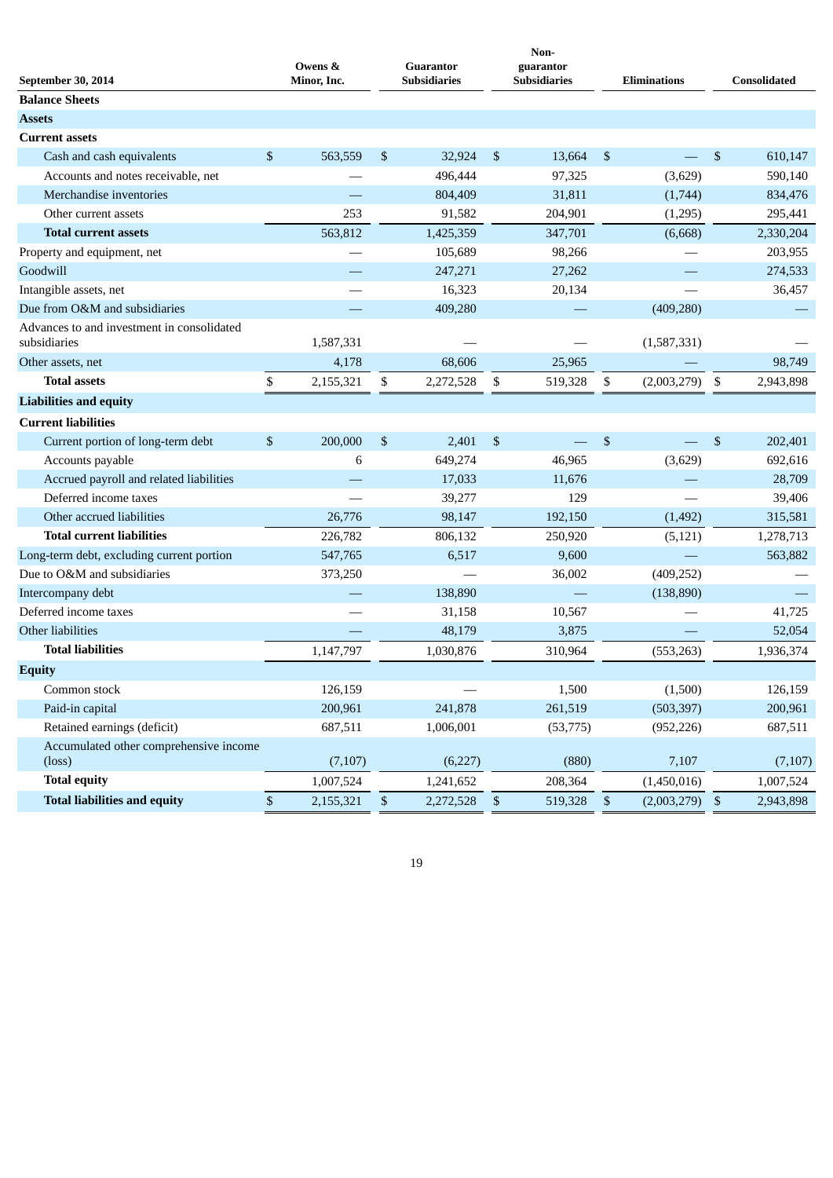| September 30, 2014 | Owens & Minor, Inc. | Guarantor Subsidiaries | Non-guarantor Subsidiaries | Eliminations | Consolidated |
|---|---|---|---|---|---|
| **Balance Sheets** | | | | | |
| **Assets** | | | | | |
| **Current assets** | | | | | |
| Cash and cash equivalents | $ 563,559 | $ 32,924 | $ 13,664 | $ — | $ 610,147 |
| Accounts and notes receivable, net | — | 496,444 | 97,325 | (3,629) | 590,140 |
| Merchandise inventories | — | 804,409 | 31,811 | (1,744) | 834,476 |
| Other current assets | 253 | 91,582 | 204,901 | (1,295) | 295,441 |
| **Total current assets** | 563,812 | 1,425,359 | 347,701 | (6,668) | 2,330,204 |
| Property and equipment, net | — | 105,689 | 98,266 | — | 203,955 |
| Goodwill | — | 247,271 | 27,262 | — | 274,533 |
| Intangible assets, net | — | 16,323 | 20,134 | — | 36,457 |
| Due from O&M and subsidiaries | — | 409,280 | — | (409,280) | — |
| Advances to and investment in consolidated subsidiaries | 1,587,331 | — | — | (1,587,331) | — |
| Other assets, net | 4,178 | 68,606 | 25,965 | — | 98,749 |
| **Total assets** | $ 2,155,321 | $ 2,272,528 | $ 519,328 | $ (2,003,279) | $ 2,943,898 |
| **Liabilities and equity** | | | | | |
| **Current liabilities** | | | | | |
| Current portion of long-term debt | $ 200,000 | $ 2,401 | $ — | $ — | $ 202,401 |
| Accounts payable | 6 | 649,274 | 46,965 | (3,629) | 692,616 |
| Accrued payroll and related liabilities | — | 17,033 | 11,676 | — | 28,709 |
| Deferred income taxes | — | 39,277 | 129 | — | 39,406 |
| Other accrued liabilities | 26,776 | 98,147 | 192,150 | (1,492) | 315,581 |
| **Total current liabilities** | 226,782 | 806,132 | 250,920 | (5,121) | 1,278,713 |
| Long-term debt, excluding current portion | 547,765 | 6,517 | 9,600 | — | 563,882 |
| Due to O&M and subsidiaries | 373,250 | — | 36,002 | (409,252) | — |
| Intercompany debt | — | 138,890 | — | (138,890) | — |
| Deferred income taxes | — | 31,158 | 10,567 | — | 41,725 |
| Other liabilities | — | 48,179 | 3,875 | — | 52,054 |
| **Total liabilities** | 1,147,797 | 1,030,876 | 310,964 | (553,263) | 1,936,374 |
| **Equity** | | | | | |
| Common stock | 126,159 | — | 1,500 | (1,500) | 126,159 |
| Paid-in capital | 200,961 | 241,878 | 261,519 | (503,397) | 200,961 |
| Retained earnings (deficit) | 687,511 | 1,006,001 | (53,775) | (952,226) | 687,511 |
| Accumulated other comprehensive income (loss) | (7,107) | (6,227) | (880) | 7,107 | (7,107) |
| **Total equity** | 1,007,524 | 1,241,652 | 208,364 | (1,450,016) | 1,007,524 |
| **Total liabilities and equity** | $ 2,155,321 | $ 2,272,528 | $ 519,328 | $ (2,003,279) | $ 2,943,898 |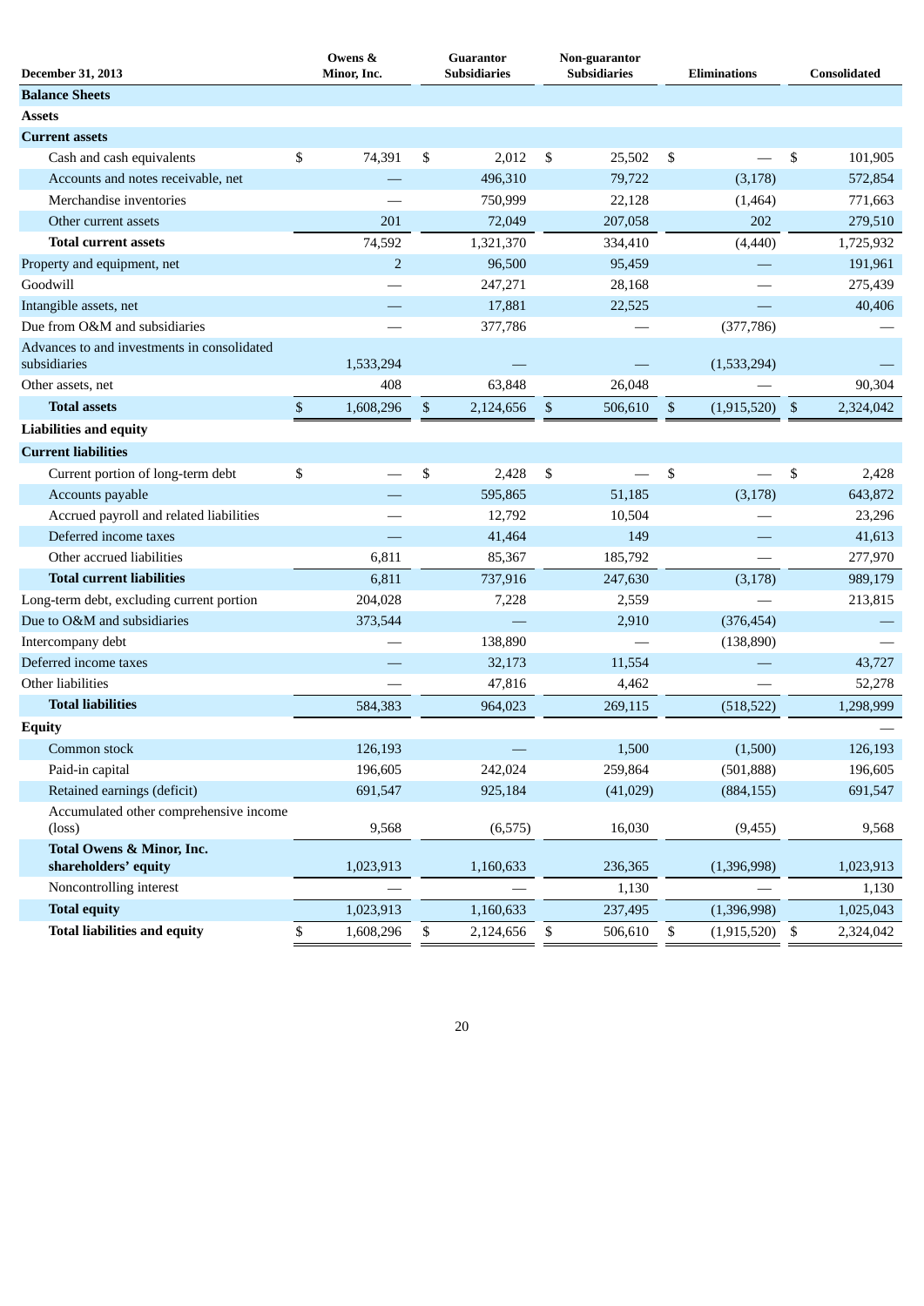| December 31, 2013 | Owens & Minor, Inc. | Guarantor Subsidiaries | Non-guarantor Subsidiaries | Eliminations | Consolidated |
|---|---|---|---|---|---|
| **Balance Sheets** | | | | | |
| **Assets** | | | | | |
| **Current assets** | | | | | |
| Cash and cash equivalents | $ 74,391 | $ 2,012 | $ 25,502 | $ — | $ 101,905 |
| Accounts and notes receivable, net | — | 496,310 | 79,722 | (3,178) | 572,854 |
| Merchandise inventories | — | 750,999 | 22,128 | (1,464) | 771,663 |
| Other current assets | 201 | 72,049 | 207,058 | 202 | 279,510 |
| **Total current assets** | 74,592 | 1,321,370 | 334,410 | (4,440) | 1,725,932 |
| Property and equipment, net | 2 | 96,500 | 95,459 | — | 191,961 |
| Goodwill | — | 247,271 | 28,168 | — | 275,439 |
| Intangible assets, net | — | 17,881 | 22,525 | — | 40,406 |
| Due from O&M and subsidiaries | — | 377,786 | — | (377,786) | — |
| Advances to and investments in consolidated subsidiaries | 1,533,294 | — | — | (1,533,294) | — |
| Other assets, net | 408 | 63,848 | 26,048 | — | 90,304 |
| **Total assets** | $ 1,608,296 | $ 2,124,656 | $ 506,610 | $ (1,915,520) | $ 2,324,042 |
| **Liabilities and equity** | | | | | |
| **Current liabilities** | | | | | |
| Current portion of long-term debt | $ — | $ 2,428 | $ — | $ — | $ 2,428 |
| Accounts payable | — | 595,865 | 51,185 | (3,178) | 643,872 |
| Accrued payroll and related liabilities | — | 12,792 | 10,504 | — | 23,296 |
| Deferred income taxes | — | 41,464 | 149 | — | 41,613 |
| Other accrued liabilities | 6,811 | 85,367 | 185,792 | — | 277,970 |
| **Total current liabilities** | 6,811 | 737,916 | 247,630 | (3,178) | 989,179 |
| Long-term debt, excluding current portion | 204,028 | 7,228 | 2,559 | — | 213,815 |
| Due to O&M and subsidiaries | 373,544 | — | 2,910 | (376,454) | — |
| Intercompany debt | — | 138,890 | — | (138,890) | — |
| Deferred income taxes | — | 32,173 | 11,554 | — | 43,727 |
| Other liabilities | — | 47,816 | 4,462 | — | 52,278 |
| **Total liabilities** | 584,383 | 964,023 | 269,115 | (518,522) | 1,298,999 |
| **Equity** | | | | | — |
| Common stock | 126,193 | — | 1,500 | (1,500) | 126,193 |
| Paid-in capital | 196,605 | 242,024 | 259,864 | (501,888) | 196,605 |
| Retained earnings (deficit) | 691,547 | 925,184 | (41,029) | (884,155) | 691,547 |
| Accumulated other comprehensive income (loss) | 9,568 | (6,575) | 16,030 | (9,455) | 9,568 |
| **Total Owens & Minor, Inc. shareholders' equity** | 1,023,913 | 1,160,633 | 236,365 | (1,396,998) | 1,023,913 |
| Noncontrolling interest | — | — | 1,130 | — | 1,130 |
| **Total equity** | 1,023,913 | 1,160,633 | 237,495 | (1,396,998) | 1,025,043 |
| **Total liabilities and equity** | $ 1,608,296 | $ 2,124,656 | $ 506,610 | $ (1,915,520) | $ 2,324,042 |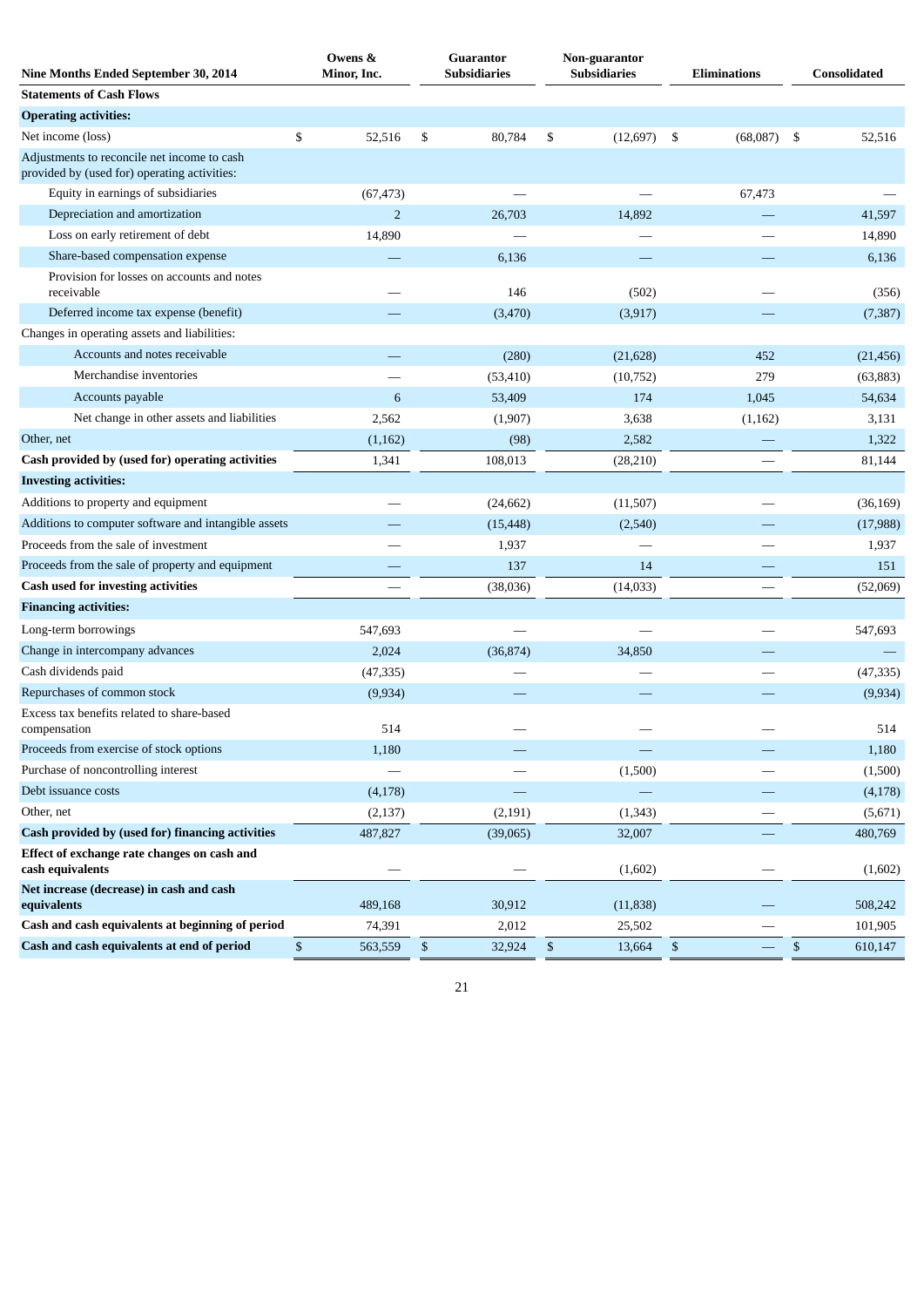| Nine Months Ended September 30, 2014 | Owens & Minor, Inc. | Guarantor Subsidiaries | Non-guarantor Subsidiaries | Eliminations | Consolidated |
|---|---|---|---|---|---|
| **Statements of Cash Flows** | | | | | |
| **Operating activities:** | | | | | |
| Net income (loss) | $ 52,516 | $ 80,784 | $ (12,697) | $ (68,087) | $ 52,516 |
| Adjustments to reconcile net income to cash provided by (used for) operating activities: | | | | | |
| Equity in earnings of subsidiaries | (67,473) | — | — | 67,473 | — |
| Depreciation and amortization | 2 | 26,703 | 14,892 | — | 41,597 |
| Loss on early retirement of debt | 14,890 | — | — | — | 14,890 |
| Share-based compensation expense | — | 6,136 | — | — | 6,136 |
| Provision for losses on accounts and notes receivable | — | 146 | (502) | — | (356) |
| Deferred income tax expense (benefit) | — | (3,470) | (3,917) | — | (7,387) |
| Changes in operating assets and liabilities: | | | | | |
| Accounts and notes receivable | — | (280) | (21,628) | 452 | (21,456) |
| Merchandise inventories | — | (53,410) | (10,752) | 279 | (63,883) |
| Accounts payable | 6 | 53,409 | 174 | 1,045 | 54,634 |
| Net change in other assets and liabilities | 2,562 | (1,907) | 3,638 | (1,162) | 3,131 |
| Other, net | (1,162) | (98) | 2,582 | — | 1,322 |
| **Cash provided by (used for) operating activities** | 1,341 | 108,013 | (28,210) | — | 81,144 |
| **Investing activities:** | | | | | |
| Additions to property and equipment | — | (24,662) | (11,507) | — | (36,169) |
| Additions to computer software and intangible assets | — | (15,448) | (2,540) | — | (17,988) |
| Proceeds from the sale of investment | — | 1,937 | — | — | 1,937 |
| Proceeds from the sale of property and equipment | — | 137 | 14 | — | 151 |
| **Cash used for investing activities** | — | (38,036) | (14,033) | — | (52,069) |
| **Financing activities:** | | | | | |
| Long-term borrowings | 547,693 | — | — | — | 547,693 |
| Change in intercompany advances | 2,024 | (36,874) | 34,850 | — | — |
| Cash dividends paid | (47,335) | — | — | — | (47,335) |
| Repurchases of common stock | (9,934) | — | — | — | (9,934) |
| Excess tax benefits related to share-based compensation | 514 | — | — | — | 514 |
| Proceeds from exercise of stock options | 1,180 | — | — | — | 1,180 |
| Purchase of noncontrolling interest | — | — | (1,500) | — | (1,500) |
| Debt issuance costs | (4,178) | — | — | — | (4,178) |
| Other, net | (2,137) | (2,191) | (1,343) | — | (5,671) |
| **Cash provided by (used for) financing activities** | 487,827 | (39,065) | 32,007 | — | 480,769 |
| **Effect of exchange rate changes on cash and cash equivalents** | — | — | (1,602) | — | (1,602) |
| **Net increase (decrease) in cash and cash equivalents** | 489,168 | 30,912 | (11,838) | — | 508,242 |
| **Cash and cash equivalents at beginning of period** | 74,391 | 2,012 | 25,502 | — | 101,905 |
| **Cash and cash equivalents at end of period** | $ 563,559 | $ 32,924 | $ 13,664 | $ — | $ 610,147 |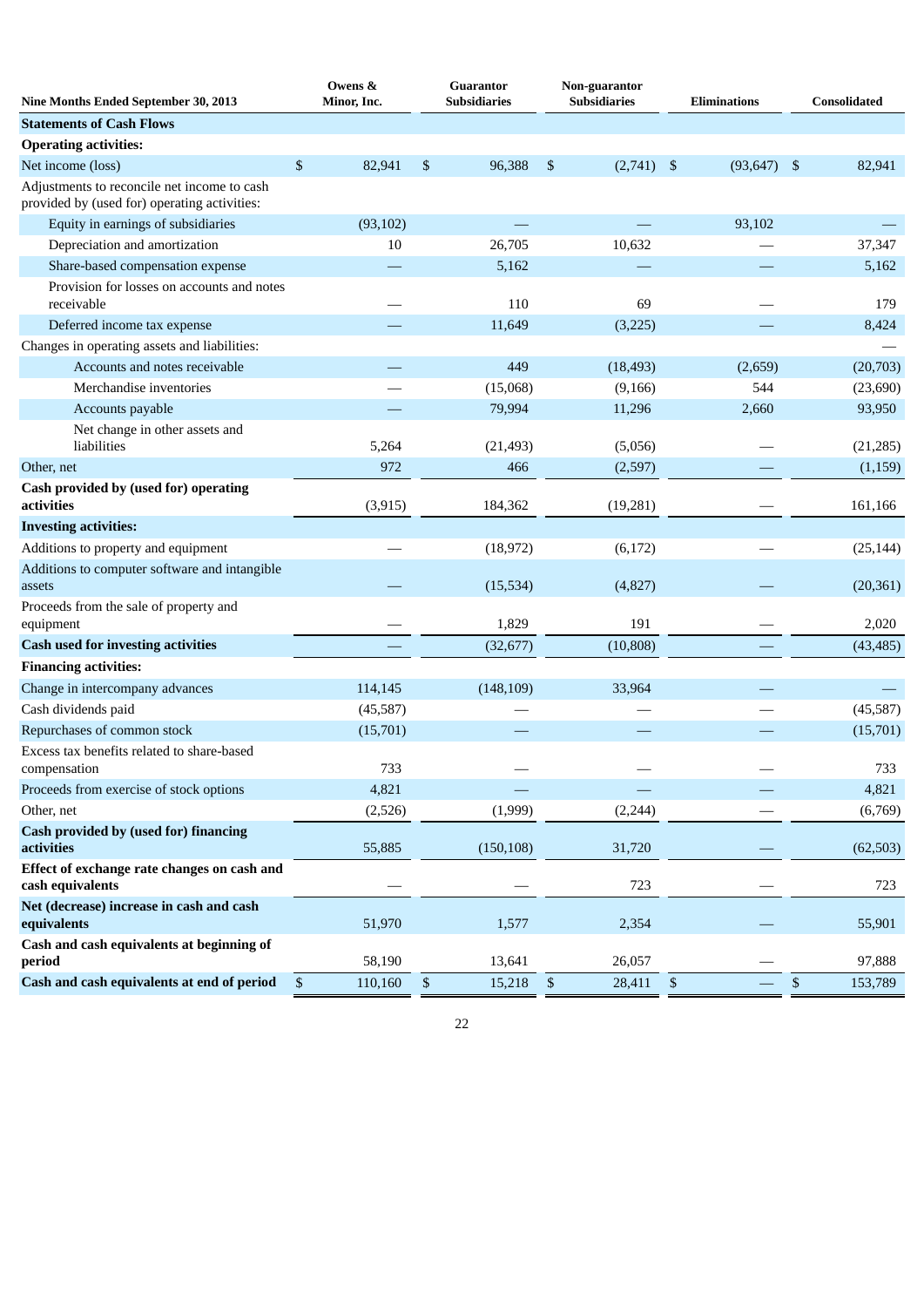| Nine Months Ended September 30, 2013 | Owens & Minor, Inc. | Guarantor Subsidiaries | Non-guarantor Subsidiaries | Eliminations | Consolidated |
|---|---|---|---|---|---|
| **Statements of Cash Flows** | | | | | |
| **Operating activities:** | | | | | |
| Net income (loss) | $ 82,941 | $ 96,388 | $ (2,741) | $ (93,647) | $ 82,941 |
| Adjustments to reconcile net income to cash provided by (used for) operating activities: | | | | | |
| Equity in earnings of subsidiaries | (93,102) | — | — | 93,102 | — |
| Depreciation and amortization | 10 | 26,705 | 10,632 | — | 37,347 |
| Share-based compensation expense | — | 5,162 | — | — | 5,162 |
| Provision for losses on accounts and notes receivable | — | 110 | 69 | — | 179 |
| Deferred income tax expense | — | 11,649 | (3,225) | — | 8,424 |
| Changes in operating assets and liabilities: | | | | | — |
| Accounts and notes receivable | — | 449 | (18,493) | (2,659) | (20,703) |
| Merchandise inventories | — | (15,068) | (9,166) | 544 | (23,690) |
| Accounts payable | — | 79,994 | 11,296 | 2,660 | 93,950 |
| Net change in other assets and liabilities | 5,264 | (21,493) | (5,056) | — | (21,285) |
| Other, net | 972 | 466 | (2,597) | — | (1,159) |
| **Cash provided by (used for) operating activities** | (3,915) | 184,362 | (19,281) | — | 161,166 |
| **Investing activities:** | | | | | |
| Additions to property and equipment | — | (18,972) | (6,172) | — | (25,144) |
| Additions to computer software and intangible assets | — | (15,534) | (4,827) | — | (20,361) |
| Proceeds from the sale of property and equipment | — | 1,829 | 191 | — | 2,020 |
| **Cash used for investing activities** | — | (32,677) | (10,808) | — | (43,485) |
| **Financing activities:** | | | | | |
| Change in intercompany advances | 114,145 | (148,109) | 33,964 | — | — |
| Cash dividends paid | (45,587) | — | — | — | (45,587) |
| Repurchases of common stock | (15,701) | — | — | — | (15,701) |
| Excess tax benefits related to share-based compensation | 733 | — | — | — | 733 |
| Proceeds from exercise of stock options | 4,821 | — | — | — | 4,821 |
| Other, net | (2,526) | (1,999) | (2,244) | — | (6,769) |
| **Cash provided by (used for) financing activities** | 55,885 | (150,108) | 31,720 | — | (62,503) |
| **Effect of exchange rate changes on cash and cash equivalents** | — | — | 723 | — | 723 |
| **Net (decrease) increase in cash and cash equivalents** | 51,970 | 1,577 | 2,354 | — | 55,901 |
| **Cash and cash equivalents at beginning of period** | 58,190 | 13,641 | 26,057 | — | 97,888 |
| **Cash and cash equivalents at end of period** | $ 110,160 | $ 15,218 | $ 28,411 | $ — | $ 153,789 |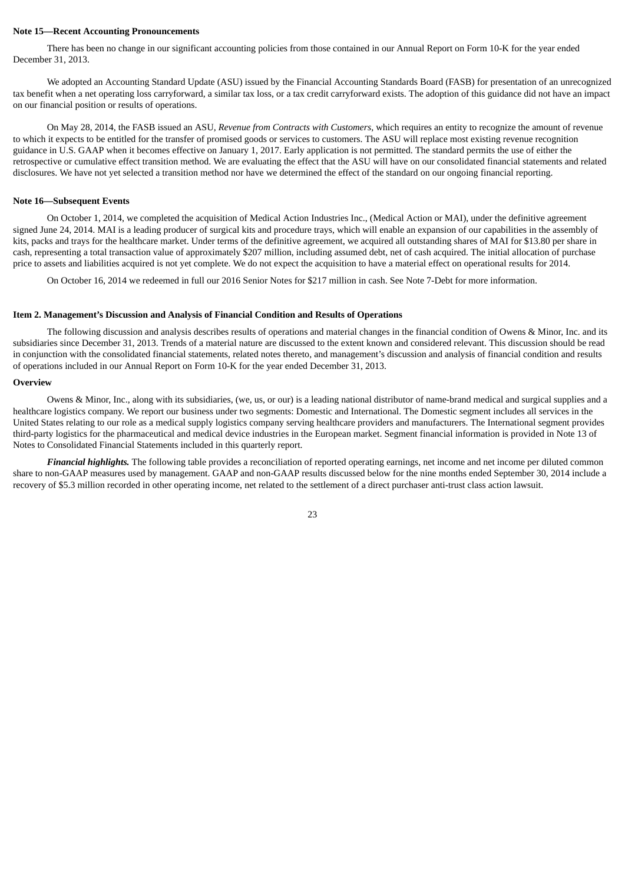**Note 15—Recent Accounting Pronouncements**

There has been no change in our significant accounting policies from those contained in our Annual Report on Form 10-K for the year ended December 31, 2013.

We adopted an Accounting Standard Update (ASU) issued by the Financial Accounting Standards Board (FASB) for presentation of an unrecognized tax benefit when a net operating loss carryforward, a similar tax loss, or a tax credit carryforward exists. The adoption of this guidance did not have an impact on our financial position or results of operations.

On May 28, 2014, the FASB issued an ASU, *Revenue from Contracts with Customers*, which requires an entity to recognize the amount of revenue to which it expects to be entitled for the transfer of promised goods or services to customers. The ASU will replace most existing revenue recognition guidance in U.S. GAAP when it becomes effective on January 1, 2017. Early application is not permitted. The standard permits the use of either the retrospective or cumulative effect transition method. We are evaluating the effect that the ASU will have on our consolidated financial statements and related disclosures. We have not yet selected a transition method nor have we determined the effect of the standard on our ongoing financial reporting.

**Note 16—Subsequent Events**

On October 1, 2014, we completed the acquisition of Medical Action Industries Inc., (Medical Action or MAI), under the definitive agreement signed June 24, 2014. MAI is a leading producer of surgical kits and procedure trays, which will enable an expansion of our capabilities in the assembly of kits, packs and trays for the healthcare market. Under terms of the definitive agreement, we acquired all outstanding shares of MAI for $13.80 per share in cash, representing a total transaction value of approximately $207 million, including assumed debt, net of cash acquired. The initial allocation of purchase price to assets and liabilities acquired is not yet complete. We do not expect the acquisition to have a material effect on operational results for 2014.

On October 16, 2014 we redeemed in full our 2016 Senior Notes for $217 million in cash. See Note 7-Debt for more information.

**Item 2. Management's Discussion and Analysis of Financial Condition and Results of Operations**

The following discussion and analysis describes results of operations and material changes in the financial condition of Owens & Minor, Inc. and its subsidiaries since December 31, 2013. Trends of a material nature are discussed to the extent known and considered relevant. This discussion should be read in conjunction with the consolidated financial statements, related notes thereto, and management's discussion and analysis of financial condition and results of operations included in our Annual Report on Form 10-K for the year ended December 31, 2013.

**Overview**

Owens & Minor, Inc., along with its subsidiaries, (we, us, or our) is a leading national distributor of name-brand medical and surgical supplies and a healthcare logistics company. We report our business under two segments: Domestic and International. The Domestic segment includes all services in the United States relating to our role as a medical supply logistics company serving healthcare providers and manufacturers. The International segment provides third-party logistics for the pharmaceutical and medical device industries in the European market. Segment financial information is provided in Note 13 of Notes to Consolidated Financial Statements included in this quarterly report.

***Financial highlights.*** The following table provides a reconciliation of reported operating earnings, net income and net income per diluted common share to non-GAAP measures used by management. GAAP and non-GAAP results discussed below for the nine months ended September 30, 2014 include a recovery of $5.3 million recorded in other operating income, net related to the settlement of a direct purchaser anti-trust class action lawsuit.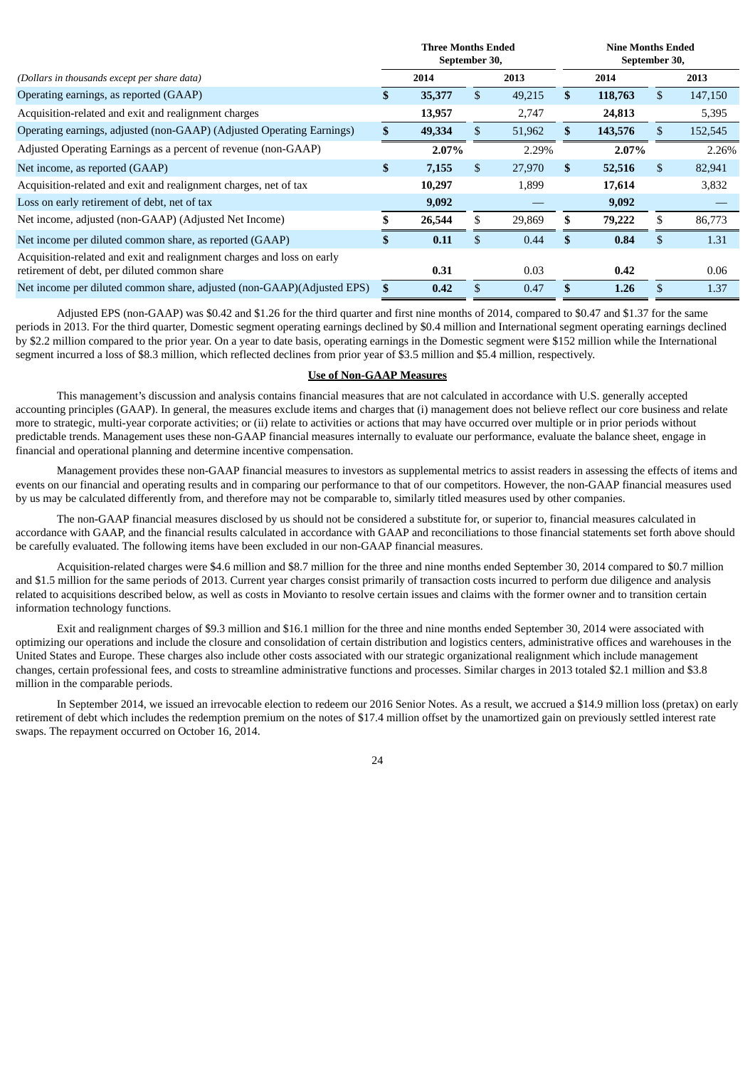| *(Dollars in thousands except per share data)* | Three Months Ended September 30, 2014 | Three Months Ended September 30, 2013 | Nine Months Ended September 30, 2014 | Nine Months Ended September 30, 2013 |
|---|---|---|---|---|
| Operating earnings, as reported (GAAP) | **$ 35,377** | $ 49,215 | **$ 118,763** | $ 147,150 |
| Acquisition-related and exit and realignment charges | **13,957** | 2,747 | **24,813** | 5,395 |
| Operating earnings, adjusted (non-GAAP) (Adjusted Operating Earnings) | **$ 49,334** | $ 51,962 | **$ 143,576** | $ 152,545 |
| Adjusted Operating Earnings as a percent of revenue (non-GAAP) | **2.07%** | 2.29% | **2.07%** | 2.26% |
| Net income, as reported (GAAP) | **$ 7,155** | $ 27,970 | **$ 52,516** | $ 82,941 |
| Acquisition-related and exit and realignment charges, net of tax | **10,297** | 1,899 | **17,614** | 3,832 |
| Loss on early retirement of debt, net of tax | **9,092** | — | **9,092** | — |
| Net income, adjusted (non-GAAP) (Adjusted Net Income) | **$ 26,544** | $ 29,869 | **$ 79,222** | $ 86,773 |
| Net income per diluted common share, as reported (GAAP) | **$ 0.11** | $ 0.44 | **$ 0.84** | $ 1.31 |
| Acquisition-related and exit and realignment charges and loss on early retirement of debt, per diluted common share | **0.31** | 0.03 | **0.42** | 0.06 |
| Net income per diluted common share, adjusted (non-GAAP)(Adjusted EPS) | **$ 0.42** | $ 0.47 | **$ 1.26** | $ 1.37 |

Adjusted EPS (non-GAAP) was $0.42 and $1.26 for the third quarter and first nine months of 2014, compared to $0.47 and $1.37 for the same periods in 2013. For the third quarter, Domestic segment operating earnings declined by $0.4 million and International segment operating earnings declined by $2.2 million compared to the prior year. On a year to date basis, operating earnings in the Domestic segment were $152 million while the International segment incurred a loss of $8.3 million, which reflected declines from prior year of $3.5 million and $5.4 million, respectively.

**Use of Non-GAAP Measures**

This management's discussion and analysis contains financial measures that are not calculated in accordance with U.S. generally accepted accounting principles (GAAP). In general, the measures exclude items and charges that (i) management does not believe reflect our core business and relate more to strategic, multi-year corporate activities; or (ii) relate to activities or actions that may have occurred over multiple or in prior periods without predictable trends. Management uses these non-GAAP financial measures internally to evaluate our performance, evaluate the balance sheet, engage in financial and operational planning and determine incentive compensation.

Management provides these non-GAAP financial measures to investors as supplemental metrics to assist readers in assessing the effects of items and events on our financial and operating results and in comparing our performance to that of our competitors. However, the non-GAAP financial measures used by us may be calculated differently from, and therefore may not be comparable to, similarly titled measures used by other companies.

The non-GAAP financial measures disclosed by us should not be considered a substitute for, or superior to, financial measures calculated in accordance with GAAP, and the financial results calculated in accordance with GAAP and reconciliations to those financial statements set forth above should be carefully evaluated. The following items have been excluded in our non-GAAP financial measures.

Acquisition-related charges were $4.6 million and $8.7 million for the three and nine months ended September 30, 2014 compared to $0.7 million and $1.5 million for the same periods of 2013. Current year charges consist primarily of transaction costs incurred to perform due diligence and analysis related to acquisitions described below, as well as costs in Movianto to resolve certain issues and claims with the former owner and to transition certain information technology functions.

Exit and realignment charges of $9.3 million and $16.1 million for the three and nine months ended September 30, 2014 were associated with optimizing our operations and include the closure and consolidation of certain distribution and logistics centers, administrative offices and warehouses in the United States and Europe. These charges also include other costs associated with our strategic organizational realignment which include management changes, certain professional fees, and costs to streamline administrative functions and processes. Similar charges in 2013 totaled $2.1 million and $3.8 million in the comparable periods.

In September 2014, we issued an irrevocable election to redeem our 2016 Senior Notes. As a result, we accrued a $14.9 million loss (pretax) on early retirement of debt which includes the redemption premium on the notes of $17.4 million offset by the unamortized gain on previously settled interest rate swaps. The repayment occurred on October 16, 2014.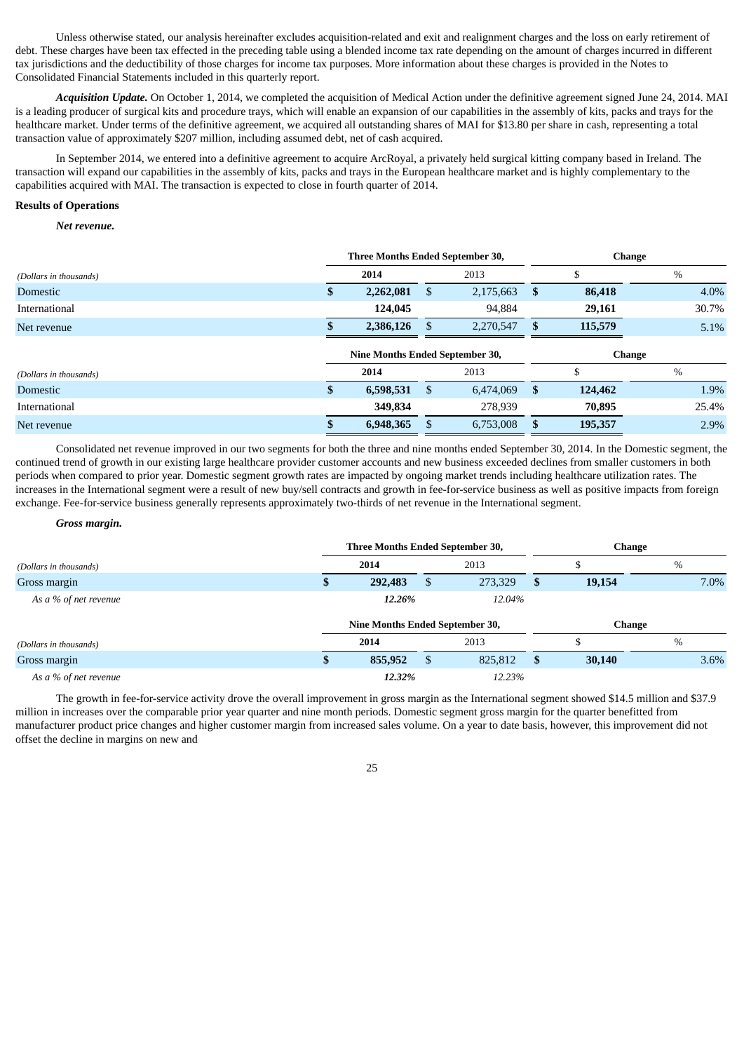Unless otherwise stated, our analysis hereinafter excludes acquisition-related and exit and realignment charges and the loss on early retirement of debt. These charges have been tax effected in the preceding table using a blended income tax rate depending on the amount of charges incurred in different tax jurisdictions and the deductibility of those charges for income tax purposes. More information about these charges is provided in the Notes to Consolidated Financial Statements included in this quarterly report.

***Acquisition Update.*** On October 1, 2014, we completed the acquisition of Medical Action under the definitive agreement signed June 24, 2014. MAI is a leading producer of surgical kits and procedure trays, which will enable an expansion of our capabilities in the assembly of kits, packs and trays for the healthcare market. Under terms of the definitive agreement, we acquired all outstanding shares of MAI for $13.80 per share in cash, representing a total transaction value of approximately $207 million, including assumed debt, net of cash acquired.

In September 2014, we entered into a definitive agreement to acquire ArcRoyal, a privately held surgical kitting company based in Ireland. The transaction will expand our capabilities in the assembly of kits, packs and trays in the European healthcare market and is highly complementary to the capabilities acquired with MAI. The transaction is expected to close in fourth quarter of 2014.

**Results of Operations**

***Net revenue.***

| | Three Months Ended September 30, | | Change | |
|---|---|---|---|---|
| *(Dollars in thousands)* | **2014** | 2013 | $ | % |
| Domestic | **$ 2,262,081** | $ 2,175,663 | **$ 86,418** | 4.0% |
| International | **124,045** | 94,884 | **29,161** | 30.7% |
| Net revenue | **$ 2,386,126** | $ 2,270,547 | **$ 115,579** | 5.1% |

| | Nine Months Ended September 30, | | Change | |
|---|---|---|---|---|
| *(Dollars in thousands)* | **2014** | 2013 | $ | % |
| Domestic | **$ 6,598,531** | $ 6,474,069 | **$ 124,462** | 1.9% |
| International | **349,834** | 278,939 | **70,895** | 25.4% |
| Net revenue | **$ 6,948,365** | $ 6,753,008 | **$ 195,357** | 2.9% |

Consolidated net revenue improved in our two segments for both the three and nine months ended September 30, 2014. In the Domestic segment, the continued trend of growth in our existing large healthcare provider customer accounts and new business exceeded declines from smaller customers in both periods when compared to prior year. Domestic segment growth rates are impacted by ongoing market trends including healthcare utilization rates. The increases in the International segment were a result of new buy/sell contracts and growth in fee-for-service business as well as positive impacts from foreign exchange. Fee-for-service business generally represents approximately two-thirds of net revenue in the International segment.

***Gross margin.***

| | Three Months Ended September 30, | | Change | |
|---|---|---|---|---|
| *(Dollars in thousands)* | **2014** | 2013 | $ | % |
| Gross margin | **$ 292,483** | $ 273,329 | **$ 19,154** | 7.0% |
| *As a % of net revenue* | ***12.26%*** | *12.04%* | | |

| | Nine Months Ended September 30, | | Change | |
|---|---|---|---|---|
| *(Dollars in thousands)* | **2014** | 2013 | $ | % |
| Gross margin | **$ 855,952** | $ 825,812 | **$ 30,140** | 3.6% |
| *As a % of net revenue* | ***12.32%*** | *12.23%* | | |

The growth in fee-for-service activity drove the overall improvement in gross margin as the International segment showed $14.5 million and $37.9 million in increases over the comparable prior year quarter and nine month periods. Domestic segment gross margin for the quarter benefitted from manufacturer product price changes and higher customer margin from increased sales volume. On a year to date basis, however, this improvement did not offset the decline in margins on new and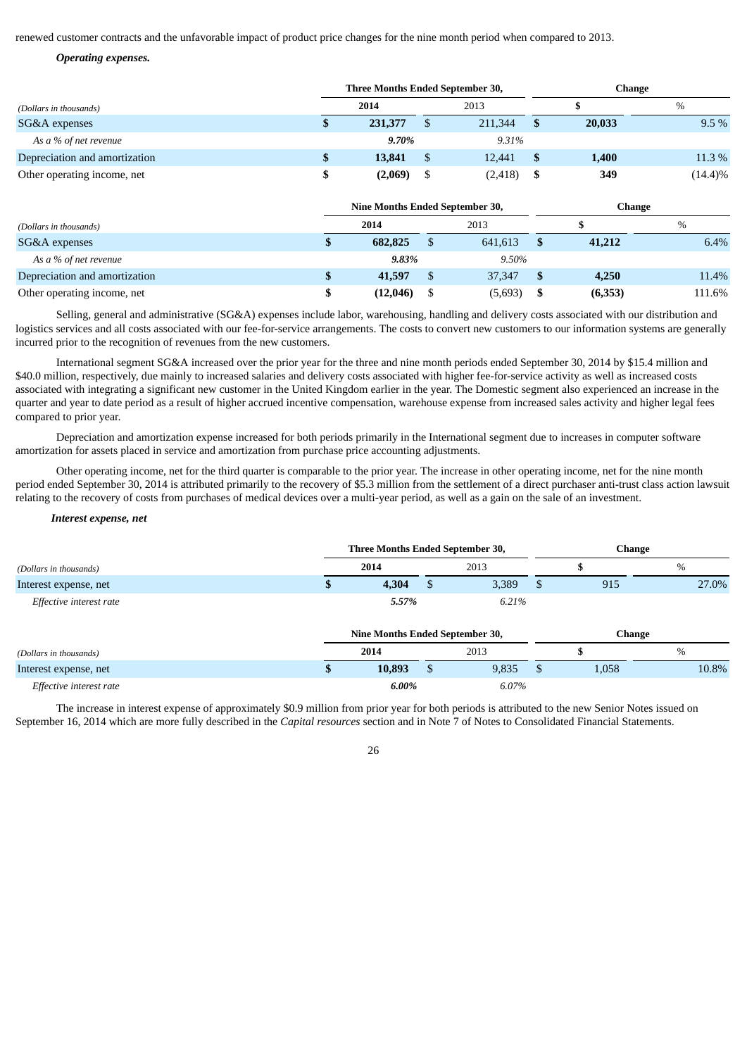renewed customer contracts and the unfavorable impact of product price changes for the nine month period when compared to 2013.

***Operating expenses.***

| | Three Months Ended September 30, | | Change | |
|---|---|---|---|---|
| *(Dollars in thousands)* | **2014** | 2013 | **$** | % |
| SG&A expenses | **$ 231,377** | $ 211,344 | **$ 20,033** | 9.5 % |
| *As a % of net revenue* | ***9.70%*** | *9.31%* | | |
| Depreciation and amortization | **$ 13,841** | $ 12,441 | **$ 1,400** | 11.3 % |
| Other operating income, net | **$ (2,069)** | $ (2,418) | **$ 349** | (14.4)% |

| | Nine Months Ended September 30, | | Change | |
|---|---|---|---|---|
| *(Dollars in thousands)* | **2014** | 2013 | **$** | % |
| SG&A expenses | **$ 682,825** | $ 641,613 | **$ 41,212** | 6.4% |
| *As a % of net revenue* | ***9.83%*** | *9.50%* | | |
| Depreciation and amortization | **$ 41,597** | $ 37,347 | **$ 4,250** | 11.4% |
| Other operating income, net | **$ (12,046)** | $ (5,693) | **$ (6,353)** | 111.6% |

Selling, general and administrative (SG&A) expenses include labor, warehousing, handling and delivery costs associated with our distribution and logistics services and all costs associated with our fee-for-service arrangements. The costs to convert new customers to our information systems are generally incurred prior to the recognition of revenues from the new customers.

International segment SG&A increased over the prior year for the three and nine month periods ended September 30, 2014 by $15.4 million and $40.0 million, respectively, due mainly to increased salaries and delivery costs associated with higher fee-for-service activity as well as increased costs associated with integrating a significant new customer in the United Kingdom earlier in the year. The Domestic segment also experienced an increase in the quarter and year to date period as a result of higher accrued incentive compensation, warehouse expense from increased sales activity and higher legal fees compared to prior year.

Depreciation and amortization expense increased for both periods primarily in the International segment due to increases in computer software amortization for assets placed in service and amortization from purchase price accounting adjustments.

Other operating income, net for the third quarter is comparable to the prior year. The increase in other operating income, net for the nine month period ended September 30, 2014 is attributed primarily to the recovery of $5.3 million from the settlement of a direct purchaser anti-trust class action lawsuit relating to the recovery of costs from purchases of medical devices over a multi-year period, as well as a gain on the sale of an investment.

***Interest expense, net***

| | Three Months Ended September 30, | | Change | |
|---|---|---|---|---|
| *(Dollars in thousands)* | **2014** | 2013 | **$** | % |
| Interest expense, net | **$ 4,304** | $ 3,389 | $ 915 | 27.0% |
| *Effective interest rate* | ***5.57%*** | *6.21%* | | |

| | Nine Months Ended September 30, | | Change | |
|---|---|---|---|---|
| *(Dollars in thousands)* | **2014** | 2013 | **$** | % |
| Interest expense, net | **$ 10,893** | $ 9,835 | $ 1,058 | 10.8% |
| *Effective interest rate* | ***6.00%*** | *6.07%* | | |

The increase in interest expense of approximately $0.9 million from prior year for both periods is attributed to the new Senior Notes issued on September 16, 2014 which are more fully described in the *Capital resources* section and in Note 7 of Notes to Consolidated Financial Statements.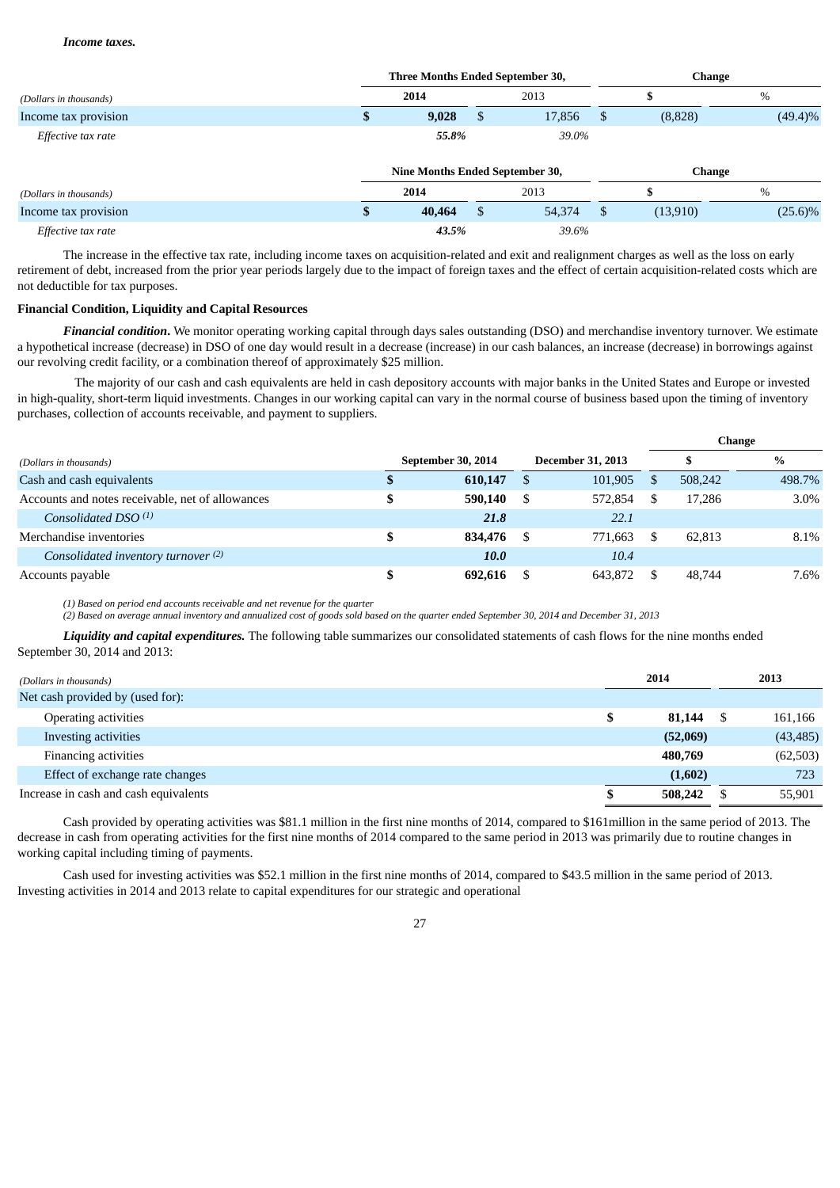***Income taxes.***

| *(Dollars in thousands)* | Three Months Ended September 30, | | Change | |
|---|---|---|---|---|
| | **2014** | 2013 | $ | % |
| Income tax provision | **$ 9,028** | $ 17,856 | $ (8,828) | (49.4)% |
| *Effective tax rate* | ***55.8%*** | *39.0%* | | |

| *(Dollars in thousands)* | Nine Months Ended September 30, | | Change | |
|---|---|---|---|---|
| | **2014** | 2013 | $ | % |
| Income tax provision | **$ 40,464** | $ 54,374 | $ (13,910) | (25.6)% |
| *Effective tax rate* | ***43.5%*** | *39.6%* | | |

The increase in the effective tax rate, including income taxes on acquisition-related and exit and realignment charges as well as the loss on early retirement of debt, increased from the prior year periods largely due to the impact of foreign taxes and the effect of certain acquisition-related costs which are not deductible for tax purposes.

**Financial Condition, Liquidity and Capital Resources**

***Financial condition*.** We monitor operating working capital through days sales outstanding (DSO) and merchandise inventory turnover. We estimate a hypothetical increase (decrease) in DSO of one day would result in a decrease (increase) in our cash balances, an increase (decrease) in borrowings against our revolving credit facility, or a combination thereof of approximately $25 million.

The majority of our cash and cash equivalents are held in cash depository accounts with major banks in the United States and Europe or invested in high-quality, short-term liquid investments. Changes in our working capital can vary in the normal course of business based upon the timing of inventory purchases, collection of accounts receivable, and payment to suppliers.

| *(Dollars in thousands)* | **September 30, 2014** | **December 31, 2013** | **Change** | |
|---|---|---|---|---|
| | | | **$** | **%** |
| Cash and cash equivalents | **$ 610,147** | $ 101,905 | $ 508,242 | 498.7% |
| Accounts and notes receivable, net of allowances | **$ 590,140** | $ 572,854 | $ 17,286 | 3.0% |
| *Consolidated DSO [(1)]* | ***21.8*** | *22.1* | | |
| Merchandise inventories | **$ 834,476** | $ 771,663 | $ 62,813 | 8.1% |
| *Consolidated inventory turnover [(2)]* | ***10.0*** | *10.4* | | |
| Accounts payable | **$ 692,616** | $ 643,872 | $ 48,744 | 7.6% |

*(1) Based on period end accounts receivable and net revenue for the quarter*
*(2) Based on average annual inventory and annualized cost of goods sold based on the quarter ended September 30, 2014 and December 31, 2013*

***Liquidity and capital expenditures.*** The following table summarizes our consolidated statements of cash flows for the nine months ended September 30, 2014 and 2013:

| *(Dollars in thousands)* | **2014** | **2013** |
|---|---|---|
| Net cash provided by (used for): | | |
| Operating activities | **$ 81,144** | $ 161,166 |
| Investing activities | **(52,069)** | (43,485) |
| Financing activities | **480,769** | (62,503) |
| Effect of exchange rate changes | **(1,602)** | 723 |
| Increase in cash and cash equivalents | **$ 508,242** | $ 55,901 |

Cash provided by operating activities was $81.1 million in the first nine months of 2014, compared to $161million in the same period of 2013. The decrease in cash from operating activities for the first nine months of 2014 compared to the same period in 2013 was primarily due to routine changes in working capital including timing of payments.

Cash used for investing activities was $52.1 million in the first nine months of 2014, compared to $43.5 million in the same period of 2013. Investing activities in 2014 and 2013 relate to capital expenditures for our strategic and operational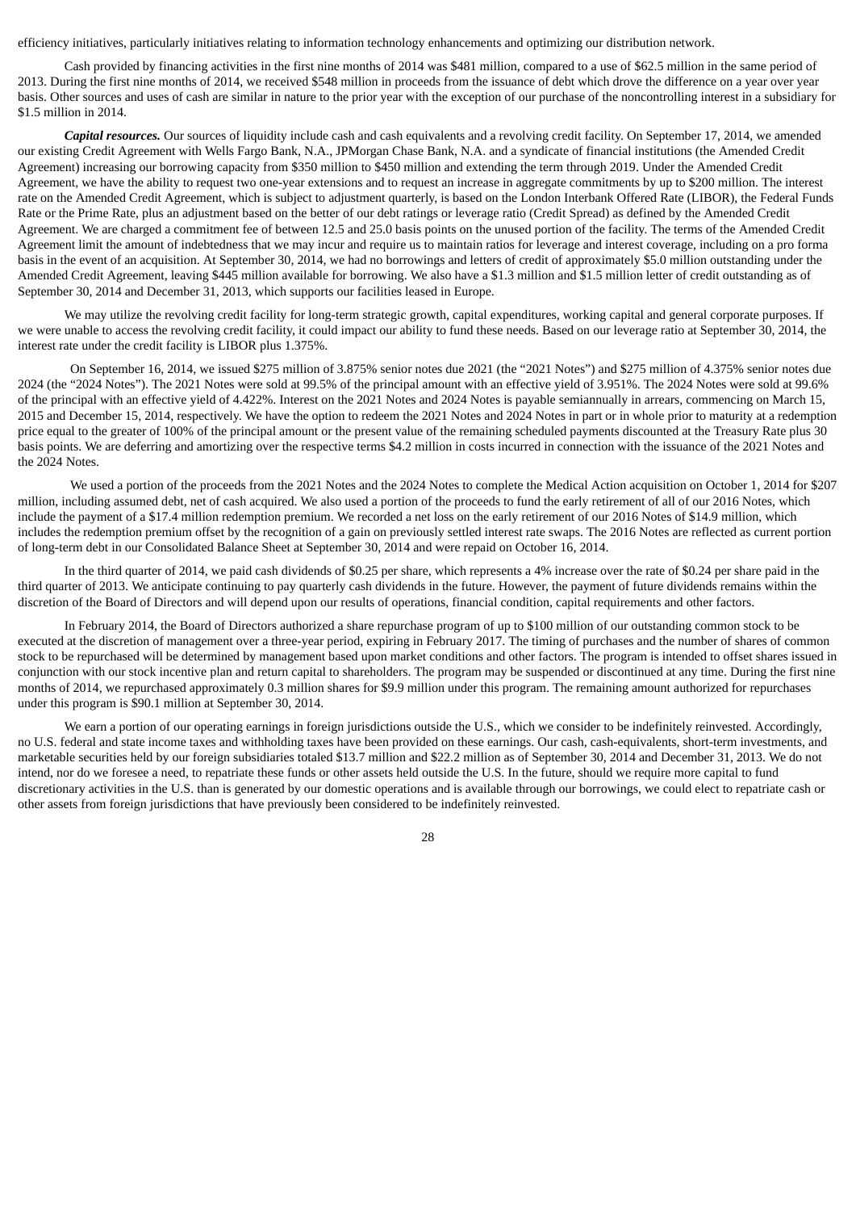efficiency initiatives, particularly initiatives relating to information technology enhancements and optimizing our distribution network.

Cash provided by financing activities in the first nine months of 2014 was $481 million, compared to a use of $62.5 million in the same period of 2013. During the first nine months of 2014, we received $548 million in proceeds from the issuance of debt which drove the difference on a year over year basis. Other sources and uses of cash are similar in nature to the prior year with the exception of our purchase of the noncontrolling interest in a subsidiary for $1.5 million in 2014.

***Capital resources.*** Our sources of liquidity include cash and cash equivalents and a revolving credit facility. On September 17, 2014, we amended our existing Credit Agreement with Wells Fargo Bank, N.A., JPMorgan Chase Bank, N.A. and a syndicate of financial institutions (the Amended Credit Agreement) increasing our borrowing capacity from $350 million to $450 million and extending the term through 2019. Under the Amended Credit Agreement, we have the ability to request two one-year extensions and to request an increase in aggregate commitments by up to $200 million. The interest rate on the Amended Credit Agreement, which is subject to adjustment quarterly, is based on the London Interbank Offered Rate (LIBOR), the Federal Funds Rate or the Prime Rate, plus an adjustment based on the better of our debt ratings or leverage ratio (Credit Spread) as defined by the Amended Credit Agreement. We are charged a commitment fee of between 12.5 and 25.0 basis points on the unused portion of the facility. The terms of the Amended Credit Agreement limit the amount of indebtedness that we may incur and require us to maintain ratios for leverage and interest coverage, including on a pro forma basis in the event of an acquisition. At September 30, 2014, we had no borrowings and letters of credit of approximately $5.0 million outstanding under the Amended Credit Agreement, leaving $445 million available for borrowing. We also have a $1.3 million and $1.5 million letter of credit outstanding as of September 30, 2014 and December 31, 2013, which supports our facilities leased in Europe.

We may utilize the revolving credit facility for long-term strategic growth, capital expenditures, working capital and general corporate purposes. If we were unable to access the revolving credit facility, it could impact our ability to fund these needs. Based on our leverage ratio at September 30, 2014, the interest rate under the credit facility is LIBOR plus 1.375%.

On September 16, 2014, we issued $275 million of 3.875% senior notes due 2021 (the "2021 Notes") and $275 million of 4.375% senior notes due 2024 (the "2024 Notes"). The 2021 Notes were sold at 99.5% of the principal amount with an effective yield of 3.951%. The 2024 Notes were sold at 99.6% of the principal with an effective yield of 4.422%. Interest on the 2021 Notes and 2024 Notes is payable semiannually in arrears, commencing on March 15, 2015 and December 15, 2014, respectively. We have the option to redeem the 2021 Notes and 2024 Notes in part or in whole prior to maturity at a redemption price equal to the greater of 100% of the principal amount or the present value of the remaining scheduled payments discounted at the Treasury Rate plus 30 basis points. We are deferring and amortizing over the respective terms $4.2 million in costs incurred in connection with the issuance of the 2021 Notes and the 2024 Notes.

We used a portion of the proceeds from the 2021 Notes and the 2024 Notes to complete the Medical Action acquisition on October 1, 2014 for $207 million, including assumed debt, net of cash acquired. We also used a portion of the proceeds to fund the early retirement of all of our 2016 Notes, which include the payment of a $17.4 million redemption premium. We recorded a net loss on the early retirement of our 2016 Notes of $14.9 million, which includes the redemption premium offset by the recognition of a gain on previously settled interest rate swaps. The 2016 Notes are reflected as current portion of long-term debt in our Consolidated Balance Sheet at September 30, 2014 and were repaid on October 16, 2014.

In the third quarter of 2014, we paid cash dividends of $0.25 per share, which represents a 4% increase over the rate of $0.24 per share paid in the third quarter of 2013. We anticipate continuing to pay quarterly cash dividends in the future. However, the payment of future dividends remains within the discretion of the Board of Directors and will depend upon our results of operations, financial condition, capital requirements and other factors.

In February 2014, the Board of Directors authorized a share repurchase program of up to $100 million of our outstanding common stock to be executed at the discretion of management over a three-year period, expiring in February 2017. The timing of purchases and the number of shares of common stock to be repurchased will be determined by management based upon market conditions and other factors. The program is intended to offset shares issued in conjunction with our stock incentive plan and return capital to shareholders. The program may be suspended or discontinued at any time. During the first nine months of 2014, we repurchased approximately 0.3 million shares for $9.9 million under this program. The remaining amount authorized for repurchases under this program is $90.1 million at September 30, 2014.

We earn a portion of our operating earnings in foreign jurisdictions outside the U.S., which we consider to be indefinitely reinvested. Accordingly, no U.S. federal and state income taxes and withholding taxes have been provided on these earnings. Our cash, cash-equivalents, short-term investments, and marketable securities held by our foreign subsidiaries totaled $13.7 million and $22.2 million as of September 30, 2014 and December 31, 2013. We do not intend, nor do we foresee a need, to repatriate these funds or other assets held outside the U.S. In the future, should we require more capital to fund discretionary activities in the U.S. than is generated by our domestic operations and is available through our borrowings, we could elect to repatriate cash or other assets from foreign jurisdictions that have previously been considered to be indefinitely reinvested.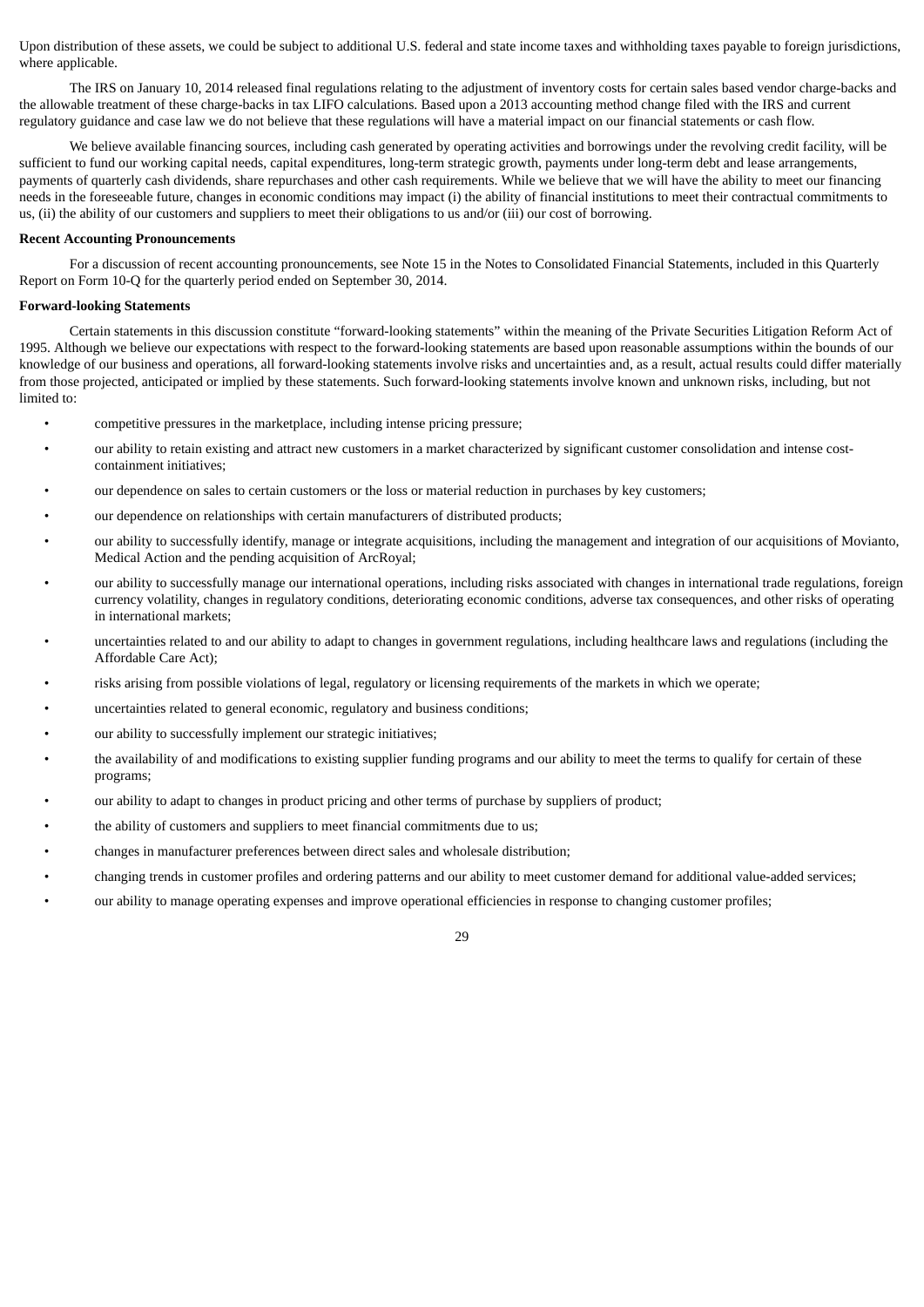Upon distribution of these assets, we could be subject to additional U.S. federal and state income taxes and withholding taxes payable to foreign jurisdictions, where applicable.

The IRS on January 10, 2014 released final regulations relating to the adjustment of inventory costs for certain sales based vendor charge-backs and the allowable treatment of these charge-backs in tax LIFO calculations. Based upon a 2013 accounting method change filed with the IRS and current regulatory guidance and case law we do not believe that these regulations will have a material impact on our financial statements or cash flow.

We believe available financing sources, including cash generated by operating activities and borrowings under the revolving credit facility, will be sufficient to fund our working capital needs, capital expenditures, long-term strategic growth, payments under long-term debt and lease arrangements, payments of quarterly cash dividends, share repurchases and other cash requirements. While we believe that we will have the ability to meet our financing needs in the foreseeable future, changes in economic conditions may impact (i) the ability of financial institutions to meet their contractual commitments to us, (ii) the ability of our customers and suppliers to meet their obligations to us and/or (iii) our cost of borrowing.

**Recent Accounting Pronouncements**

For a discussion of recent accounting pronouncements, see Note 15 in the Notes to Consolidated Financial Statements, included in this Quarterly Report on Form 10-Q for the quarterly period ended on September 30, 2014.

**Forward-looking Statements**

Certain statements in this discussion constitute "forward-looking statements" within the meaning of the Private Securities Litigation Reform Act of 1995. Although we believe our expectations with respect to the forward-looking statements are based upon reasonable assumptions within the bounds of our knowledge of our business and operations, all forward-looking statements involve risks and uncertainties and, as a result, actual results could differ materially from those projected, anticipated or implied by these statements. Such forward-looking statements involve known and unknown risks, including, but not limited to:

- competitive pressures in the marketplace, including intense pricing pressure;
- our ability to retain existing and attract new customers in a market characterized by significant customer consolidation and intense cost-containment initiatives;
- our dependence on sales to certain customers or the loss or material reduction in purchases by key customers;
- our dependence on relationships with certain manufacturers of distributed products;
- our ability to successfully identify, manage or integrate acquisitions, including the management and integration of our acquisitions of Movianto, Medical Action and the pending acquisition of ArcRoyal;
- our ability to successfully manage our international operations, including risks associated with changes in international trade regulations, foreign currency volatility, changes in regulatory conditions, deteriorating economic conditions, adverse tax consequences, and other risks of operating in international markets;
- uncertainties related to and our ability to adapt to changes in government regulations, including healthcare laws and regulations (including the Affordable Care Act);
- risks arising from possible violations of legal, regulatory or licensing requirements of the markets in which we operate;
- uncertainties related to general economic, regulatory and business conditions;
- our ability to successfully implement our strategic initiatives;
- the availability of and modifications to existing supplier funding programs and our ability to meet the terms to qualify for certain of these programs;
- our ability to adapt to changes in product pricing and other terms of purchase by suppliers of product;
- the ability of customers and suppliers to meet financial commitments due to us;
- changes in manufacturer preferences between direct sales and wholesale distribution;
- changing trends in customer profiles and ordering patterns and our ability to meet customer demand for additional value-added services;
- our ability to manage operating expenses and improve operational efficiencies in response to changing customer profiles;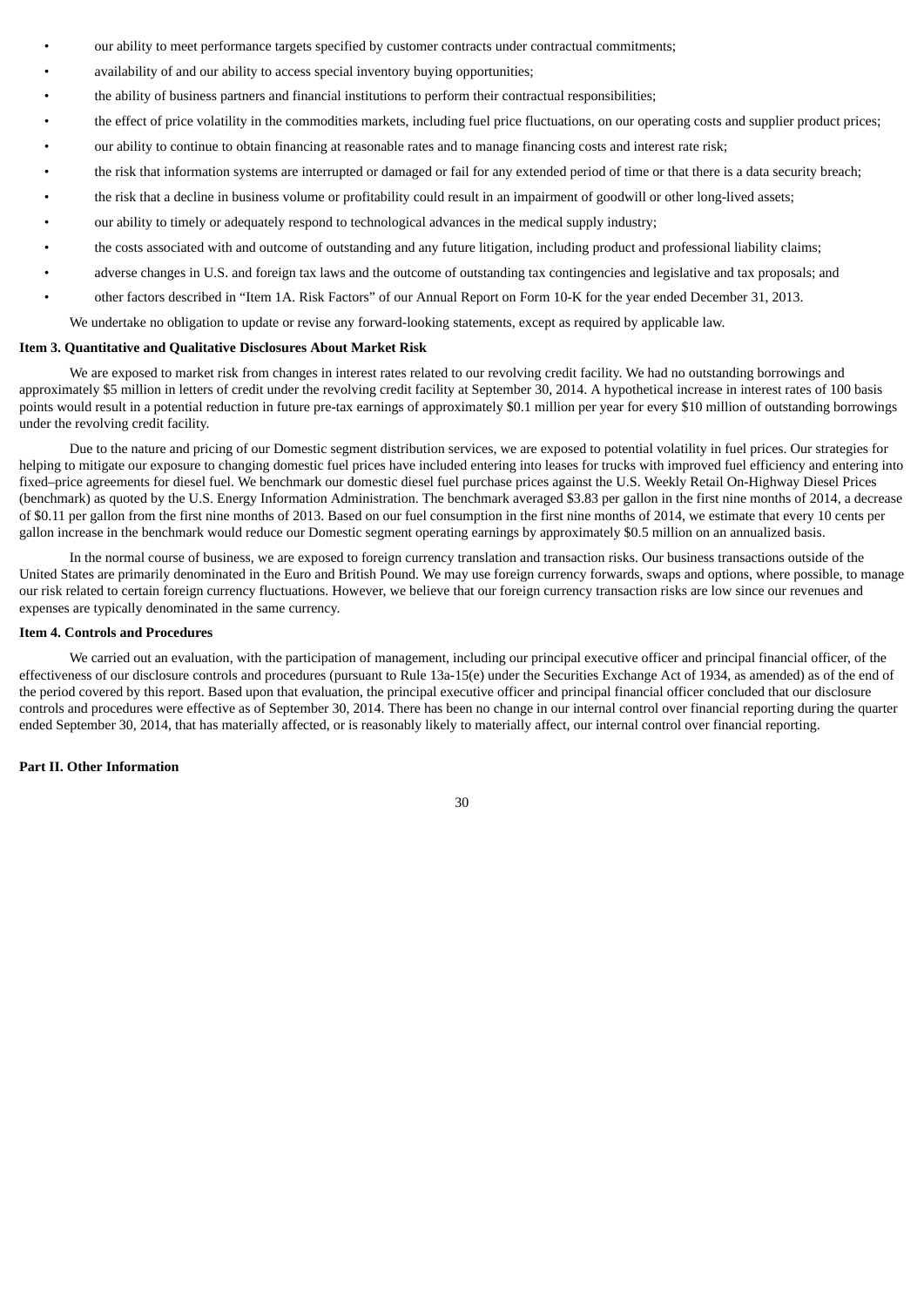- our ability to meet performance targets specified by customer contracts under contractual commitments;
- availability of and our ability to access special inventory buying opportunities;
- the ability of business partners and financial institutions to perform their contractual responsibilities;
- the effect of price volatility in the commodities markets, including fuel price fluctuations, on our operating costs and supplier product prices;
- our ability to continue to obtain financing at reasonable rates and to manage financing costs and interest rate risk;
- the risk that information systems are interrupted or damaged or fail for any extended period of time or that there is a data security breach;
- the risk that a decline in business volume or profitability could result in an impairment of goodwill or other long-lived assets;
- our ability to timely or adequately respond to technological advances in the medical supply industry;
- the costs associated with and outcome of outstanding and any future litigation, including product and professional liability claims;
- adverse changes in U.S. and foreign tax laws and the outcome of outstanding tax contingencies and legislative and tax proposals; and
- other factors described in "Item 1A. Risk Factors" of our Annual Report on Form 10-K for the year ended December 31, 2013.

We undertake no obligation to update or revise any forward-looking statements, except as required by applicable law.

**Item 3. Quantitative and Qualitative Disclosures About Market Risk**

We are exposed to market risk from changes in interest rates related to our revolving credit facility. We had no outstanding borrowings and approximately $5 million in letters of credit under the revolving credit facility at September 30, 2014. A hypothetical increase in interest rates of 100 basis points would result in a potential reduction in future pre-tax earnings of approximately $0.1 million per year for every $10 million of outstanding borrowings under the revolving credit facility.

Due to the nature and pricing of our Domestic segment distribution services, we are exposed to potential volatility in fuel prices. Our strategies for helping to mitigate our exposure to changing domestic fuel prices have included entering into leases for trucks with improved fuel efficiency and entering into fixed–price agreements for diesel fuel. We benchmark our domestic diesel fuel purchase prices against the U.S. Weekly Retail On-Highway Diesel Prices (benchmark) as quoted by the U.S. Energy Information Administration. The benchmark averaged $3.83 per gallon in the first nine months of 2014, a decrease of $0.11 per gallon from the first nine months of 2013. Based on our fuel consumption in the first nine months of 2014, we estimate that every 10 cents per gallon increase in the benchmark would reduce our Domestic segment operating earnings by approximately $0.5 million on an annualized basis.

In the normal course of business, we are exposed to foreign currency translation and transaction risks. Our business transactions outside of the United States are primarily denominated in the Euro and British Pound. We may use foreign currency forwards, swaps and options, where possible, to manage our risk related to certain foreign currency fluctuations. However, we believe that our foreign currency transaction risks are low since our revenues and expenses are typically denominated in the same currency.

**Item 4. Controls and Procedures**

We carried out an evaluation, with the participation of management, including our principal executive officer and principal financial officer, of the effectiveness of our disclosure controls and procedures (pursuant to Rule 13a-15(e) under the Securities Exchange Act of 1934, as amended) as of the end of the period covered by this report. Based upon that evaluation, the principal executive officer and principal financial officer concluded that our disclosure controls and procedures were effective as of September 30, 2014. There has been no change in our internal control over financial reporting during the quarter ended September 30, 2014, that has materially affected, or is reasonably likely to materially affect, our internal control over financial reporting.

**Part II. Other Information**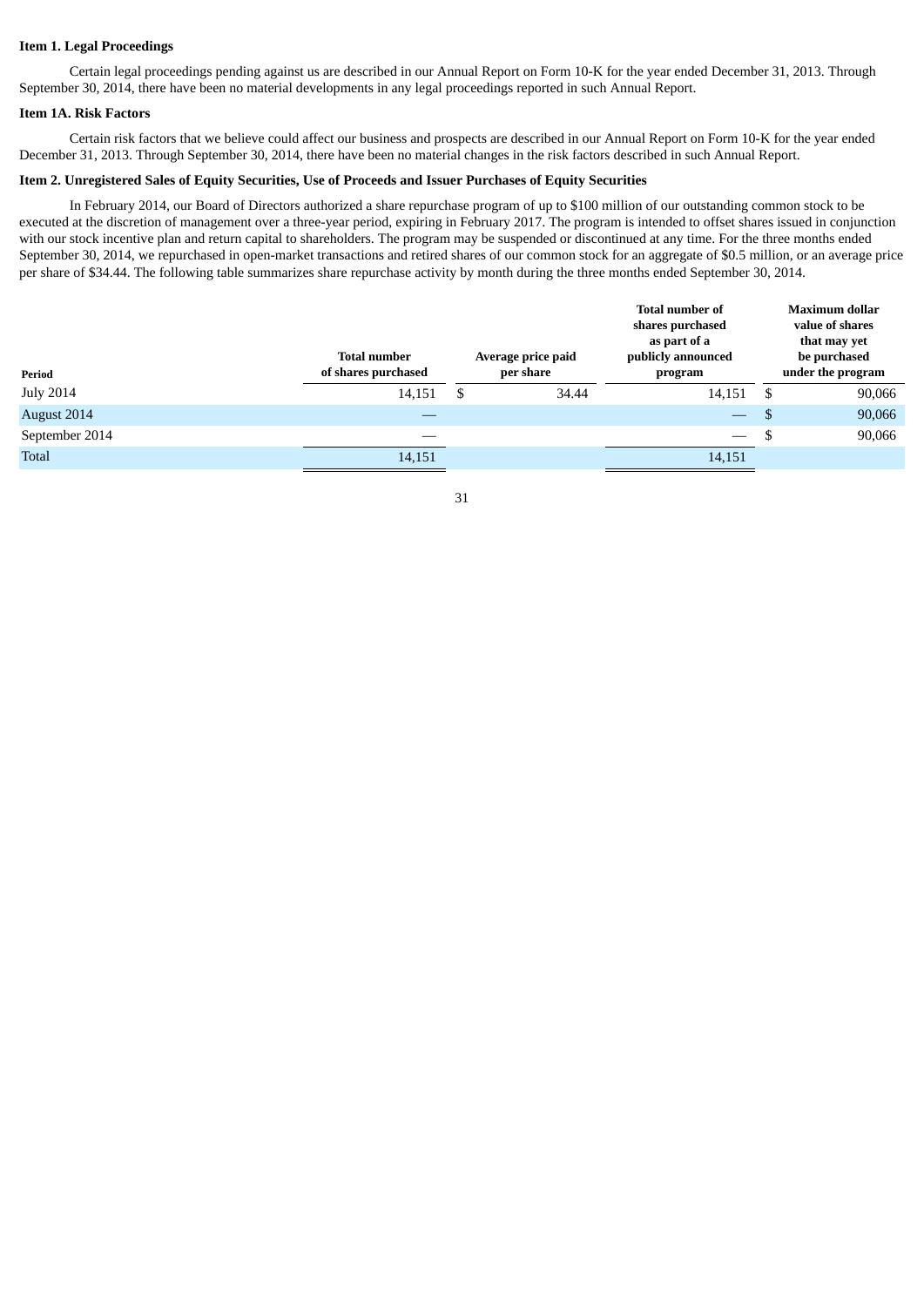### Item 1. Legal Proceedings

Certain legal proceedings pending against us are described in our Annual Report on Form 10-K for the year ended December 31, 2013. Through September 30, 2014, there have been no material developments in any legal proceedings reported in such Annual Report.

### Item 1A. Risk Factors

Certain risk factors that we believe could affect our business and prospects are described in our Annual Report on Form 10-K for the year ended December 31, 2013. Through September 30, 2014, there have been no material changes in the risk factors described in such Annual Report.

### Item 2. Unregistered Sales of Equity Securities, Use of Proceeds and Issuer Purchases of Equity Securities

In February 2014, our Board of Directors authorized a share repurchase program of up to $100 million of our outstanding common stock to be executed at the discretion of management over a three-year period, expiring in February 2017. The program is intended to offset shares issued in conjunction with our stock incentive plan and return capital to shareholders. The program may be suspended or discontinued at any time. For the three months ended September 30, 2014, we repurchased in open-market transactions and retired shares of our common stock for an aggregate of $0.5 million, or an average price per share of $34.44. The following table summarizes share repurchase activity by month during the three months ended September 30, 2014.

| Period | Total number of shares purchased | Average price paid per share | Total number of shares purchased as part of a publicly announced program | Maximum dollar value of shares that may yet be purchased under the program |
|---|---|---|---|---|
| July 2014 | 14,151 | $ 34.44 | 14,151 | $ 90,066 |
| August 2014 | — | | — | $ 90,066 |
| September 2014 | — | | — | $ 90,066 |
| Total | 14,151 | | 14,151 | |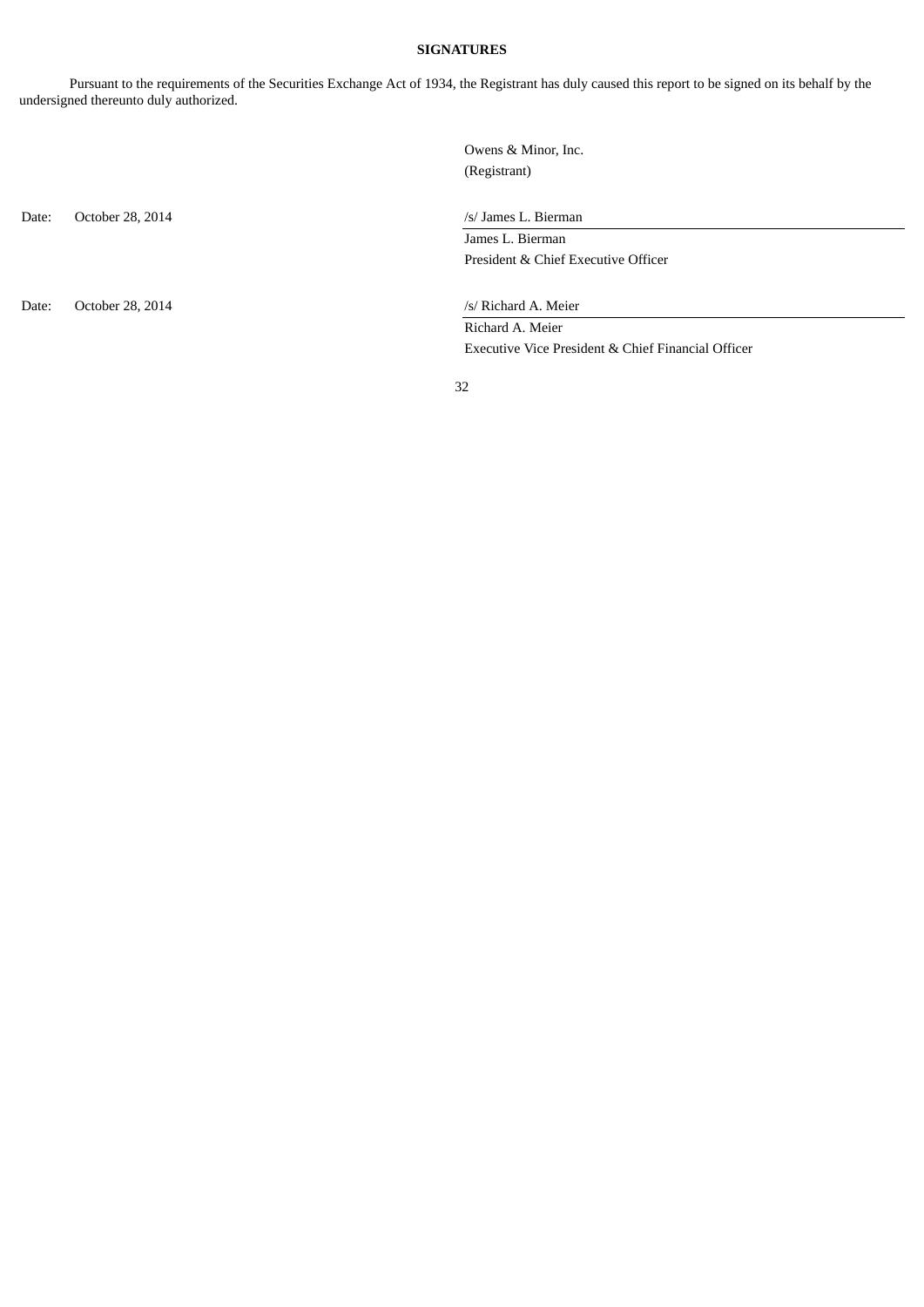**SIGNATURES**

Pursuant to the requirements of the Securities Exchange Act of 1934, the Registrant has duly caused this report to be signed on its behalf by the undersigned thereunto duly authorized.

Owens & Minor, Inc.
(Registrant)

| | | |
|---|---|---|
| Date: | October 28, 2014 | /s/ James L. Bierman |
| | | James L. Bierman |
| | | President & Chief Executive Officer |
| | | |
| Date: | October 28, 2014 | /s/ Richard A. Meier |
| | | Richard A. Meier |
| | | Executive Vice President & Chief Financial Officer |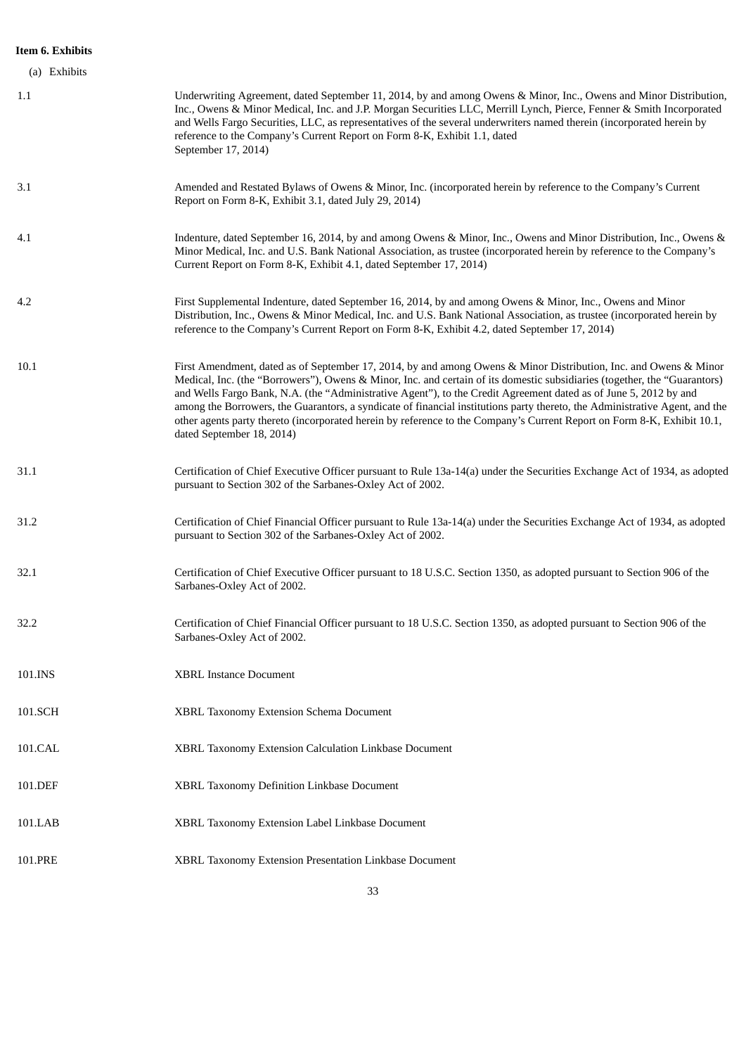**Item 6. Exhibits**

(a) Exhibits

| | |
|---|---|
| 1.1 | Underwriting Agreement, dated September 11, 2014, by and among Owens & Minor, Inc., Owens and Minor Distribution, Inc., Owens & Minor Medical, Inc. and J.P. Morgan Securities LLC, Merrill Lynch, Pierce, Fenner & Smith Incorporated and Wells Fargo Securities, LLC, as representatives of the several underwriters named therein (incorporated herein by reference to the Company's Current Report on Form 8-K, Exhibit 1.1, dated September 17, 2014) |
| 3.1 | Amended and Restated Bylaws of Owens & Minor, Inc. (incorporated herein by reference to the Company's Current Report on Form 8-K, Exhibit 3.1, dated July 29, 2014) |
| 4.1 | Indenture, dated September 16, 2014, by and among Owens & Minor, Inc., Owens and Minor Distribution, Inc., Owens & Minor Medical, Inc. and U.S. Bank National Association, as trustee (incorporated herein by reference to the Company's Current Report on Form 8-K, Exhibit 4.1, dated September 17, 2014) |
| 4.2 | First Supplemental Indenture, dated September 16, 2014, by and among Owens & Minor, Inc., Owens and Minor Distribution, Inc., Owens & Minor Medical, Inc. and U.S. Bank National Association, as trustee (incorporated herein by reference to the Company's Current Report on Form 8-K, Exhibit 4.2, dated September 17, 2014) |
| 10.1 | First Amendment, dated as of September 17, 2014, by and among Owens & Minor Distribution, Inc. and Owens & Minor Medical, Inc. (the "Borrowers"), Owens & Minor, Inc. and certain of its domestic subsidiaries (together, the "Guarantors) and Wells Fargo Bank, N.A. (the "Administrative Agent"), to the Credit Agreement dated as of June 5, 2012 by and among the Borrowers, the Guarantors, a syndicate of financial institutions party thereto, the Administrative Agent, and the other agents party thereto (incorporated herein by reference to the Company's Current Report on Form 8-K, Exhibit 10.1, dated September 18, 2014) |
| 31.1 | Certification of Chief Executive Officer pursuant to Rule 13a-14(a) under the Securities Exchange Act of 1934, as adopted pursuant to Section 302 of the Sarbanes-Oxley Act of 2002. |
| 31.2 | Certification of Chief Financial Officer pursuant to Rule 13a-14(a) under the Securities Exchange Act of 1934, as adopted pursuant to Section 302 of the Sarbanes-Oxley Act of 2002. |
| 32.1 | Certification of Chief Executive Officer pursuant to 18 U.S.C. Section 1350, as adopted pursuant to Section 906 of the Sarbanes-Oxley Act of 2002. |
| 32.2 | Certification of Chief Financial Officer pursuant to 18 U.S.C. Section 1350, as adopted pursuant to Section 906 of the Sarbanes-Oxley Act of 2002. |
| 101.INS | XBRL Instance Document |
| 101.SCH | XBRL Taxonomy Extension Schema Document |
| 101.CAL | XBRL Taxonomy Extension Calculation Linkbase Document |
| 101.DEF | XBRL Taxonomy Definition Linkbase Document |
| 101.LAB | XBRL Taxonomy Extension Label Linkbase Document |
| 101.PRE | XBRL Taxonomy Extension Presentation Linkbase Document |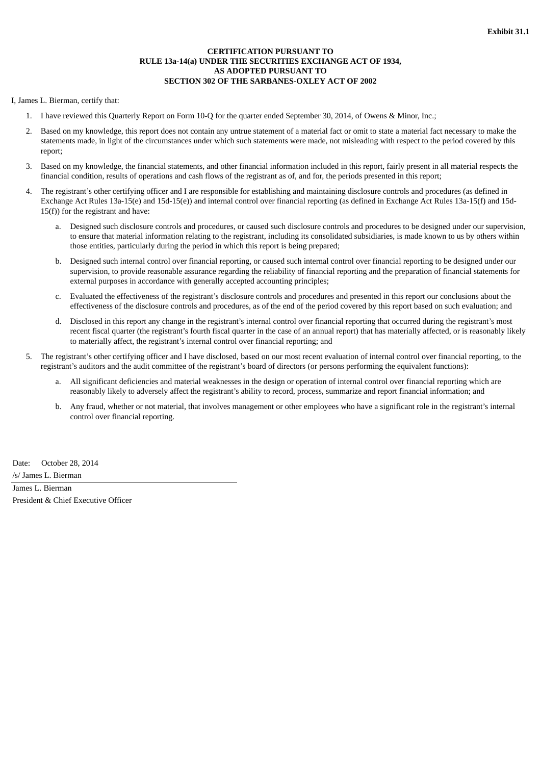**Exhibit 31.1**

**CERTIFICATION PURSUANT TO**
**RULE 13a-14(a) UNDER THE SECURITIES EXCHANGE ACT OF 1934,**
**AS ADOPTED PURSUANT TO**
**SECTION 302 OF THE SARBANES-OXLEY ACT OF 2002**

I, James L. Bierman, certify that:

1. I have reviewed this Quarterly Report on Form 10-Q for the quarter ended September 30, 2014, of Owens & Minor, Inc.;
2. Based on my knowledge, this report does not contain any untrue statement of a material fact or omit to state a material fact necessary to make the statements made, in light of the circumstances under which such statements were made, not misleading with respect to the period covered by this report;
3. Based on my knowledge, the financial statements, and other financial information included in this report, fairly present in all material respects the financial condition, results of operations and cash flows of the registrant as of, and for, the periods presented in this report;
4. The registrant's other certifying officer and I are responsible for establishing and maintaining disclosure controls and procedures (as defined in Exchange Act Rules 13a-15(e) and 15d-15(e)) and internal control over financial reporting (as defined in Exchange Act Rules 13a-15(f) and 15d-15(f)) for the registrant and have:
   a. Designed such disclosure controls and procedures, or caused such disclosure controls and procedures to be designed under our supervision, to ensure that material information relating to the registrant, including its consolidated subsidiaries, is made known to us by others within those entities, particularly during the period in which this report is being prepared;
   b. Designed such internal control over financial reporting, or caused such internal control over financial reporting to be designed under our supervision, to provide reasonable assurance regarding the reliability of financial reporting and the preparation of financial statements for external purposes in accordance with generally accepted accounting principles;
   c. Evaluated the effectiveness of the registrant's disclosure controls and procedures and presented in this report our conclusions about the effectiveness of the disclosure controls and procedures, as of the end of the period covered by this report based on such evaluation; and
   d. Disclosed in this report any change in the registrant's internal control over financial reporting that occurred during the registrant's most recent fiscal quarter (the registrant's fourth fiscal quarter in the case of an annual report) that has materially affected, or is reasonably likely to materially affect, the registrant's internal control over financial reporting; and
5. The registrant's other certifying officer and I have disclosed, based on our most recent evaluation of internal control over financial reporting, to the registrant's auditors and the audit committee of the registrant's board of directors (or persons performing the equivalent functions):
   a. All significant deficiencies and material weaknesses in the design or operation of internal control over financial reporting which are reasonably likely to adversely affect the registrant's ability to record, process, summarize and report financial information; and
   b. Any fraud, whether or not material, that involves management or other employees who have a significant role in the registrant's internal control over financial reporting.

Date: October 28, 2014

/s/ James L. Bierman

James L. Bierman
President & Chief Executive Officer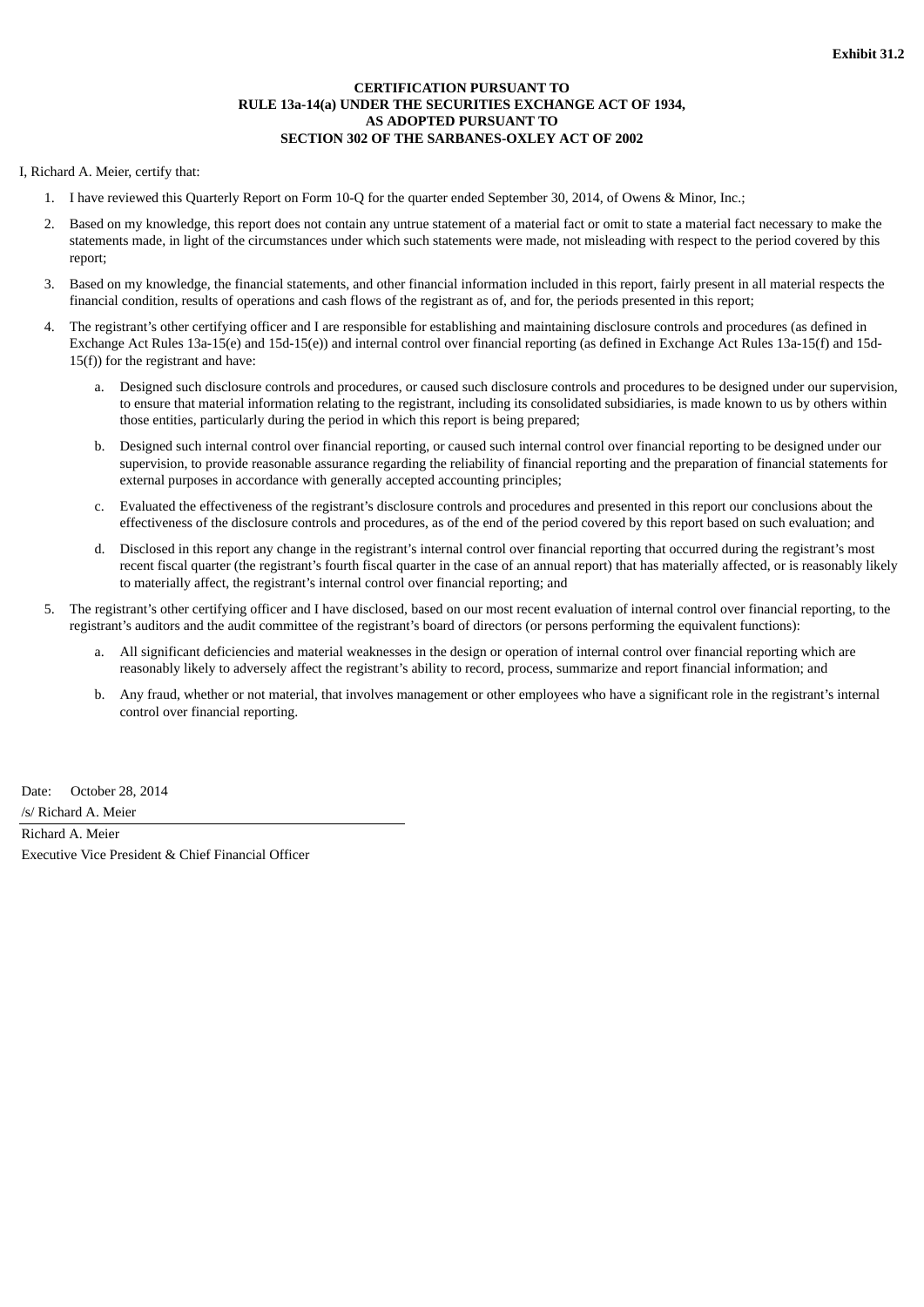**Exhibit 31.2**

**CERTIFICATION PURSUANT TO RULE 13a-14(a) UNDER THE SECURITIES EXCHANGE ACT OF 1934, AS ADOPTED PURSUANT TO SECTION 302 OF THE SARBANES-OXLEY ACT OF 2002**

I, Richard A. Meier, certify that:

1. I have reviewed this Quarterly Report on Form 10-Q for the quarter ended September 30, 2014, of Owens & Minor, Inc.;
2. Based on my knowledge, this report does not contain any untrue statement of a material fact or omit to state a material fact necessary to make the statements made, in light of the circumstances under which such statements were made, not misleading with respect to the period covered by this report;
3. Based on my knowledge, the financial statements, and other financial information included in this report, fairly present in all material respects the financial condition, results of operations and cash flows of the registrant as of, and for, the periods presented in this report;
4. The registrant's other certifying officer and I are responsible for establishing and maintaining disclosure controls and procedures (as defined in Exchange Act Rules 13a-15(e) and 15d-15(e)) and internal control over financial reporting (as defined in Exchange Act Rules 13a-15(f) and 15d-15(f)) for the registrant and have:
   a. Designed such disclosure controls and procedures, or caused such disclosure controls and procedures to be designed under our supervision, to ensure that material information relating to the registrant, including its consolidated subsidiaries, is made known to us by others within those entities, particularly during the period in which this report is being prepared;
   b. Designed such internal control over financial reporting, or caused such internal control over financial reporting to be designed under our supervision, to provide reasonable assurance regarding the reliability of financial reporting and the preparation of financial statements for external purposes in accordance with generally accepted accounting principles;
   c. Evaluated the effectiveness of the registrant's disclosure controls and procedures and presented in this report our conclusions about the effectiveness of the disclosure controls and procedures, as of the end of the period covered by this report based on such evaluation; and
   d. Disclosed in this report any change in the registrant's internal control over financial reporting that occurred during the registrant's most recent fiscal quarter (the registrant's fourth fiscal quarter in the case of an annual report) that has materially affected, or is reasonably likely to materially affect, the registrant's internal control over financial reporting; and
5. The registrant's other certifying officer and I have disclosed, based on our most recent evaluation of internal control over financial reporting, to the registrant's auditors and the audit committee of the registrant's board of directors (or persons performing the equivalent functions):
   a. All significant deficiencies and material weaknesses in the design or operation of internal control over financial reporting which are reasonably likely to adversely affect the registrant's ability to record, process, summarize and report financial information; and
   b. Any fraud, whether or not material, that involves management or other employees who have a significant role in the registrant's internal control over financial reporting.

Date: October 28, 2014

/s/ Richard A. Meier

Richard A. Meier

Executive Vice President & Chief Financial Officer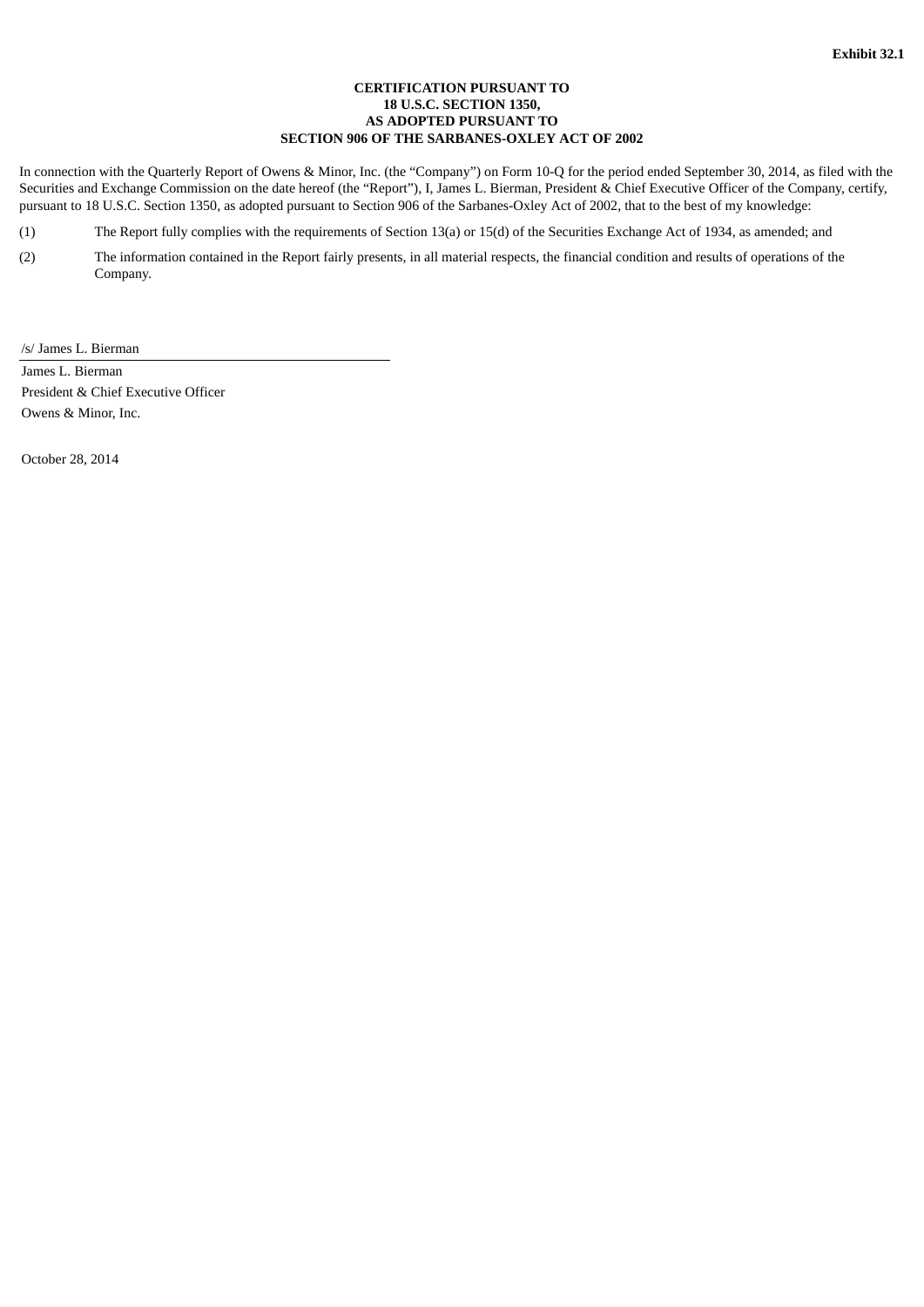**Exhibit 32.1**

**CERTIFICATION PURSUANT TO**
**18 U.S.C. SECTION 1350,**
**AS ADOPTED PURSUANT TO**
**SECTION 906 OF THE SARBANES-OXLEY ACT OF 2002**

In connection with the Quarterly Report of Owens & Minor, Inc. (the "Company") on Form 10-Q for the period ended September 30, 2014, as filed with the Securities and Exchange Commission on the date hereof (the "Report"), I, James L. Bierman, President & Chief Executive Officer of the Company, certify, pursuant to 18 U.S.C. Section 1350, as adopted pursuant to Section 906 of the Sarbanes-Oxley Act of 2002, that to the best of my knowledge:

(1) The Report fully complies with the requirements of Section 13(a) or 15(d) of the Securities Exchange Act of 1934, as amended; and

(2) The information contained in the Report fairly presents, in all material respects, the financial condition and results of operations of the Company.

/s/ James L. Bierman

James L. Bierman
President & Chief Executive Officer
Owens & Minor, Inc.

October 28, 2014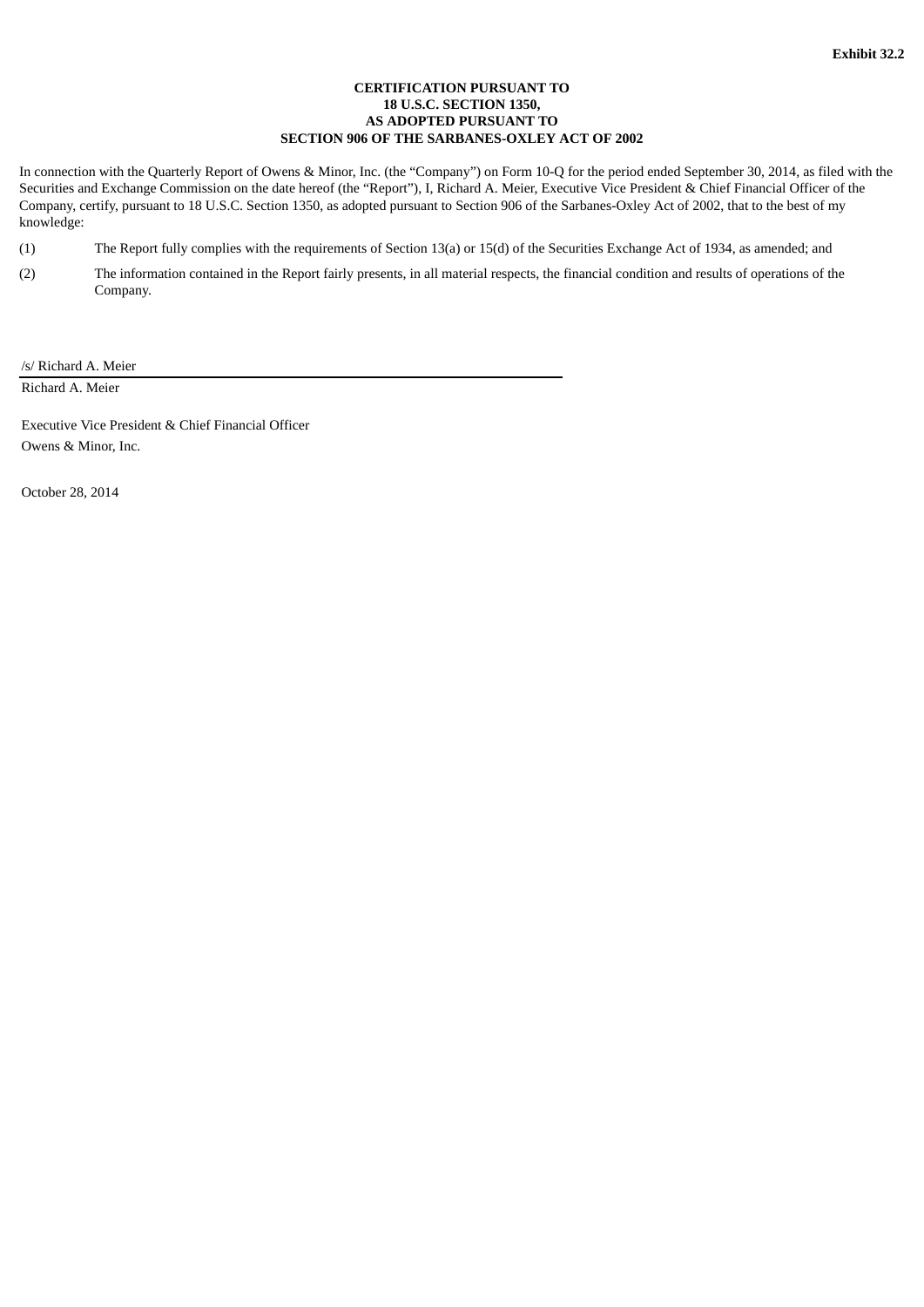**Exhibit 32.2**

**CERTIFICATION PURSUANT TO**
**18 U.S.C. SECTION 1350,**
**AS ADOPTED PURSUANT TO**
**SECTION 906 OF THE SARBANES-OXLEY ACT OF 2002**

In connection with the Quarterly Report of Owens & Minor, Inc. (the "Company") on Form 10-Q for the period ended September 30, 2014, as filed with the Securities and Exchange Commission on the date hereof (the "Report"), I, Richard A. Meier, Executive Vice President & Chief Financial Officer of the Company, certify, pursuant to 18 U.S.C. Section 1350, as adopted pursuant to Section 906 of the Sarbanes-Oxley Act of 2002, that to the best of my knowledge:

(1) The Report fully complies with the requirements of Section 13(a) or 15(d) of the Securities Exchange Act of 1934, as amended; and

(2) The information contained in the Report fairly presents, in all material respects, the financial condition and results of operations of the Company.

/s/ Richard A. Meier

Richard A. Meier

Executive Vice President & Chief Financial Officer
Owens & Minor, Inc.

October 28, 2014